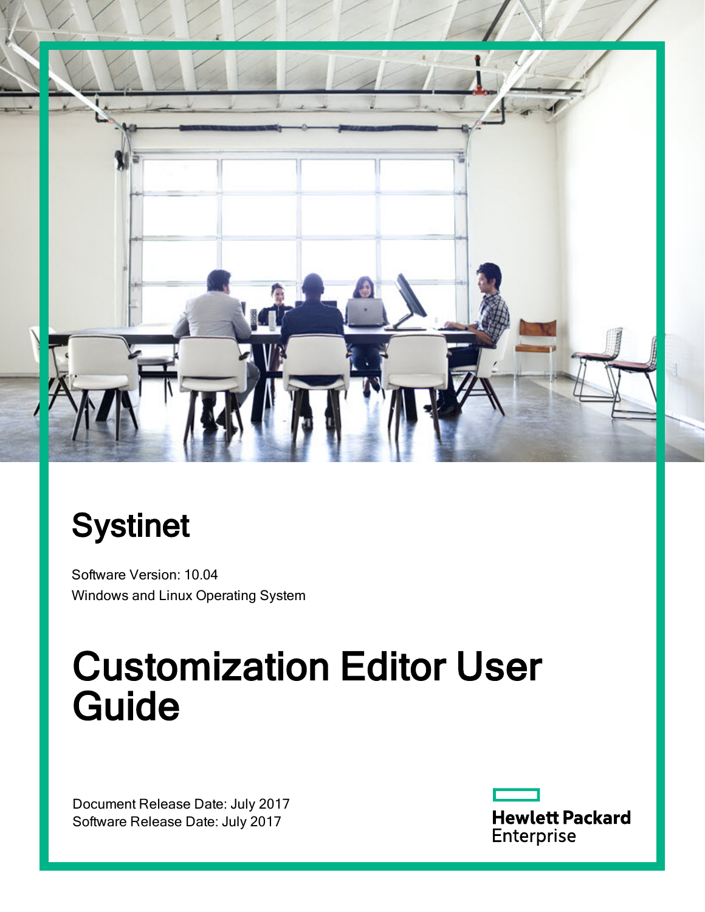# Systinet

Software Version: 10.04

Windows and Linux Operating System

# Customization Editor User Guide

Document Release Date: July 2017

Software Release Date: July 2017

Hewlett Packard Enterprise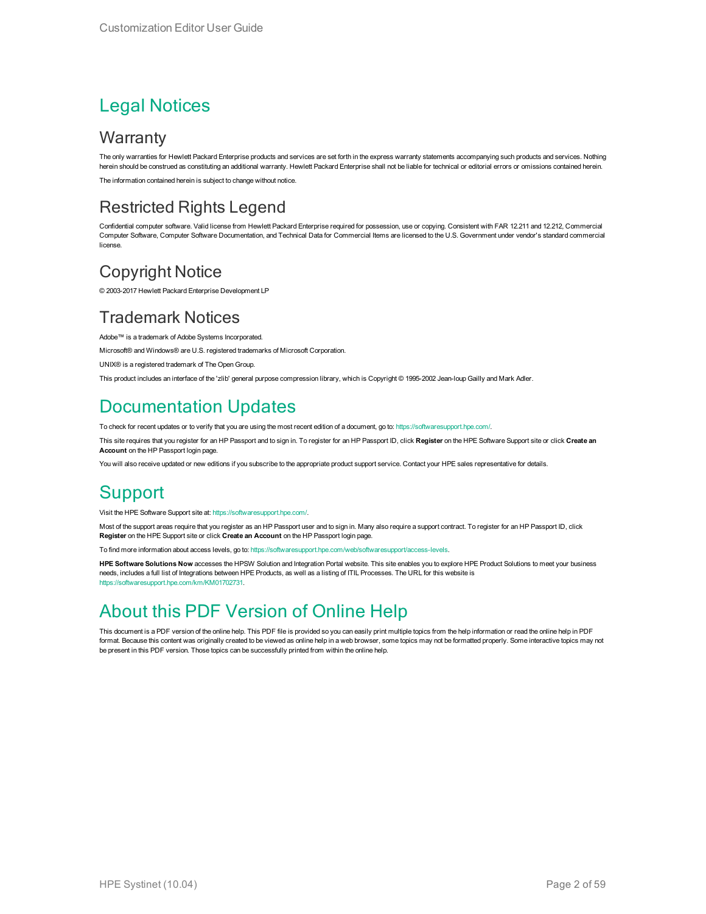# Legal Notices

## Warranty

The only warranties for Hewlett Packard Enterprise products and services are set forth in the express warranty statements accompanying such products and services. Nothing herein should be construed as constituting an additional warranty. Hewlett Packard Enterprise shall not be liable for technical or editorial errors or omissions contained herein.

The information contained herein is subject to change without notice.

## Restricted Rights Legend

Confidential computer software. Valid license from Hewlett Packard Enterprise required for possession, use or copying. Consistent with FAR 12.211 and 12.212, Commercial Computer Software, Computer Software Documentation, and Technical Data for Commercial Items are licensed to the U.S. Government under vendor's standard commercial license.

## Copyright Notice

© 2003-2017 Hewlett Packard Enterprise Development LP

## Trademark Notices

Adobe™ is a trademark of Adobe Systems Incorporated.

Microsoft® and Windows® are U.S. registered trademarks of Microsoft Corporation.

UNIX® is a registered trademark of The Open Group.

This product includes an interface of the 'zlib' general purpose compression library, which is Copyright © 1995-2002 Jean-loup Gailly and Mark Adler.

# Documentation Updates

To check for recent updates or to verify that you are using the most recent edition of a document, go to: https://softwaresupport.hpe.com/.

This site requires that you register for an HP Passport and to sign in. To register for an HP Passport ID, click **Register** on the HPE Software Support site or click **Create an Account** on the HP Passport login page.

You will also receive updated or new editions if you subscribe to the appropriate product support service. Contact your HPE sales representative for details.

# Support

Visit the HPE Software Support site at: https://softwaresupport.hpe.com/.

Most of the support areas require that you register as an HP Passport user and to sign in. Many also require a support contract. To register for an HP Passport ID, click **Register** on the HPE Support site or click **Create an Account** on the HP Passport login page.

To find more information about access levels, go to: https://softwaresupport.hpe.com/web/softwaresupport/access-levels.

**HPE Software Solutions Now** accesses the HPSW Solution and Integration Portal website. This site enables you to explore HPE Product Solutions to meet your business needs, includes a full list of Integrations between HPE Products, as well as a listing of ITIL Processes. The URL for this website is https://softwaresupport.hpe.com/km/KM01702731.

# About this PDF Version of Online Help

This document is a PDF version of the online help. This PDF file is provided so you can easily print multiple topics from the help information or read the online help in PDF format. Because this content was originally created to be viewed as online help in a web browser, some topics may not be formatted properly. Some interactive topics may not be present in this PDF version. Those topics can be successfully printed from within the online help.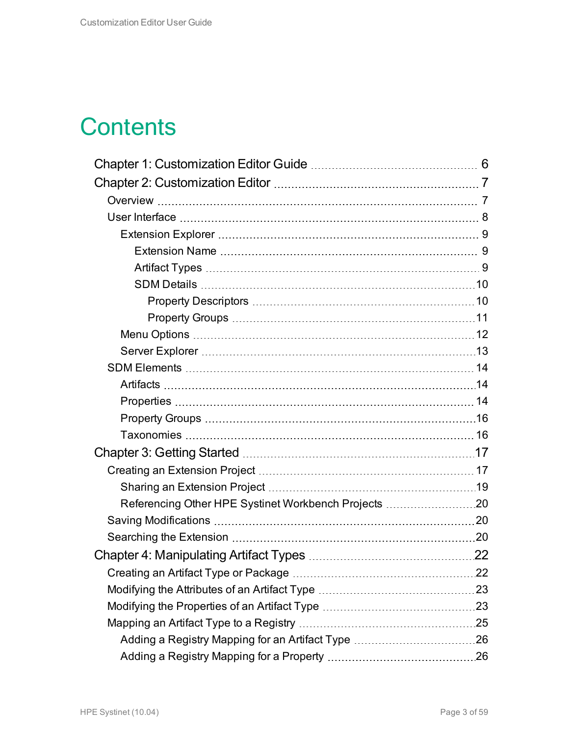# Contents

- Chapter 1: Customization Editor Guide ... 6
- Chapter 2: Customization Editor ... 7
  - Overview ... 7
  - User Interface ... 8
    - Extension Explorer ... 9
      - Extension Name ... 9
      - Artifact Types ... 9
      - SDM Details ... 10
        - Property Descriptors ... 10
        - Property Groups ... 11
    - Menu Options ... 12
    - Server Explorer ... 13
  - SDM Elements ... 14
    - Artifacts ... 14
    - Properties ... 14
    - Property Groups ... 16
    - Taxonomies ... 16
- Chapter 3: Getting Started ... 17
  - Creating an Extension Project ... 17
    - Sharing an Extension Project ... 19
    - Referencing Other HPE Systinet Workbench Projects ... 20
  - Saving Modifications ... 20
  - Searching the Extension ... 20
- Chapter 4: Manipulating Artifact Types ... 22
  - Creating an Artifact Type or Package ... 22
  - Modifying the Attributes of an Artifact Type ... 23
  - Modifying the Properties of an Artifact Type ... 23
  - Mapping an Artifact Type to a Registry ... 25
    - Adding a Registry Mapping for an Artifact Type ... 26
    - Adding a Registry Mapping for a Property ... 26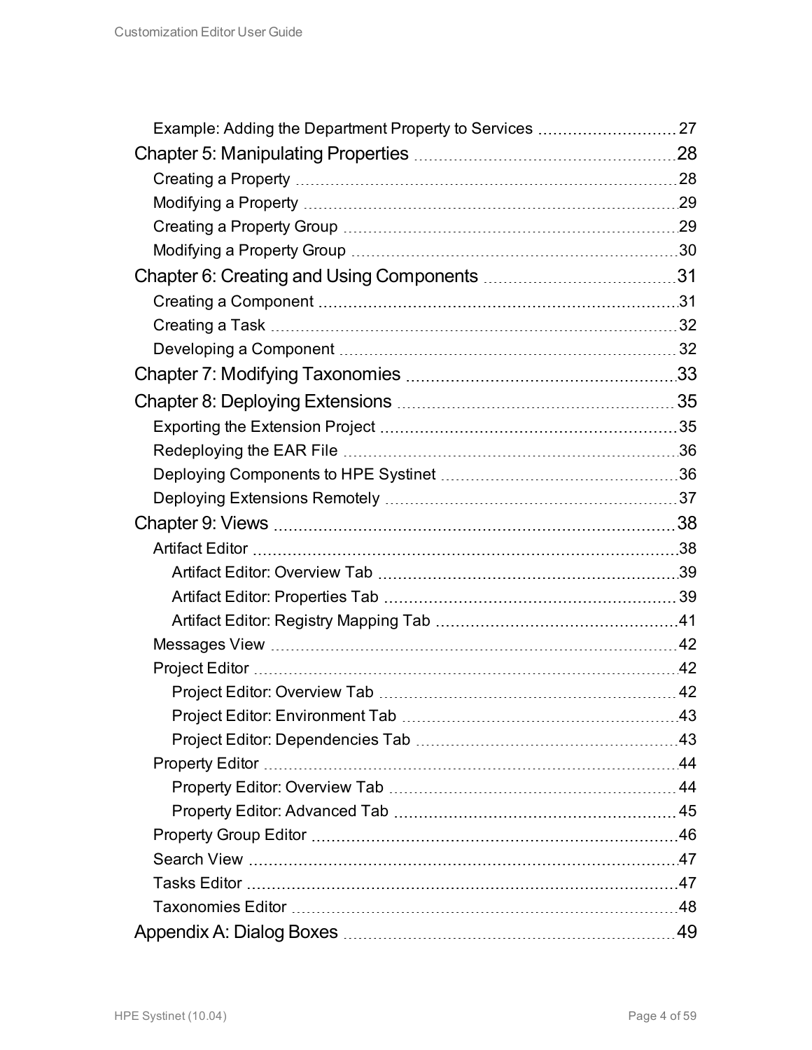Example: Adding the Department Property to Services 27

Chapter 5: Manipulating Properties 28

Creating a Property 28

Modifying a Property 29

Creating a Property Group 29

Modifying a Property Group 30

Chapter 6: Creating and Using Components 31

Creating a Component 31

Creating a Task 32

Developing a Component 32

Chapter 7: Modifying Taxonomies 33

Chapter 8: Deploying Extensions 35

Exporting the Extension Project 35

Redeploying the EAR File 36

Deploying Components to HPE Systinet 36

Deploying Extensions Remotely 37

Chapter 9: Views 38

Artifact Editor 38

Artifact Editor: Overview Tab 39

Artifact Editor: Properties Tab 39

Artifact Editor: Registry Mapping Tab 41

Messages View 42

Project Editor 42

Project Editor: Overview Tab 42

Project Editor: Environment Tab 43

Project Editor: Dependencies Tab 43

Property Editor 44

Property Editor: Overview Tab 44

Property Editor: Advanced Tab 45

Property Group Editor 46

Search View 47

Tasks Editor 47

Taxonomies Editor 48

Appendix A: Dialog Boxes 49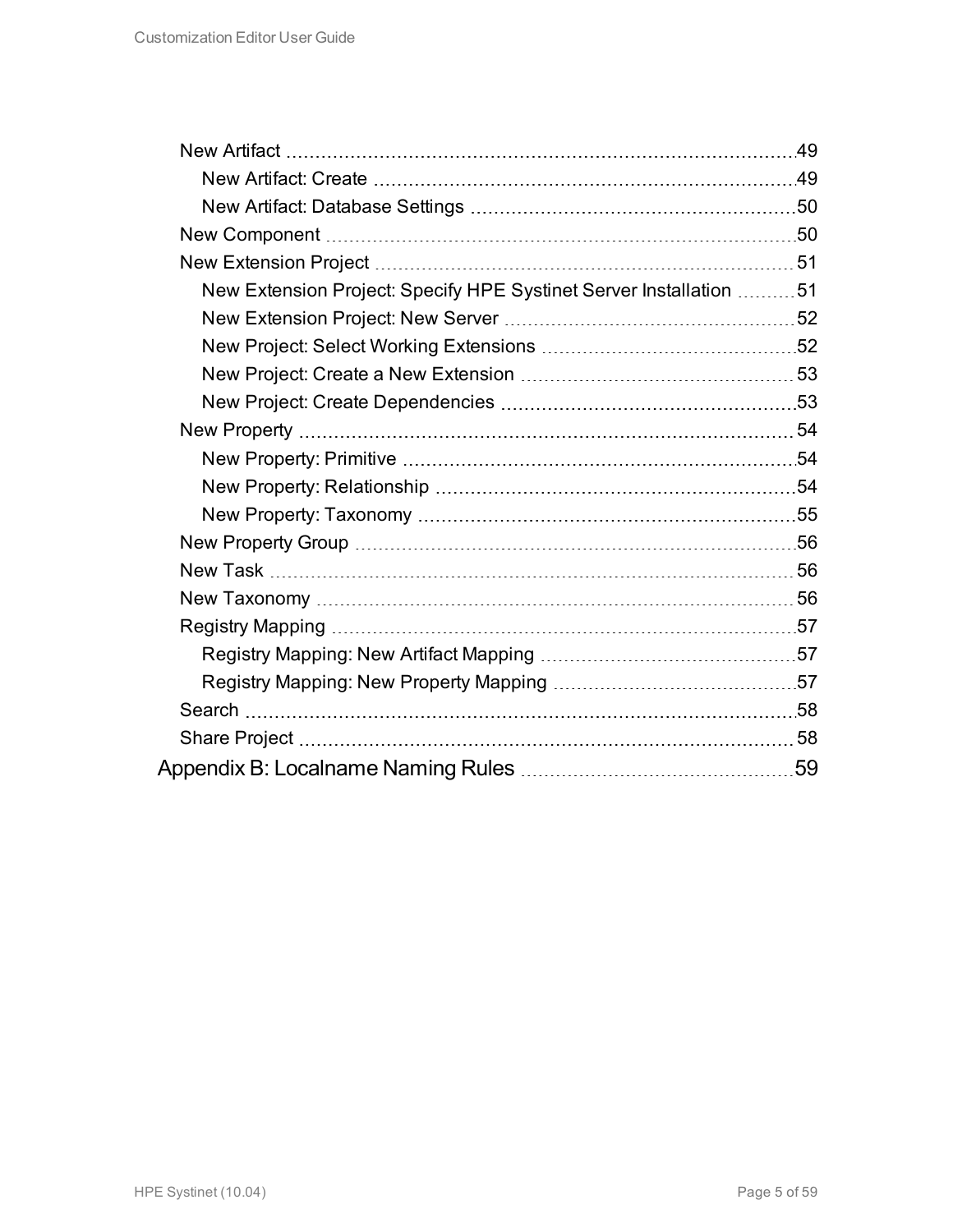- New Artifact 49
  - New Artifact: Create 49
  - New Artifact: Database Settings 50
- New Component 50
- New Extension Project 51
  - New Extension Project: Specify HPE Systinet Server Installation 51
  - New Extension Project: New Server 52
  - New Project: Select Working Extensions 52
  - New Project: Create a New Extension 53
  - New Project: Create Dependencies 53
- New Property 54
  - New Property: Primitive 54
  - New Property: Relationship 54
  - New Property: Taxonomy 55
- New Property Group 56
- New Task 56
- New Taxonomy 56
- Registry Mapping 57
  - Registry Mapping: New Artifact Mapping 57
  - Registry Mapping: New Property Mapping 57
- Search 58
- Share Project 58

Appendix B: Localname Naming Rules 59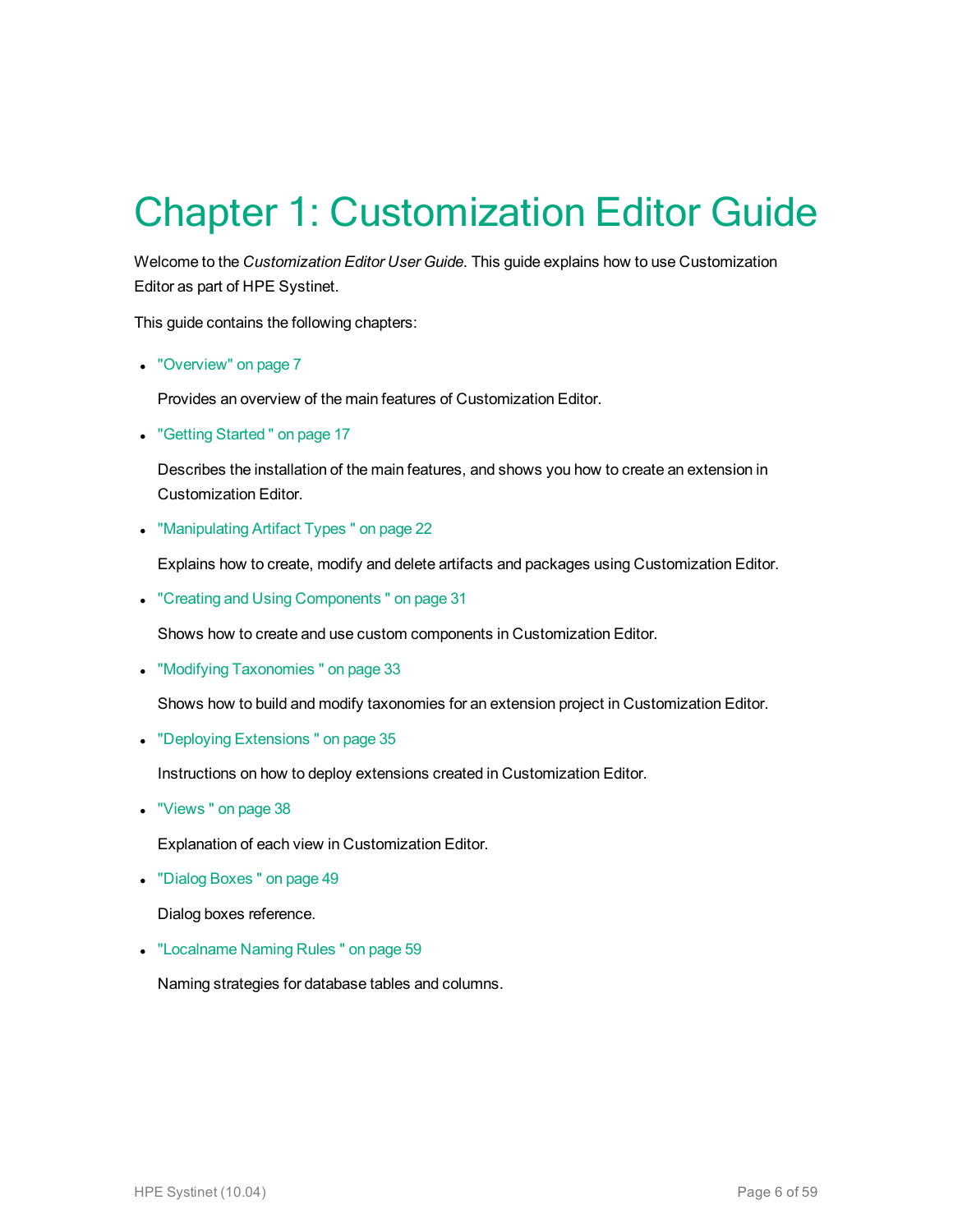# Chapter 1: Customization Editor Guide

Welcome to the *Customization Editor User Guide*. This guide explains how to use Customization Editor as part of HPE Systinet.

This guide contains the following chapters:

- "Overview" on page 7

  Provides an overview of the main features of Customization Editor.

- "Getting Started " on page 17

  Describes the installation of the main features, and shows you how to create an extension in Customization Editor.

- "Manipulating Artifact Types " on page 22

  Explains how to create, modify and delete artifacts and packages using Customization Editor.

- "Creating and Using Components " on page 31

  Shows how to create and use custom components in Customization Editor.

- "Modifying Taxonomies " on page 33

  Shows how to build and modify taxonomies for an extension project in Customization Editor.

- "Deploying Extensions " on page 35

  Instructions on how to deploy extensions created in Customization Editor.

- "Views " on page 38

  Explanation of each view in Customization Editor.

- "Dialog Boxes " on page 49

  Dialog boxes reference.

- "Localname Naming Rules " on page 59

  Naming strategies for database tables and columns.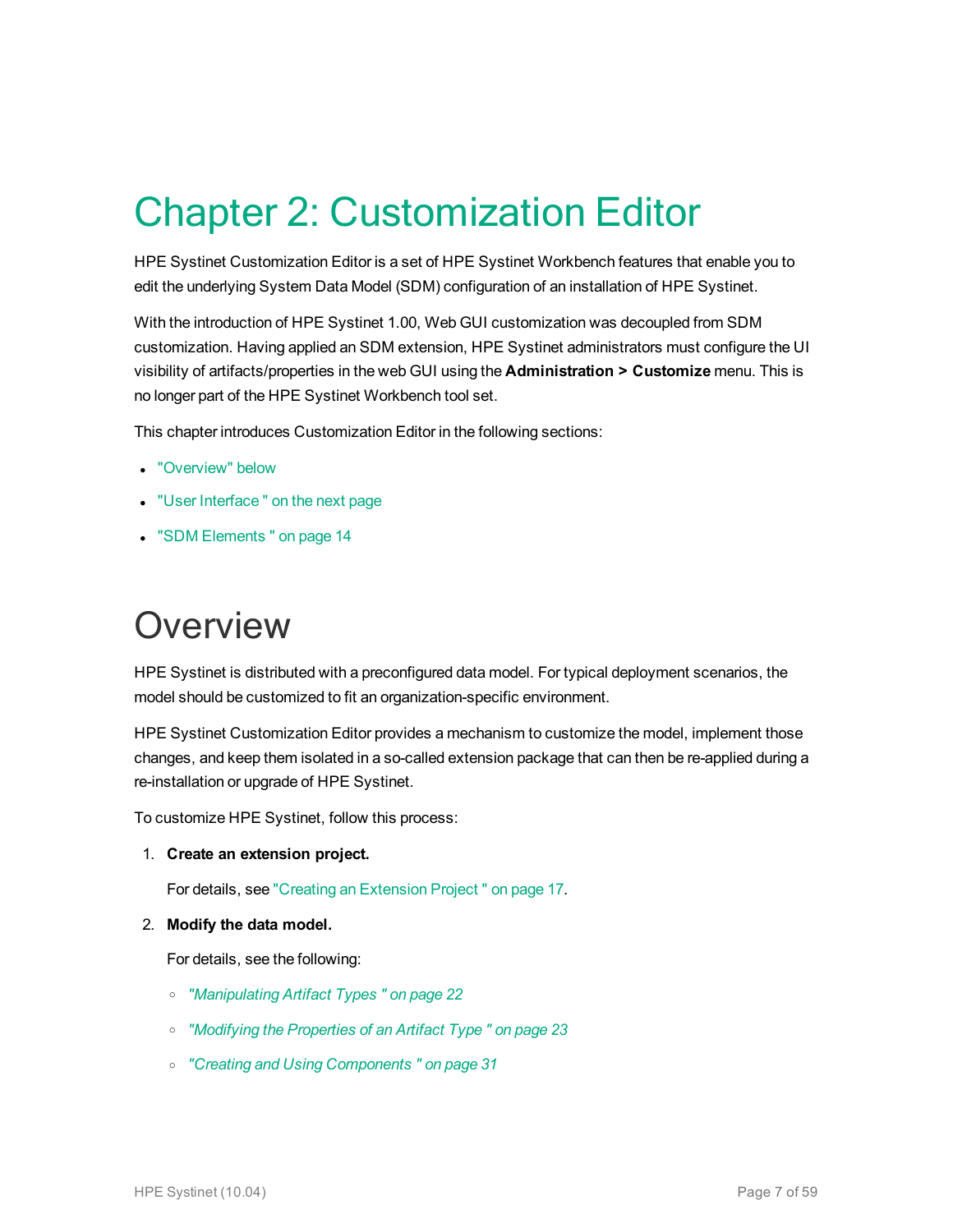# Chapter 2: Customization Editor

HPE Systinet Customization Editor is a set of HPE Systinet Workbench features that enable you to edit the underlying System Data Model (SDM) configuration of an installation of HPE Systinet.

With the introduction of HPE Systinet 1.00, Web GUI customization was decoupled from SDM customization. Having applied an SDM extension, HPE Systinet administrators must configure the UI visibility of artifacts/properties in the web GUI using the **Administration > Customize** menu. This is no longer part of the HPE Systinet Workbench tool set.

This chapter introduces Customization Editor in the following sections:

- "Overview" below
- "User Interface " on the next page
- "SDM Elements " on page 14

# Overview

HPE Systinet is distributed with a preconfigured data model. For typical deployment scenarios, the model should be customized to fit an organization-specific environment.

HPE Systinet Customization Editor provides a mechanism to customize the model, implement those changes, and keep them isolated in a so-called extension package that can then be re-applied during a re-installation or upgrade of HPE Systinet.

To customize HPE Systinet, follow this process:

1. **Create an extension project.**

   For details, see "Creating an Extension Project " on page 17.

2. **Modify the data model.**

   For details, see the following:

   - *"Manipulating Artifact Types " on page 22*
   - *"Modifying the Properties of an Artifact Type " on page 23*
   - *"Creating and Using Components " on page 31*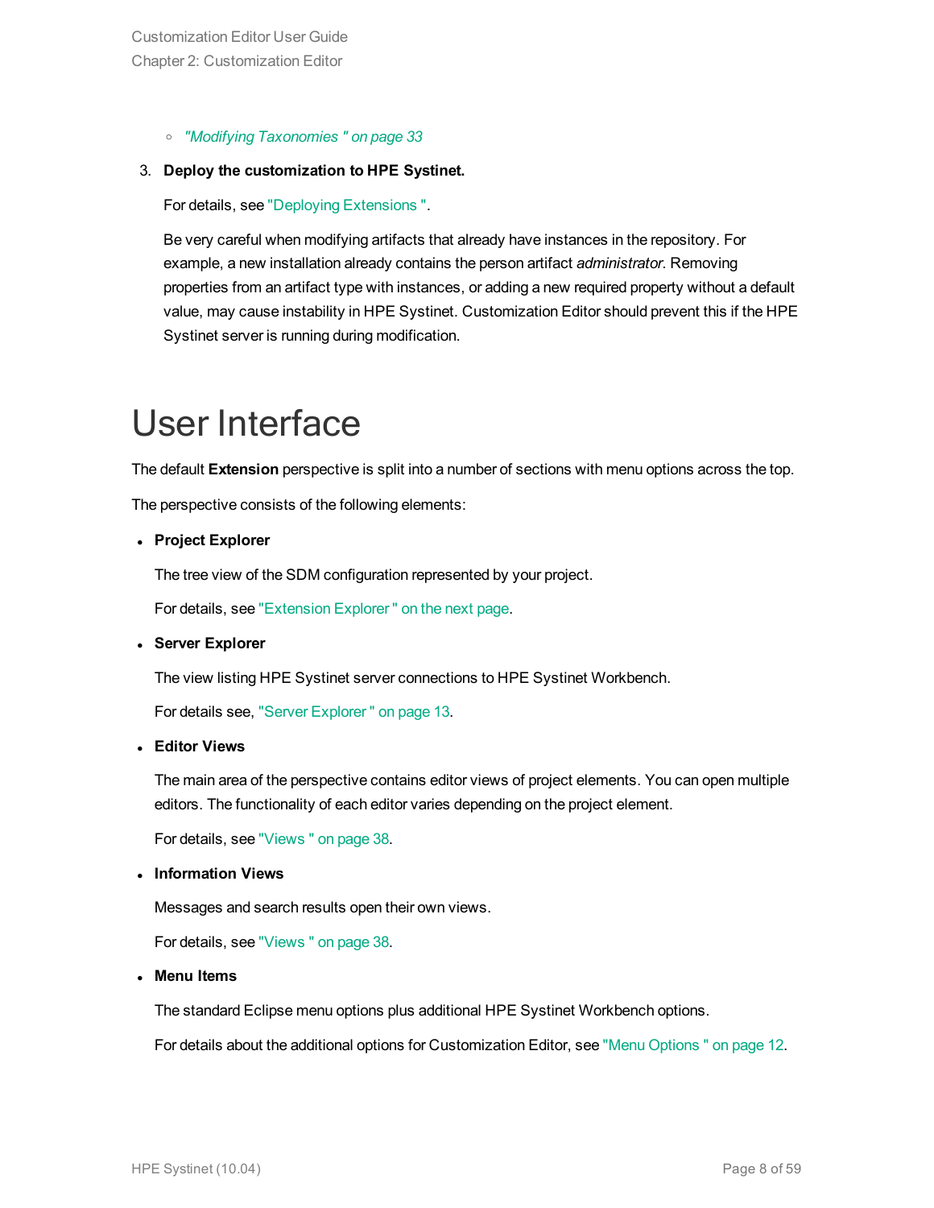- *"Modifying Taxonomies " on page 33*

3. **Deploy the customization to HPE Systinet.**

   For details, see "Deploying Extensions ".

   Be very careful when modifying artifacts that already have instances in the repository. For example, a new installation already contains the person artifact *administrator*. Removing properties from an artifact type with instances, or adding a new required property without a default value, may cause instability in HPE Systinet. Customization Editor should prevent this if the HPE Systinet server is running during modification.

# User Interface

The default **Extension** perspective is split into a number of sections with menu options across the top.

The perspective consists of the following elements:

- **Project Explorer**

  The tree view of the SDM configuration represented by your project.

  For details, see "Extension Explorer " on the next page.

- **Server Explorer**

  The view listing HPE Systinet server connections to HPE Systinet Workbench.

  For details see, "Server Explorer " on page 13.

- **Editor Views**

  The main area of the perspective contains editor views of project elements. You can open multiple editors. The functionality of each editor varies depending on the project element.

  For details, see "Views " on page 38.

- **Information Views**

  Messages and search results open their own views.

  For details, see "Views " on page 38.

- **Menu Items**

  The standard Eclipse menu options plus additional HPE Systinet Workbench options.

  For details about the additional options for Customization Editor, see "Menu Options " on page 12.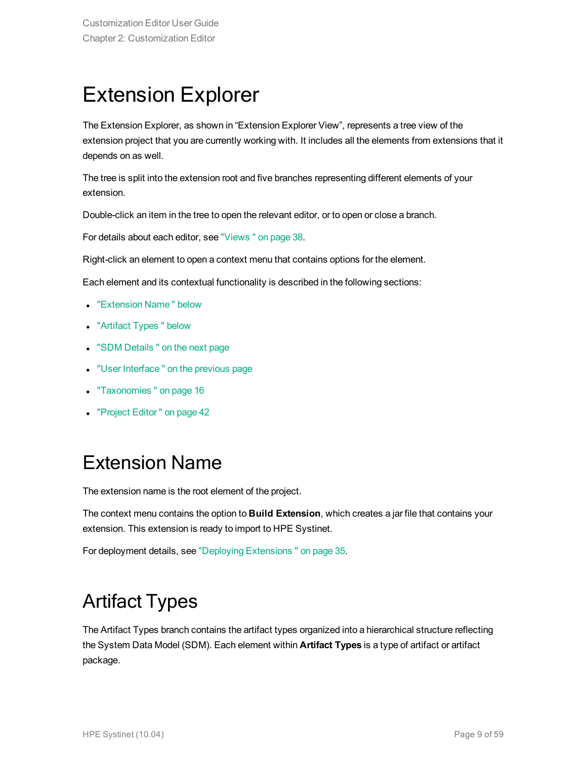# Extension Explorer

The Extension Explorer, as shown in "Extension Explorer View", represents a tree view of the extension project that you are currently working with. It includes all the elements from extensions that it depends on as well.

The tree is split into the extension root and five branches representing different elements of your extension.

Double-click an item in the tree to open the relevant editor, or to open or close a branch.

For details about each editor, see "Views " on page 38.

Right-click an element to open a context menu that contains options for the element.

Each element and its contextual functionality is described in the following sections:

- "Extension Name " below
- "Artifact Types " below
- "SDM Details " on the next page
- "User Interface " on the previous page
- "Taxonomies " on page 16
- "Project Editor " on page 42

# Extension Name

The extension name is the root element of the project.

The context menu contains the option to **Build Extension**, which creates a jar file that contains your extension. This extension is ready to import to HPE Systinet.

For deployment details, see "Deploying Extensions " on page 35.

# Artifact Types

The Artifact Types branch contains the artifact types organized into a hierarchical structure reflecting the System Data Model (SDM). Each element within **Artifact Types** is a type of artifact or artifact package.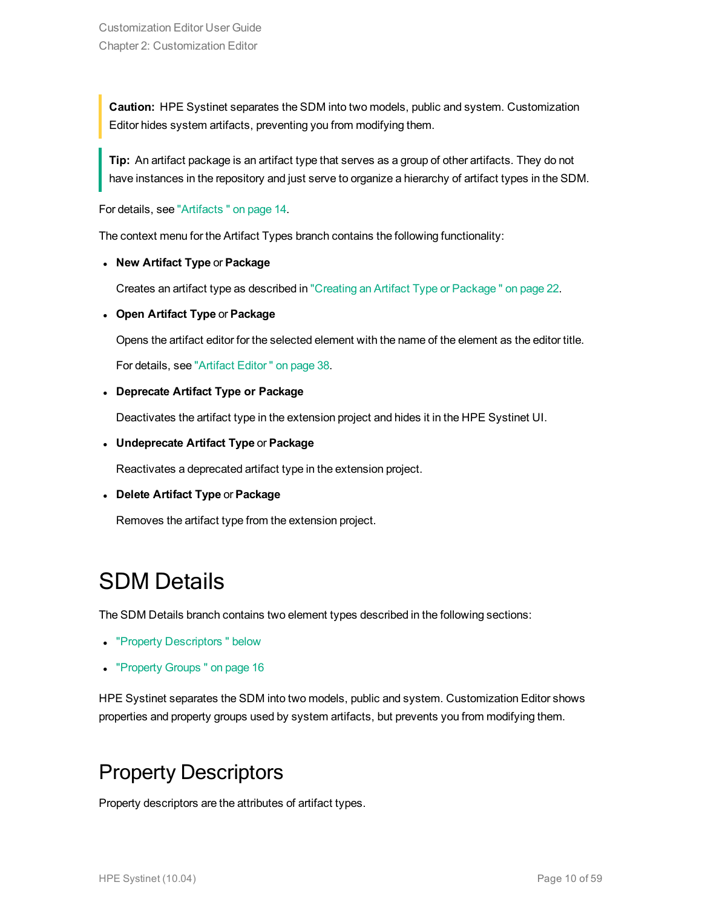**Caution:** HPE Systinet separates the SDM into two models, public and system. Customization Editor hides system artifacts, preventing you from modifying them.

**Tip:** An artifact package is an artifact type that serves as a group of other artifacts. They do not have instances in the repository and just serve to organize a hierarchy of artifact types in the SDM.

For details, see "Artifacts " on page 14.

The context menu for the Artifact Types branch contains the following functionality:

- **New Artifact Type** or **Package**

  Creates an artifact type as described in "Creating an Artifact Type or Package " on page 22.

- **Open Artifact Type** or **Package**

  Opens the artifact editor for the selected element with the name of the element as the editor title.

  For details, see "Artifact Editor " on page 38.

- **Deprecate Artifact Type or Package**

  Deactivates the artifact type in the extension project and hides it in the HPE Systinet UI.

- **Undeprecate Artifact Type** or **Package**

  Reactivates a deprecated artifact type in the extension project.

- **Delete Artifact Type** or **Package**

  Removes the artifact type from the extension project.

# SDM Details

The SDM Details branch contains two element types described in the following sections:

- "Property Descriptors " below
- "Property Groups " on page 16

HPE Systinet separates the SDM into two models, public and system. Customization Editor shows properties and property groups used by system artifacts, but prevents you from modifying them.

## Property Descriptors

Property descriptors are the attributes of artifact types.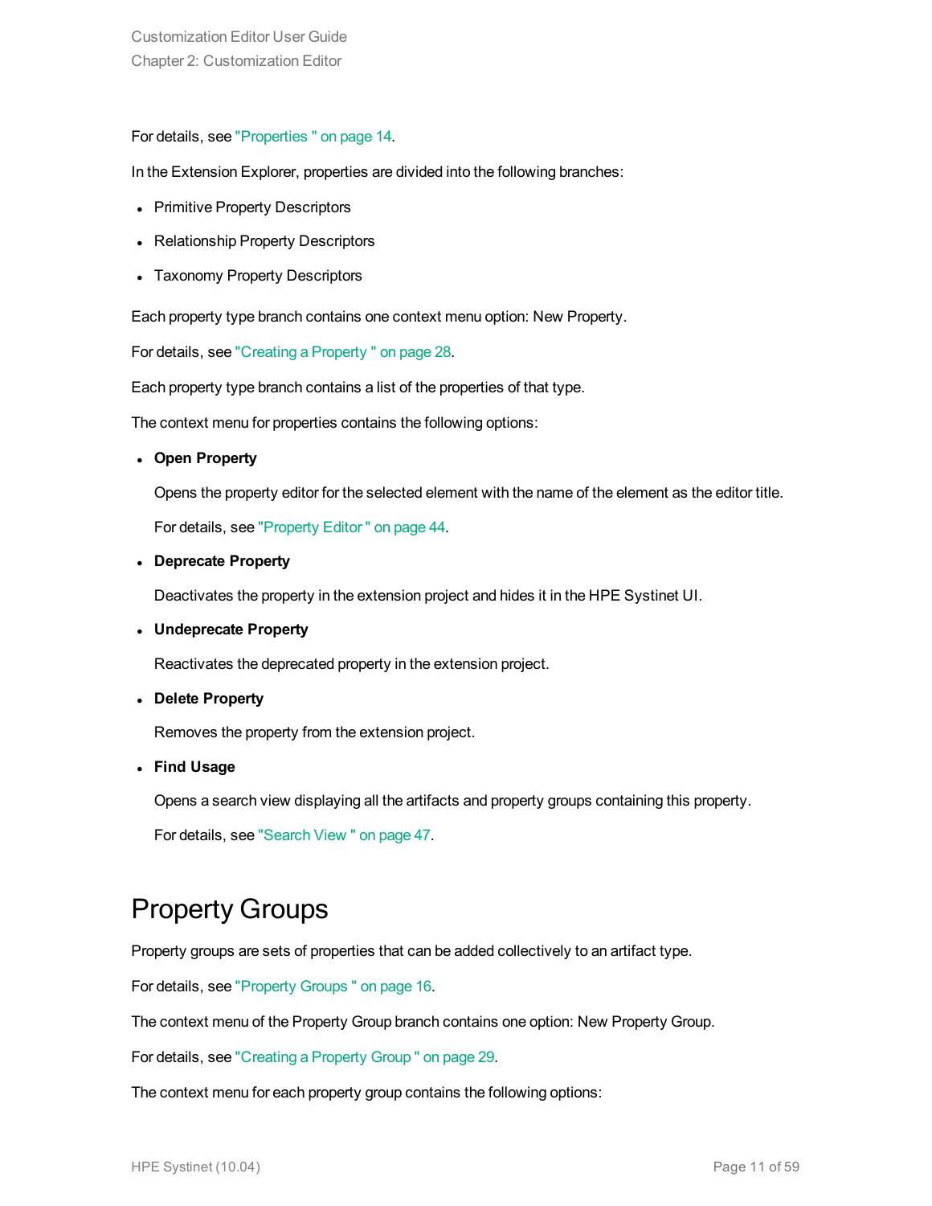For details, see "Properties " on page 14.

In the Extension Explorer, properties are divided into the following branches:

- Primitive Property Descriptors
- Relationship Property Descriptors
- Taxonomy Property Descriptors

Each property type branch contains one context menu option: New Property.

For details, see "Creating a Property " on page 28.

Each property type branch contains a list of the properties of that type.

The context menu for properties contains the following options:

- **Open Property**

  Opens the property editor for the selected element with the name of the element as the editor title.

  For details, see "Property Editor " on page 44.

- **Deprecate Property**

  Deactivates the property in the extension project and hides it in the HPE Systinet UI.

- **Undeprecate Property**

  Reactivates the deprecated property in the extension project.

- **Delete Property**

  Removes the property from the extension project.

- **Find Usage**

  Opens a search view displaying all the artifacts and property groups containing this property.

  For details, see "Search View " on page 47.

## Property Groups

Property groups are sets of properties that can be added collectively to an artifact type.

For details, see "Property Groups " on page 16.

The context menu of the Property Group branch contains one option: New Property Group.

For details, see "Creating a Property Group " on page 29.

The context menu for each property group contains the following options: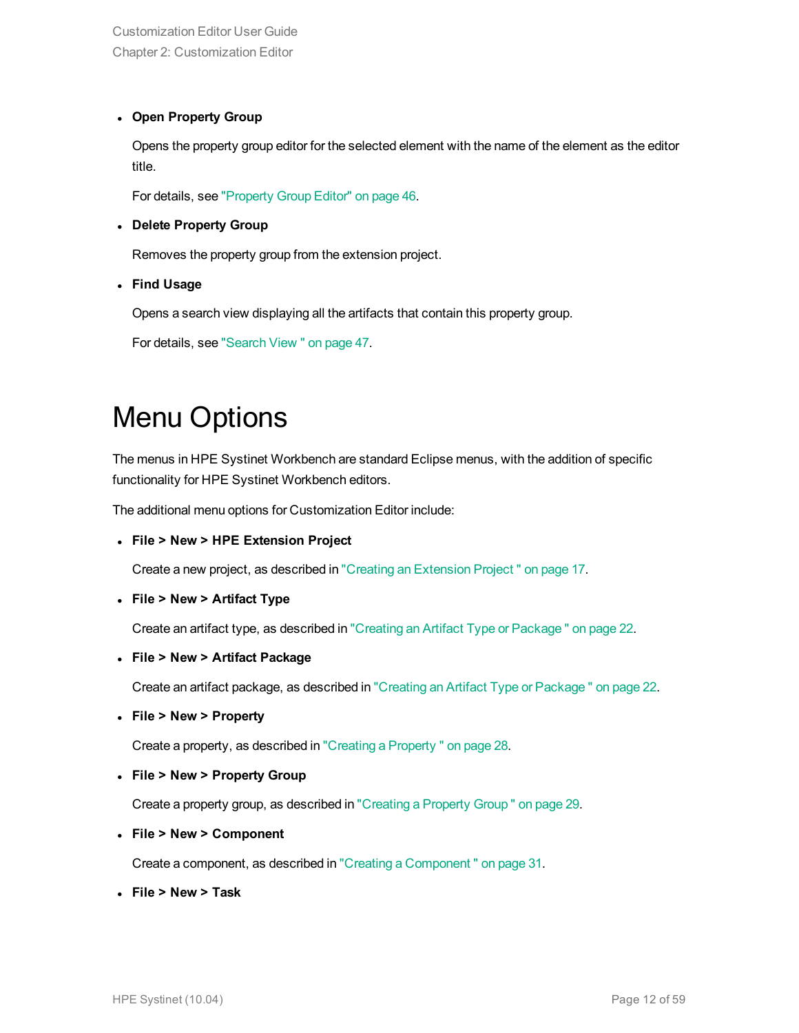- **Open Property Group**

  Opens the property group editor for the selected element with the name of the element as the editor title.

  For details, see "Property Group Editor" on page 46.

- **Delete Property Group**

  Removes the property group from the extension project.

- **Find Usage**

  Opens a search view displaying all the artifacts that contain this property group.

  For details, see "Search View " on page 47.

# Menu Options

The menus in HPE Systinet Workbench are standard Eclipse menus, with the addition of specific functionality for HPE Systinet Workbench editors.

The additional menu options for Customization Editor include:

- **File > New > HPE Extension Project**

  Create a new project, as described in "Creating an Extension Project " on page 17.

- **File > New > Artifact Type**

  Create an artifact type, as described in "Creating an Artifact Type or Package " on page 22.

- **File > New > Artifact Package**

  Create an artifact package, as described in "Creating an Artifact Type or Package " on page 22.

- **File > New > Property**

  Create a property, as described in "Creating a Property " on page 28.

- **File > New > Property Group**

  Create a property group, as described in "Creating a Property Group " on page 29.

- **File > New > Component**

  Create a component, as described in "Creating a Component " on page 31.

- **File > New > Task**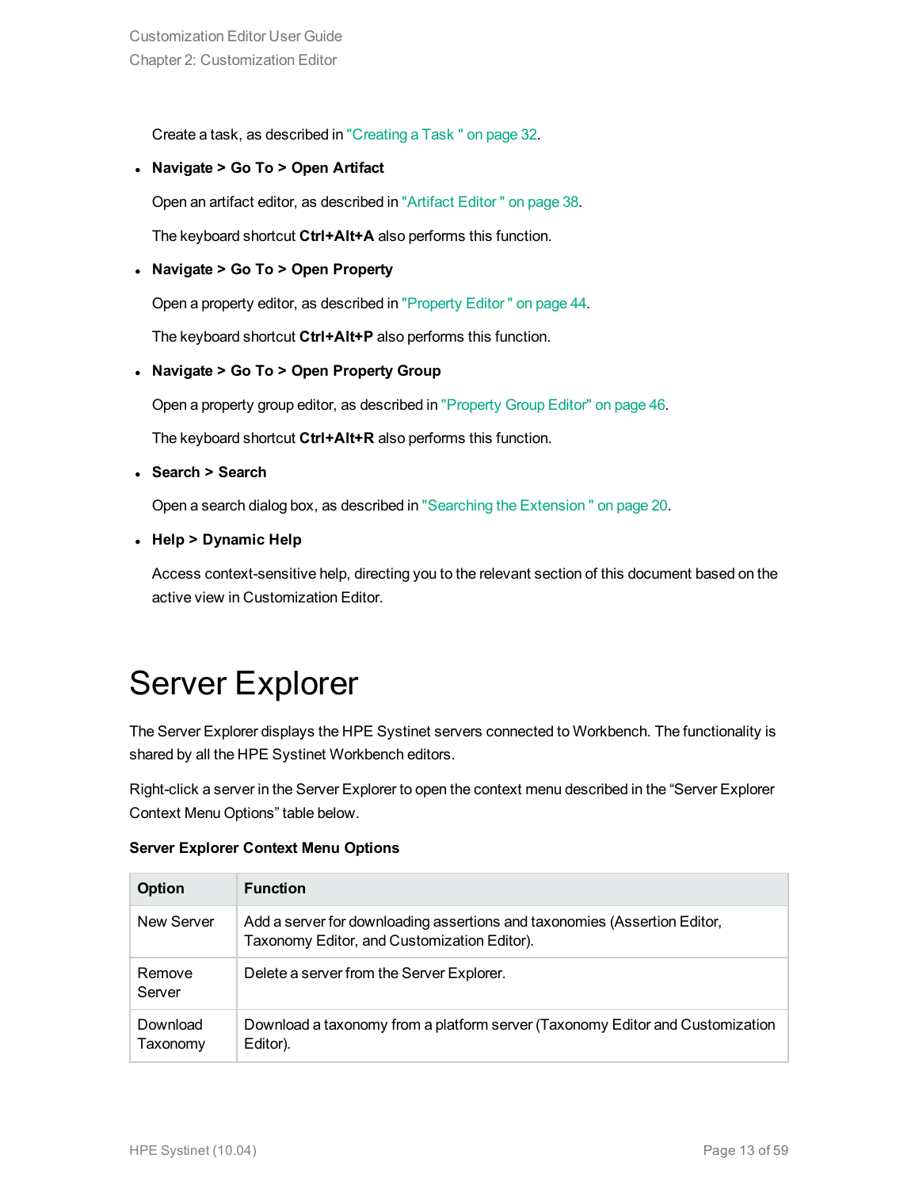Create a task, as described in "Creating a Task " on page 32.

- **Navigate > Go To > Open Artifact**

  Open an artifact editor, as described in "Artifact Editor " on page 38.

  The keyboard shortcut **Ctrl+Alt+A** also performs this function.

- **Navigate > Go To > Open Property**

  Open a property editor, as described in "Property Editor " on page 44.

  The keyboard shortcut **Ctrl+Alt+P** also performs this function.

- **Navigate > Go To > Open Property Group**

  Open a property group editor, as described in "Property Group Editor" on page 46.

  The keyboard shortcut **Ctrl+Alt+R** also performs this function.

- **Search > Search**

  Open a search dialog box, as described in "Searching the Extension " on page 20.

- **Help > Dynamic Help**

  Access context-sensitive help, directing you to the relevant section of this document based on the active view in Customization Editor.

# Server Explorer

The Server Explorer displays the HPE Systinet servers connected to Workbench. The functionality is shared by all the HPE Systinet Workbench editors.

Right-click a server in the Server Explorer to open the context menu described in the “Server Explorer Context Menu Options” table below.

**Server Explorer Context Menu Options**

| Option | Function |
| --- | --- |
| New Server | Add a server for downloading assertions and taxonomies (Assertion Editor, Taxonomy Editor, and Customization Editor). |
| Remove Server | Delete a server from the Server Explorer. |
| Download Taxonomy | Download a taxonomy from a platform server (Taxonomy Editor and Customization Editor). |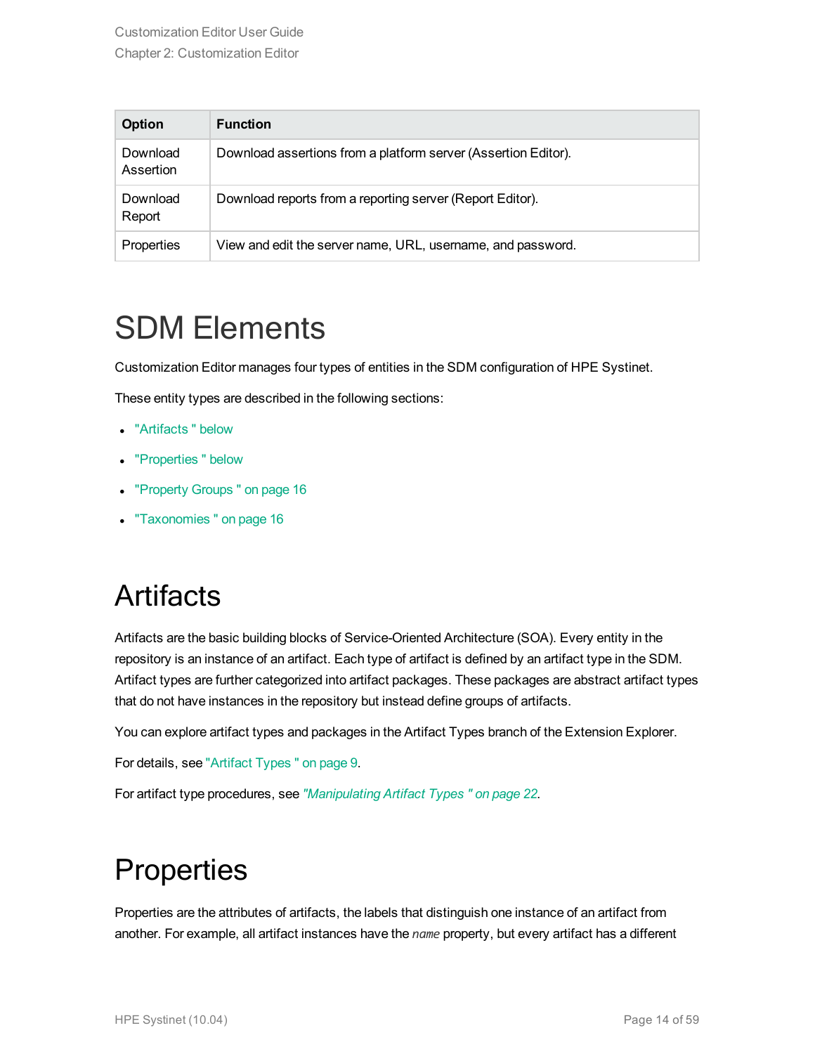| Option | Function |
| --- | --- |
| Download Assertion | Download assertions from a platform server (Assertion Editor). |
| Download Report | Download reports from a reporting server (Report Editor). |
| Properties | View and edit the server name, URL, username, and password. |

# SDM Elements

Customization Editor manages four types of entities in the SDM configuration of HPE Systinet.

These entity types are described in the following sections:

- "Artifacts " below
- "Properties " below
- "Property Groups " on page 16
- "Taxonomies " on page 16

# Artifacts

Artifacts are the basic building blocks of Service-Oriented Architecture (SOA). Every entity in the repository is an instance of an artifact. Each type of artifact is defined by an artifact type in the SDM. Artifact types are further categorized into artifact packages. These packages are abstract artifact types that do not have instances in the repository but instead define groups of artifacts.

You can explore artifact types and packages in the Artifact Types branch of the Extension Explorer.

For details, see "Artifact Types " on page 9.

For artifact type procedures, see *"Manipulating Artifact Types " on page 22*.

# Properties

Properties are the attributes of artifacts, the labels that distinguish one instance of an artifact from another. For example, all artifact instances have the *name* property, but every artifact has a different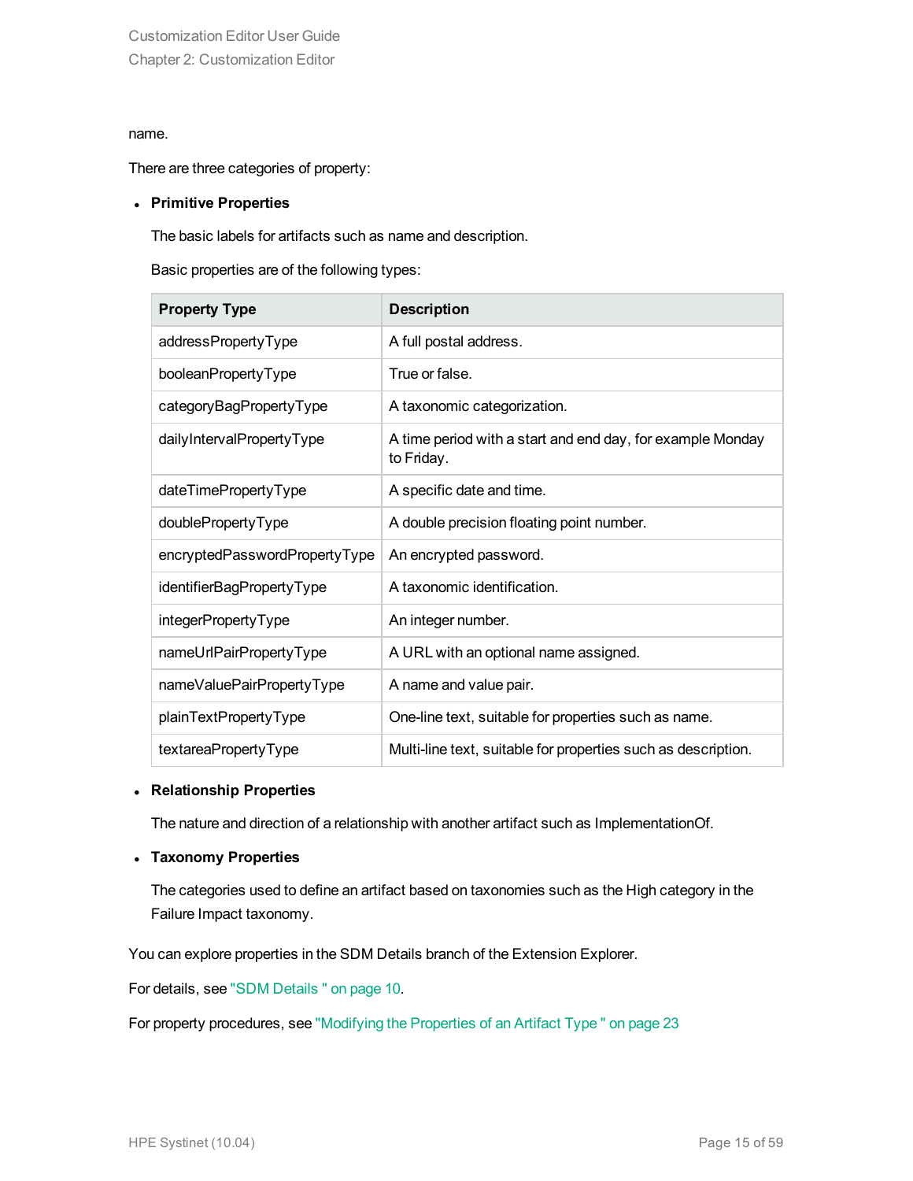name.

There are three categories of property:

- **Primitive Properties**

  The basic labels for artifacts such as name and description.

  Basic properties are of the following types:

| Property Type | Description |
|---|---|
| addressPropertyType | A full postal address. |
| booleanPropertyType | True or false. |
| categoryBagPropertyType | A taxonomic categorization. |
| dailyIntervalPropertyType | A time period with a start and end day, for example Monday to Friday. |
| dateTimePropertyType | A specific date and time. |
| doublePropertyType | A double precision floating point number. |
| encryptedPasswordPropertyType | An encrypted password. |
| identifierBagPropertyType | A taxonomic identification. |
| integerPropertyType | An integer number. |
| nameUrlPairPropertyType | A URL with an optional name assigned. |
| nameValuePairPropertyType | A name and value pair. |
| plainTextPropertyType | One-line text, suitable for properties such as name. |
| textareaPropertyType | Multi-line text, suitable for properties such as description. |

- **Relationship Properties**

  The nature and direction of a relationship with another artifact such as ImplementationOf.

- **Taxonomy Properties**

  The categories used to define an artifact based on taxonomies such as the High category in the Failure Impact taxonomy.

You can explore properties in the SDM Details branch of the Extension Explorer.

For details, see "SDM Details " on page 10.

For property procedures, see "Modifying the Properties of an Artifact Type " on page 23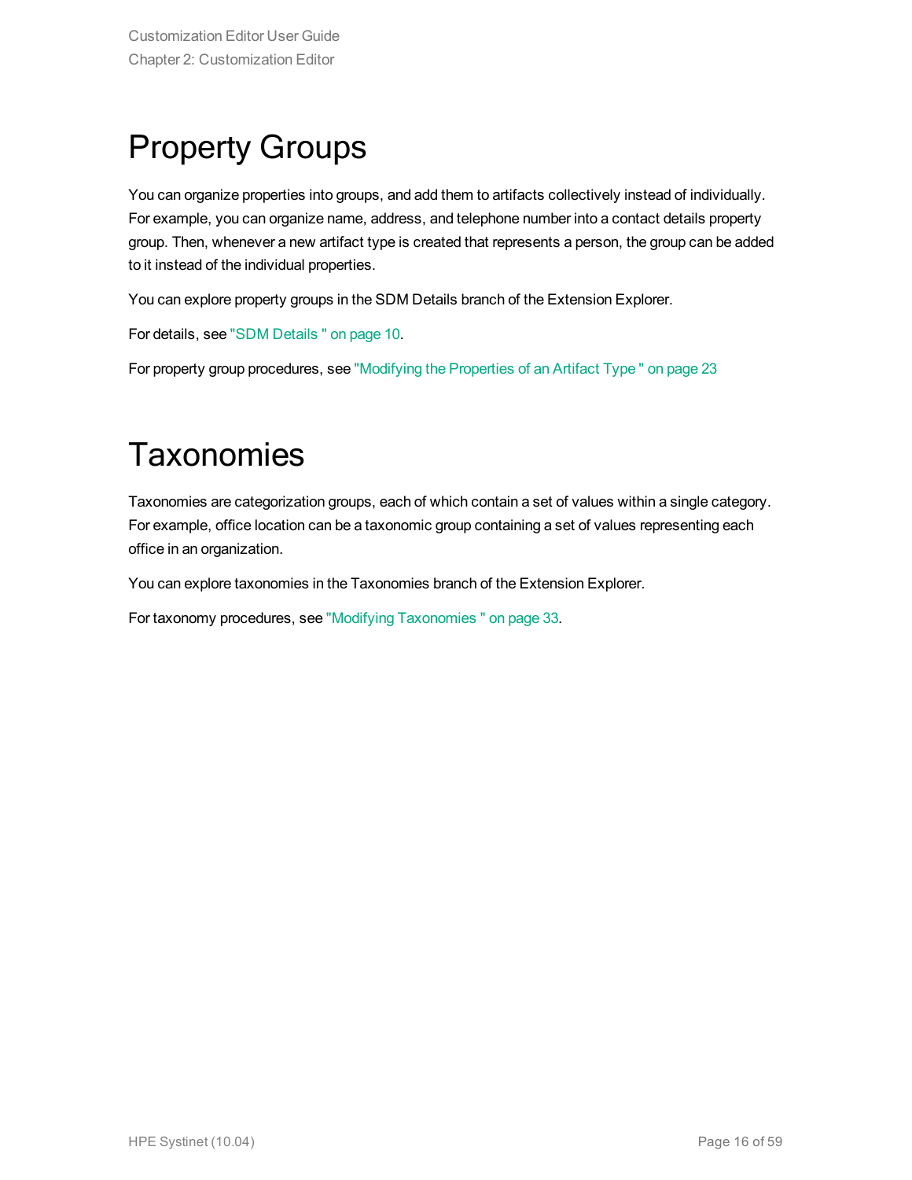# Property Groups

You can organize properties into groups, and add them to artifacts collectively instead of individually. For example, you can organize name, address, and telephone number into a contact details property group. Then, whenever a new artifact type is created that represents a person, the group can be added to it instead of the individual properties.

You can explore property groups in the SDM Details branch of the Extension Explorer.

For details, see "SDM Details " on page 10.

For property group procedures, see "Modifying the Properties of an Artifact Type " on page 23

# Taxonomies

Taxonomies are categorization groups, each of which contain a set of values within a single category. For example, office location can be a taxonomic group containing a set of values representing each office in an organization.

You can explore taxonomies in the Taxonomies branch of the Extension Explorer.

For taxonomy procedures, see "Modifying Taxonomies " on page 33.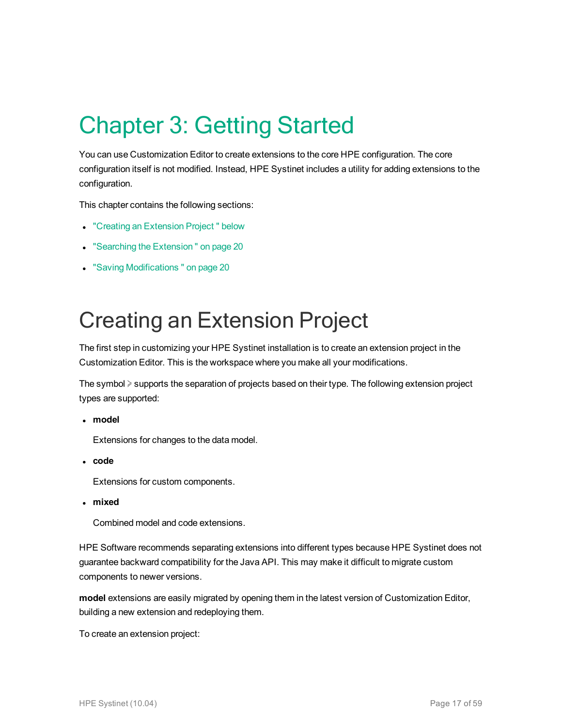# Chapter 3: Getting Started

You can use Customization Editor to create extensions to the core HPE configuration. The core configuration itself is not modified. Instead, HPE Systinet includes a utility for adding extensions to the configuration.

This chapter contains the following sections:

- "Creating an Extension Project " below
- "Searching the Extension " on page 20
- "Saving Modifications " on page 20

## Creating an Extension Project

The first step in customizing your HPE Systinet installation is to create an extension project in the Customization Editor. This is the workspace where you make all your modifications.

The symbol ⫸ supports the separation of projects based on their type. The following extension project types are supported:

- **model**

  Extensions for changes to the data model.

- **code**

  Extensions for custom components.

- **mixed**

  Combined model and code extensions.

HPE Software recommends separating extensions into different types because HPE Systinet does not guarantee backward compatibility for the Java API. This may make it difficult to migrate custom components to newer versions.

**model** extensions are easily migrated by opening them in the latest version of Customization Editor, building a new extension and redeploying them.

To create an extension project: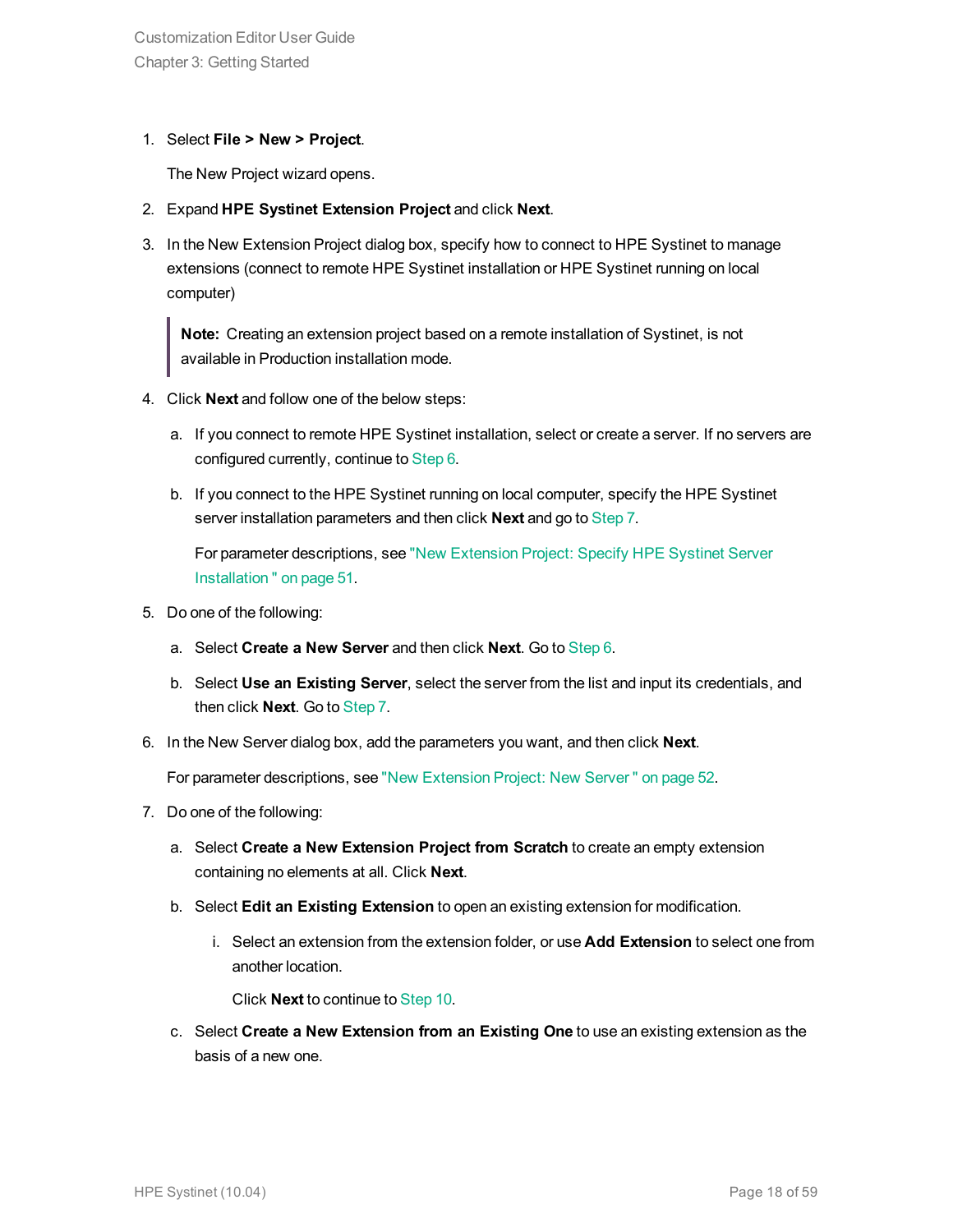1. Select **File > New > Project**.

   The New Project wizard opens.

2. Expand **HPE Systinet Extension Project** and click **Next**.

3. In the New Extension Project dialog box, specify how to connect to HPE Systinet to manage extensions (connect to remote HPE Systinet installation or HPE Systinet running on local computer)

   > **Note:** Creating an extension project based on a remote installation of Systinet, is not available in Production installation mode.

4. Click **Next** and follow one of the below steps:

   a. If you connect to remote HPE Systinet installation, select or create a server. If no servers are configured currently, continue to Step 6.

   b. If you connect to the HPE Systinet running on local computer, specify the HPE Systinet server installation parameters and then click **Next** and go to Step 7.

      For parameter descriptions, see "New Extension Project: Specify HPE Systinet Server Installation " on page 51.

5. Do one of the following:

   a. Select **Create a New Server** and then click **Next**. Go to Step 6.

   b. Select **Use an Existing Server**, select the server from the list and input its credentials, and then click **Next**. Go to Step 7.

6. In the New Server dialog box, add the parameters you want, and then click **Next**.

   For parameter descriptions, see "New Extension Project: New Server " on page 52.

7. Do one of the following:

   a. Select **Create a New Extension Project from Scratch** to create an empty extension containing no elements at all. Click **Next**.

   b. Select **Edit an Existing Extension** to open an existing extension for modification.

      i. Select an extension from the extension folder, or use **Add Extension** to select one from another location.

         Click **Next** to continue to Step 10.

   c. Select **Create a New Extension from an Existing One** to use an existing extension as the basis of a new one.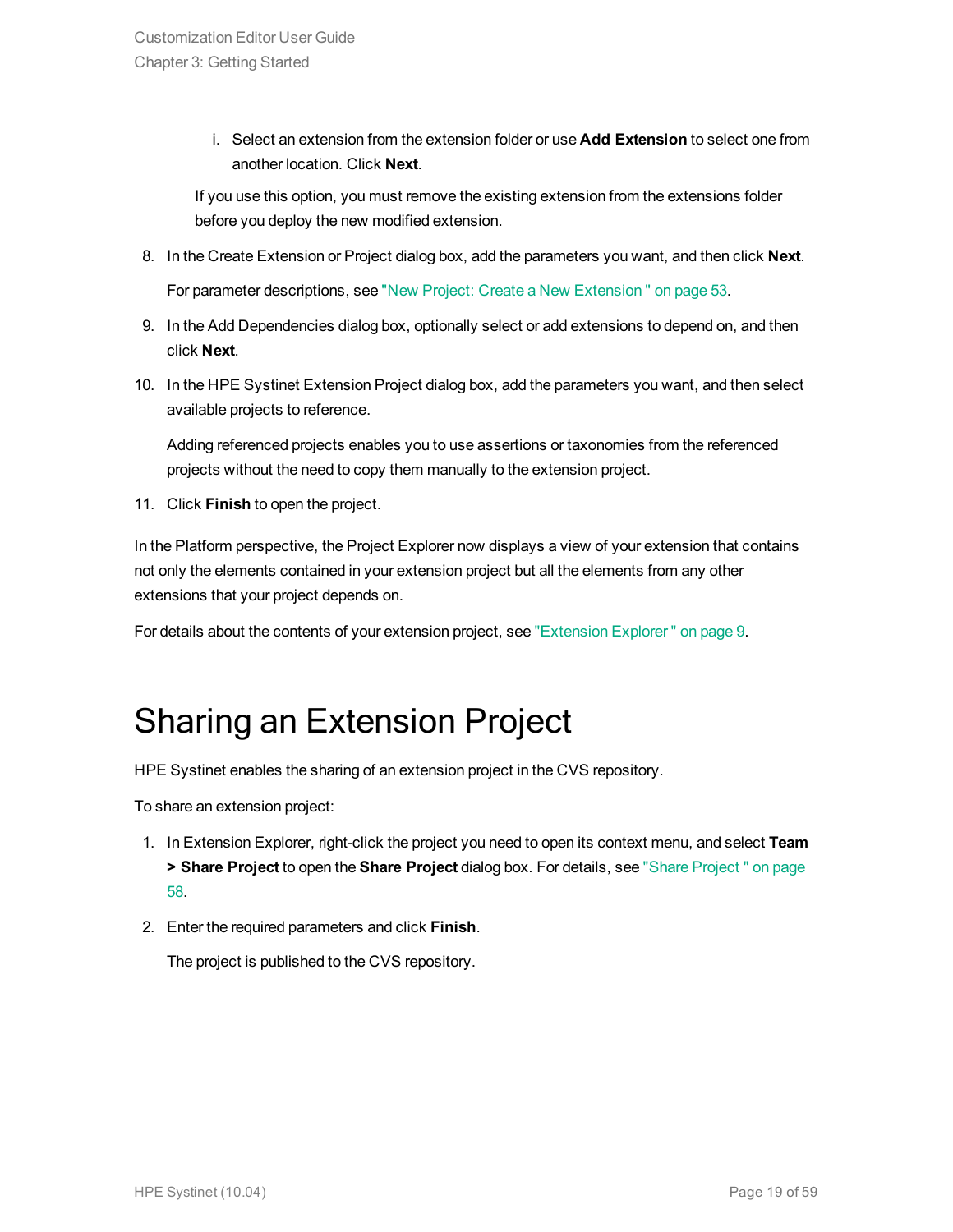i. Select an extension from the extension folder or use **Add Extension** to select one from another location. Click **Next**.

   If you use this option, you must remove the existing extension from the extensions folder before you deploy the new modified extension.

8. In the Create Extension or Project dialog box, add the parameters you want, and then click **Next**.

   For parameter descriptions, see "New Project: Create a New Extension " on page 53.

9. In the Add Dependencies dialog box, optionally select or add extensions to depend on, and then click **Next**.

10. In the HPE Systinet Extension Project dialog box, add the parameters you want, and then select available projects to reference.

    Adding referenced projects enables you to use assertions or taxonomies from the referenced projects without the need to copy them manually to the extension project.

11. Click **Finish** to open the project.

In the Platform perspective, the Project Explorer now displays a view of your extension that contains not only the elements contained in your extension project but all the elements from any other extensions that your project depends on.

For details about the contents of your extension project, see "Extension Explorer " on page 9.

# Sharing an Extension Project

HPE Systinet enables the sharing of an extension project in the CVS repository.

To share an extension project:

1. In Extension Explorer, right-click the project you need to open its context menu, and select **Team > Share Project** to open the **Share Project** dialog box. For details, see "Share Project " on page 58.

2. Enter the required parameters and click **Finish**.

   The project is published to the CVS repository.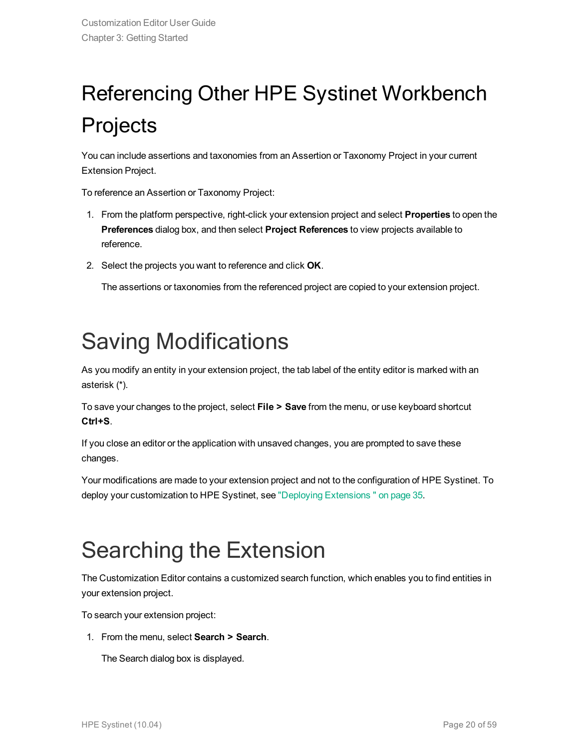# Referencing Other HPE Systinet Workbench Projects

You can include assertions and taxonomies from an Assertion or Taxonomy Project in your current Extension Project.

To reference an Assertion or Taxonomy Project:

1. From the platform perspective, right-click your extension project and select **Properties** to open the **Preferences** dialog box, and then select **Project References** to view projects available to reference.

2. Select the projects you want to reference and click **OK**.

   The assertions or taxonomies from the referenced project are copied to your extension project.

# Saving Modifications

As you modify an entity in your extension project, the tab label of the entity editor is marked with an asterisk (*).

To save your changes to the project, select **File > Save** from the menu, or use keyboard shortcut **Ctrl+S**.

If you close an editor or the application with unsaved changes, you are prompted to save these changes.

Your modifications are made to your extension project and not to the configuration of HPE Systinet. To deploy your customization to HPE Systinet, see "Deploying Extensions " on page 35.

# Searching the Extension

The Customization Editor contains a customized search function, which enables you to find entities in your extension project.

To search your extension project:

1. From the menu, select **Search > Search**.

   The Search dialog box is displayed.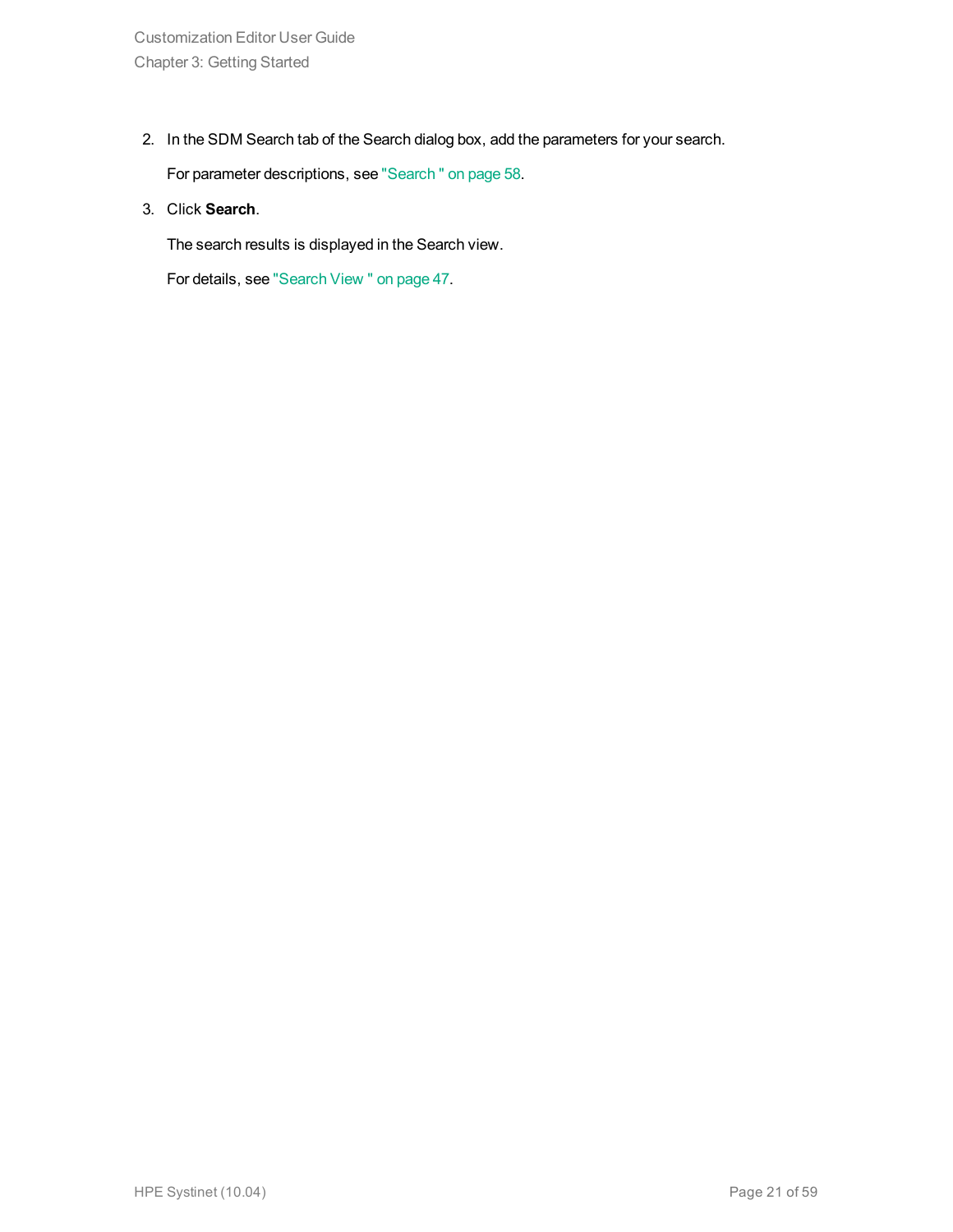2. In the SDM Search tab of the Search dialog box, add the parameters for your search.

   For parameter descriptions, see "Search " on page 58.

3. Click **Search**.

   The search results is displayed in the Search view.

   For details, see "Search View " on page 47.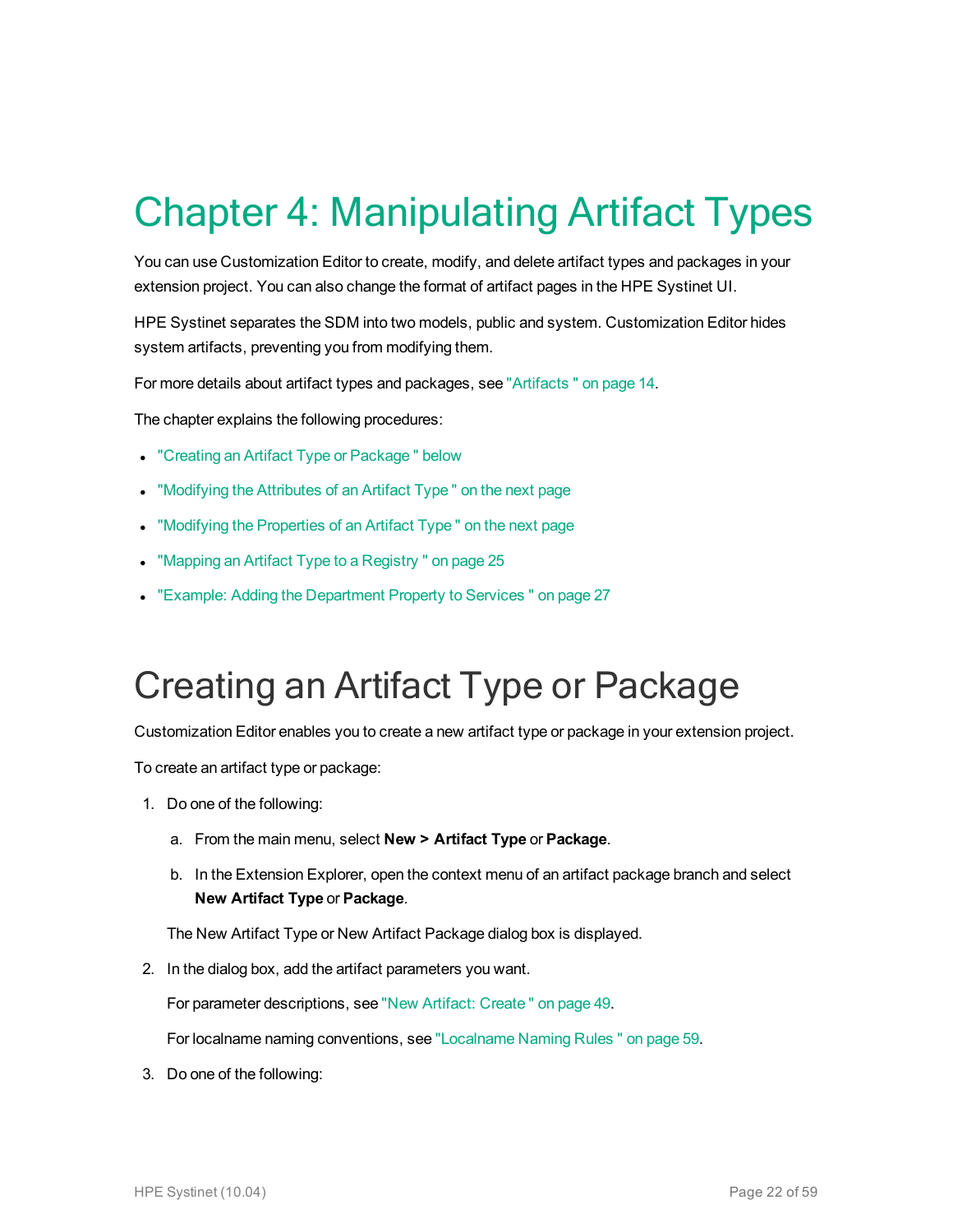# Chapter 4: Manipulating Artifact Types

You can use Customization Editor to create, modify, and delete artifact types and packages in your extension project. You can also change the format of artifact pages in the HPE Systinet UI.

HPE Systinet separates the SDM into two models, public and system. Customization Editor hides system artifacts, preventing you from modifying them.

For more details about artifact types and packages, see "Artifacts " on page 14.

The chapter explains the following procedures:

- "Creating an Artifact Type or Package " below
- "Modifying the Attributes of an Artifact Type " on the next page
- "Modifying the Properties of an Artifact Type " on the next page
- "Mapping an Artifact Type to a Registry " on page 25
- "Example: Adding the Department Property to Services " on page 27

## Creating an Artifact Type or Package

Customization Editor enables you to create a new artifact type or package in your extension project.

To create an artifact type or package:

1. Do one of the following:

   a. From the main menu, select **New > Artifact Type** or **Package**.

   b. In the Extension Explorer, open the context menu of an artifact package branch and select **New Artifact Type** or **Package**.

   The New Artifact Type or New Artifact Package dialog box is displayed.

2. In the dialog box, add the artifact parameters you want.

   For parameter descriptions, see "New Artifact: Create " on page 49.

   For localname naming conventions, see "Localname Naming Rules " on page 59.

3. Do one of the following: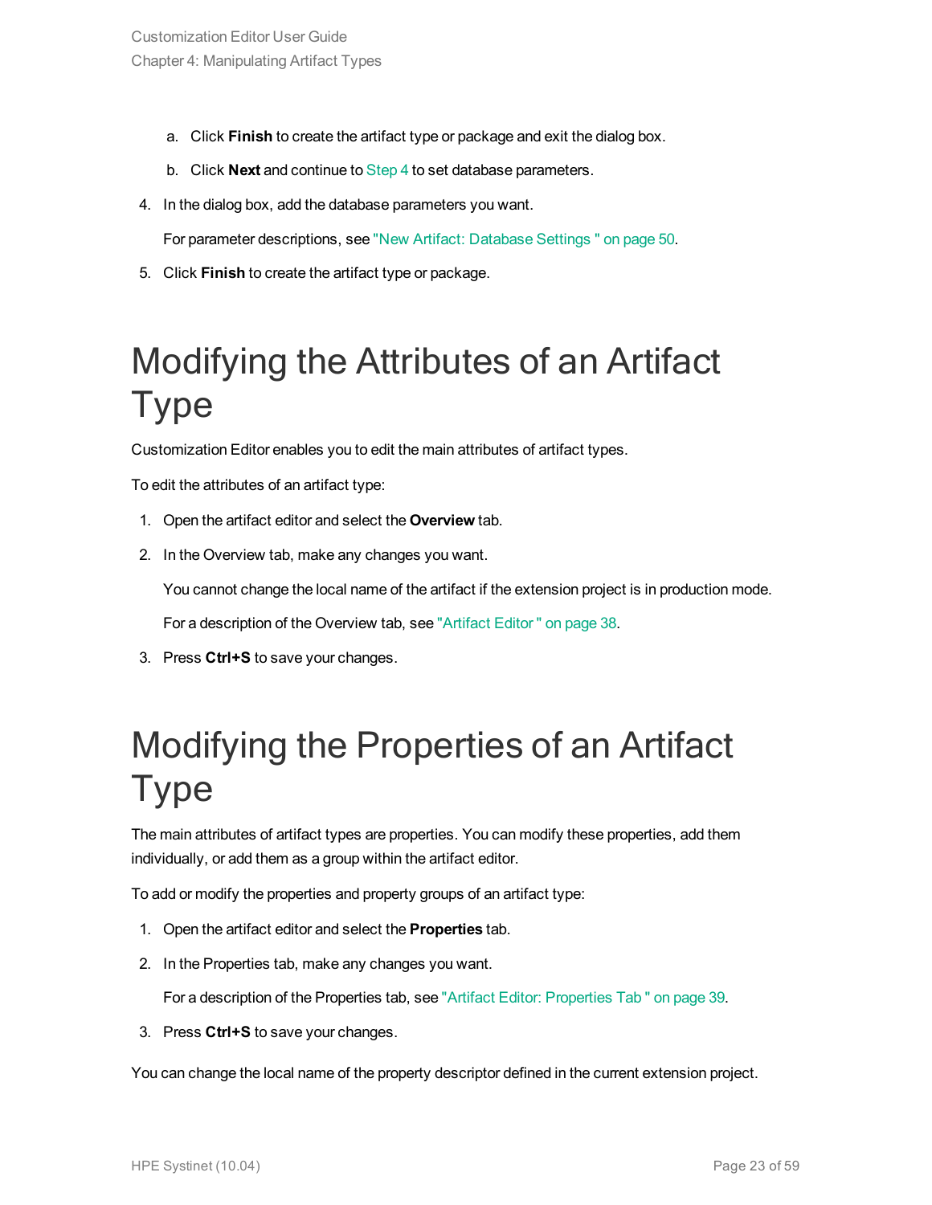a. Click **Finish** to create the artifact type or package and exit the dialog box.

   b. Click **Next** and continue to Step 4 to set database parameters.

4. In the dialog box, add the database parameters you want.

   For parameter descriptions, see "New Artifact: Database Settings " on page 50.

5. Click **Finish** to create the artifact type or package.

# Modifying the Attributes of an Artifact Type

Customization Editor enables you to edit the main attributes of artifact types.

To edit the attributes of an artifact type:

1. Open the artifact editor and select the **Overview** tab.
2. In the Overview tab, make any changes you want.

   You cannot change the local name of the artifact if the extension project is in production mode.

   For a description of the Overview tab, see "Artifact Editor " on page 38.

3. Press **Ctrl+S** to save your changes.

# Modifying the Properties of an Artifact Type

The main attributes of artifact types are properties. You can modify these properties, add them individually, or add them as a group within the artifact editor.

To add or modify the properties and property groups of an artifact type:

1. Open the artifact editor and select the **Properties** tab.
2. In the Properties tab, make any changes you want.

   For a description of the Properties tab, see "Artifact Editor: Properties Tab " on page 39.

3. Press **Ctrl+S** to save your changes.

You can change the local name of the property descriptor defined in the current extension project.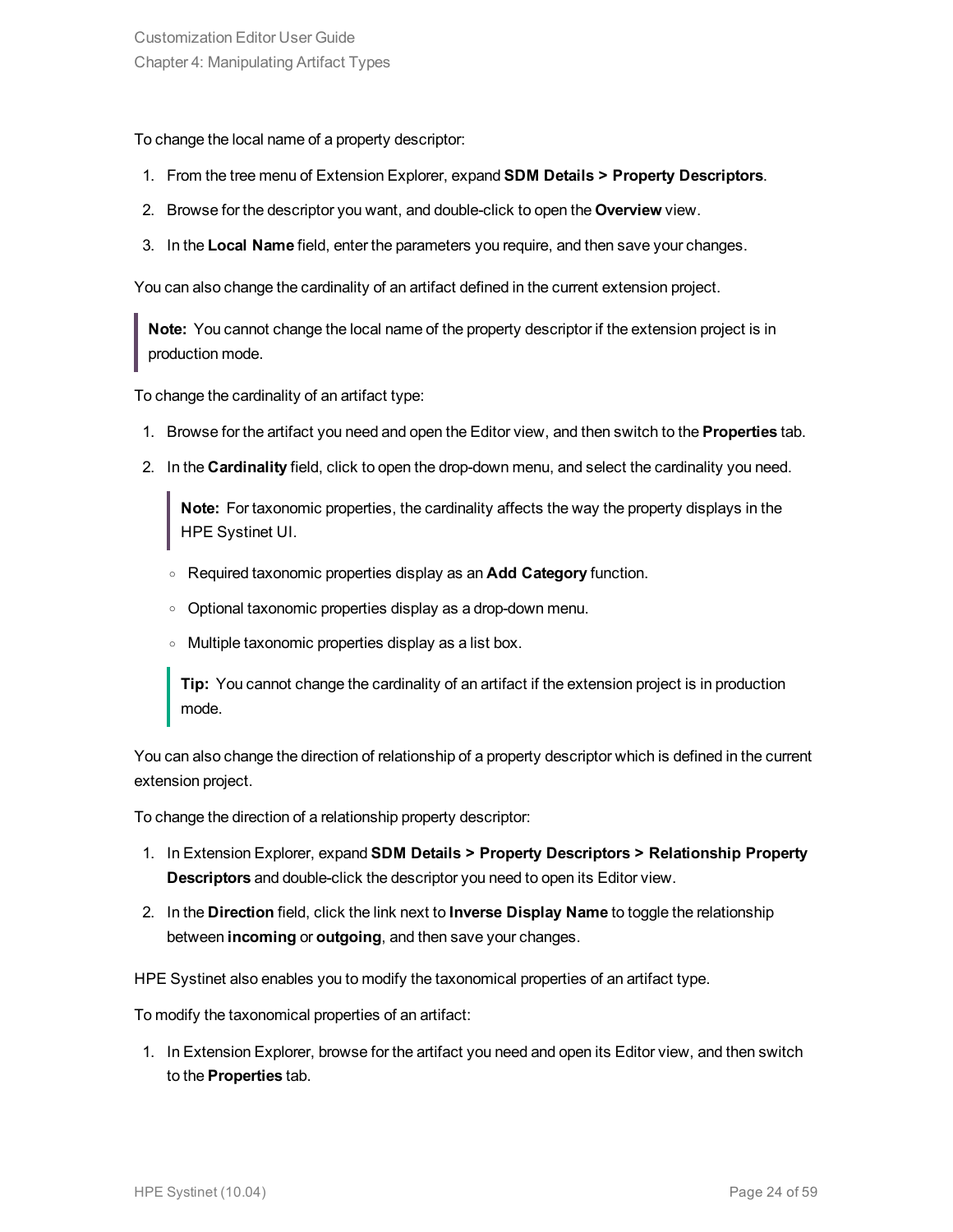To change the local name of a property descriptor:

1. From the tree menu of Extension Explorer, expand **SDM Details > Property Descriptors**.
2. Browse for the descriptor you want, and double-click to open the **Overview** view.
3. In the **Local Name** field, enter the parameters you require, and then save your changes.

You can also change the cardinality of an artifact defined in the current extension project.

> **Note:** You cannot change the local name of the property descriptor if the extension project is in production mode.

To change the cardinality of an artifact type:

1. Browse for the artifact you need and open the Editor view, and then switch to the **Properties** tab.
2. In the **Cardinality** field, click to open the drop-down menu, and select the cardinality you need.

   > **Note:** For taxonomic properties, the cardinality affects the way the property displays in the HPE Systinet UI.

   - Required taxonomic properties display as an **Add Category** function.
   - Optional taxonomic properties display as a drop-down menu.
   - Multiple taxonomic properties display as a list box.

   > **Tip:** You cannot change the cardinality of an artifact if the extension project is in production mode.

You can also change the direction of relationship of a property descriptor which is defined in the current extension project.

To change the direction of a relationship property descriptor:

1. In Extension Explorer, expand **SDM Details > Property Descriptors > Relationship Property Descriptors** and double-click the descriptor you need to open its Editor view.
2. In the **Direction** field, click the link next to **Inverse Display Name** to toggle the relationship between **incoming** or **outgoing**, and then save your changes.

HPE Systinet also enables you to modify the taxonomical properties of an artifact type.

To modify the taxonomical properties of an artifact:

1. In Extension Explorer, browse for the artifact you need and open its Editor view, and then switch to the **Properties** tab.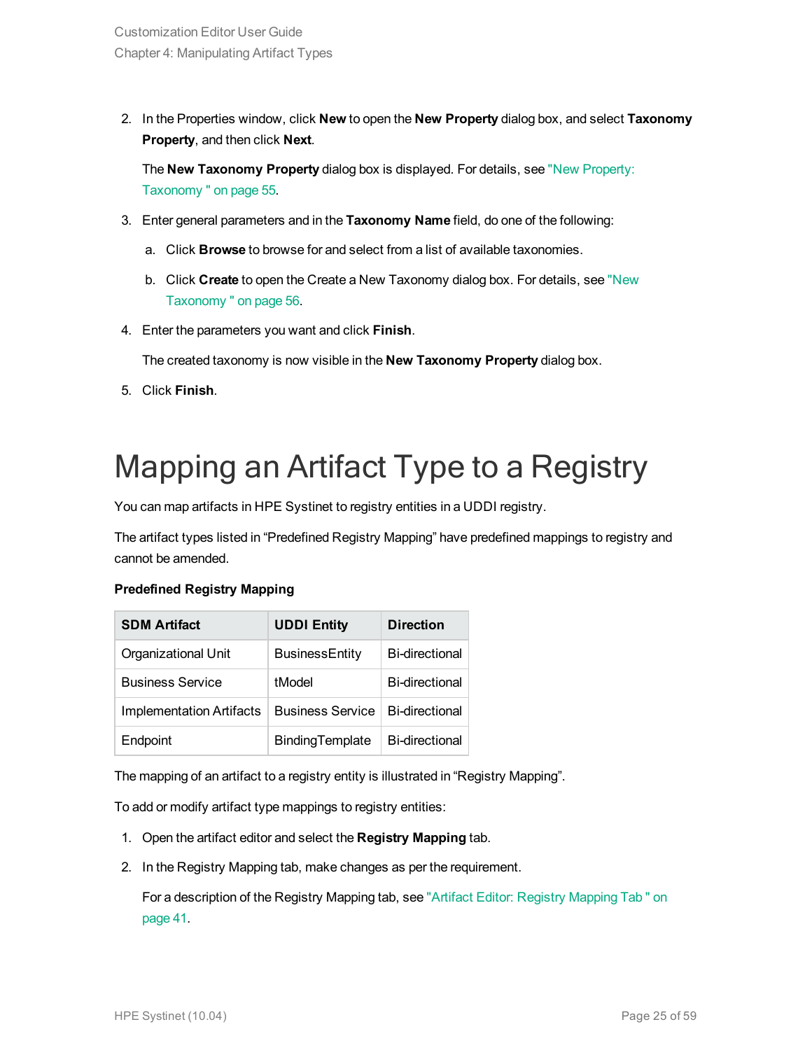2. In the Properties window, click **New** to open the **New Property** dialog box, and select **Taxonomy Property**, and then click **Next**.

   The **New Taxonomy Property** dialog box is displayed. For details, see "New Property: Taxonomy " on page 55.

3. Enter general parameters and in the **Taxonomy Name** field, do one of the following:

   a. Click **Browse** to browse for and select from a list of available taxonomies.

   b. Click **Create** to open the Create a New Taxonomy dialog box. For details, see "New Taxonomy " on page 56.

4. Enter the parameters you want and click **Finish**.

   The created taxonomy is now visible in the **New Taxonomy Property** dialog box.

5. Click **Finish**.

# Mapping an Artifact Type to a Registry

You can map artifacts in HPE Systinet to registry entities in a UDDI registry.

The artifact types listed in "Predefined Registry Mapping" have predefined mappings to registry and cannot be amended.

**Predefined Registry Mapping**

| SDM Artifact | UDDI Entity | Direction |
| --- | --- | --- |
| Organizational Unit | BusinessEntity | Bi-directional |
| Business Service | tModel | Bi-directional |
| Implementation Artifacts | Business Service | Bi-directional |
| Endpoint | BindingTemplate | Bi-directional |

The mapping of an artifact to a registry entity is illustrated in "Registry Mapping".

To add or modify artifact type mappings to registry entities:

1. Open the artifact editor and select the **Registry Mapping** tab.

2. In the Registry Mapping tab, make changes as per the requirement.

   For a description of the Registry Mapping tab, see "Artifact Editor: Registry Mapping Tab " on page 41.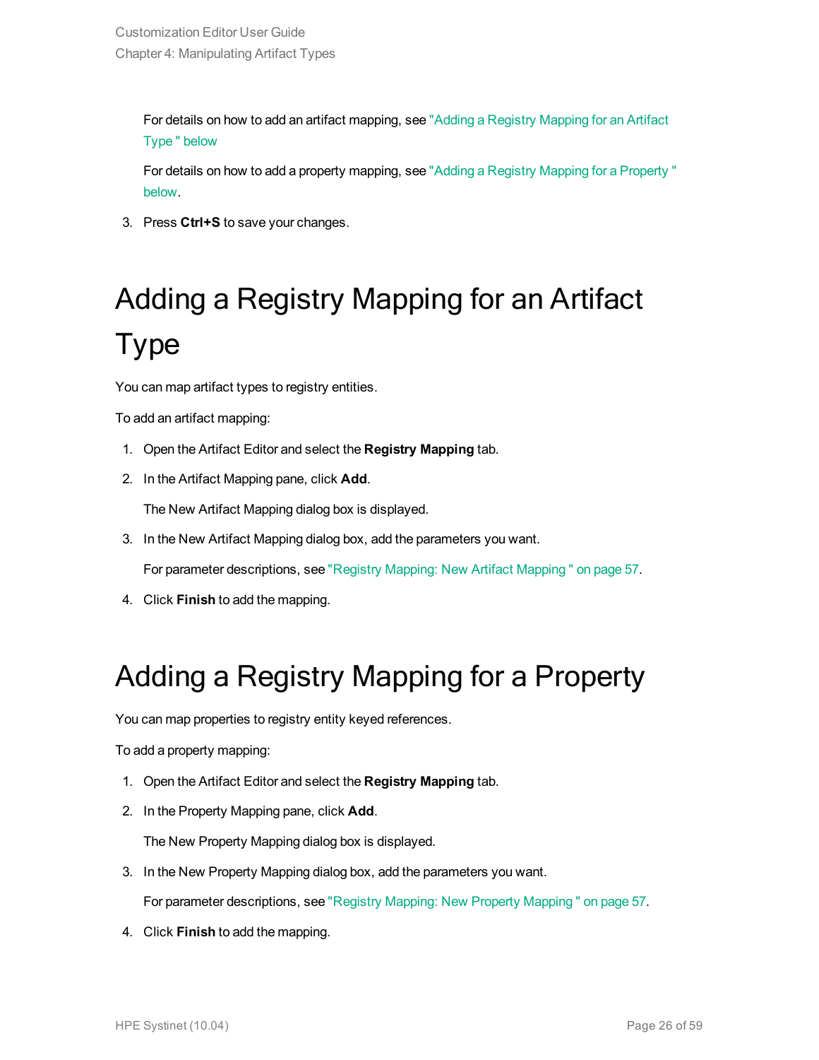For details on how to add an artifact mapping, see "Adding a Registry Mapping for an Artifact Type " below

For details on how to add a property mapping, see "Adding a Registry Mapping for a Property " below.

3. Press **Ctrl+S** to save your changes.

# Adding a Registry Mapping for an Artifact Type

You can map artifact types to registry entities.

To add an artifact mapping:

1. Open the Artifact Editor and select the **Registry Mapping** tab.
2. In the Artifact Mapping pane, click **Add**.

   The New Artifact Mapping dialog box is displayed.
3. In the New Artifact Mapping dialog box, add the parameters you want.

   For parameter descriptions, see "Registry Mapping: New Artifact Mapping " on page 57.
4. Click **Finish** to add the mapping.

# Adding a Registry Mapping for a Property

You can map properties to registry entity keyed references.

To add a property mapping:

1. Open the Artifact Editor and select the **Registry Mapping** tab.
2. In the Property Mapping pane, click **Add**.

   The New Property Mapping dialog box is displayed.
3. In the New Property Mapping dialog box, add the parameters you want.

   For parameter descriptions, see "Registry Mapping: New Property Mapping " on page 57.
4. Click **Finish** to add the mapping.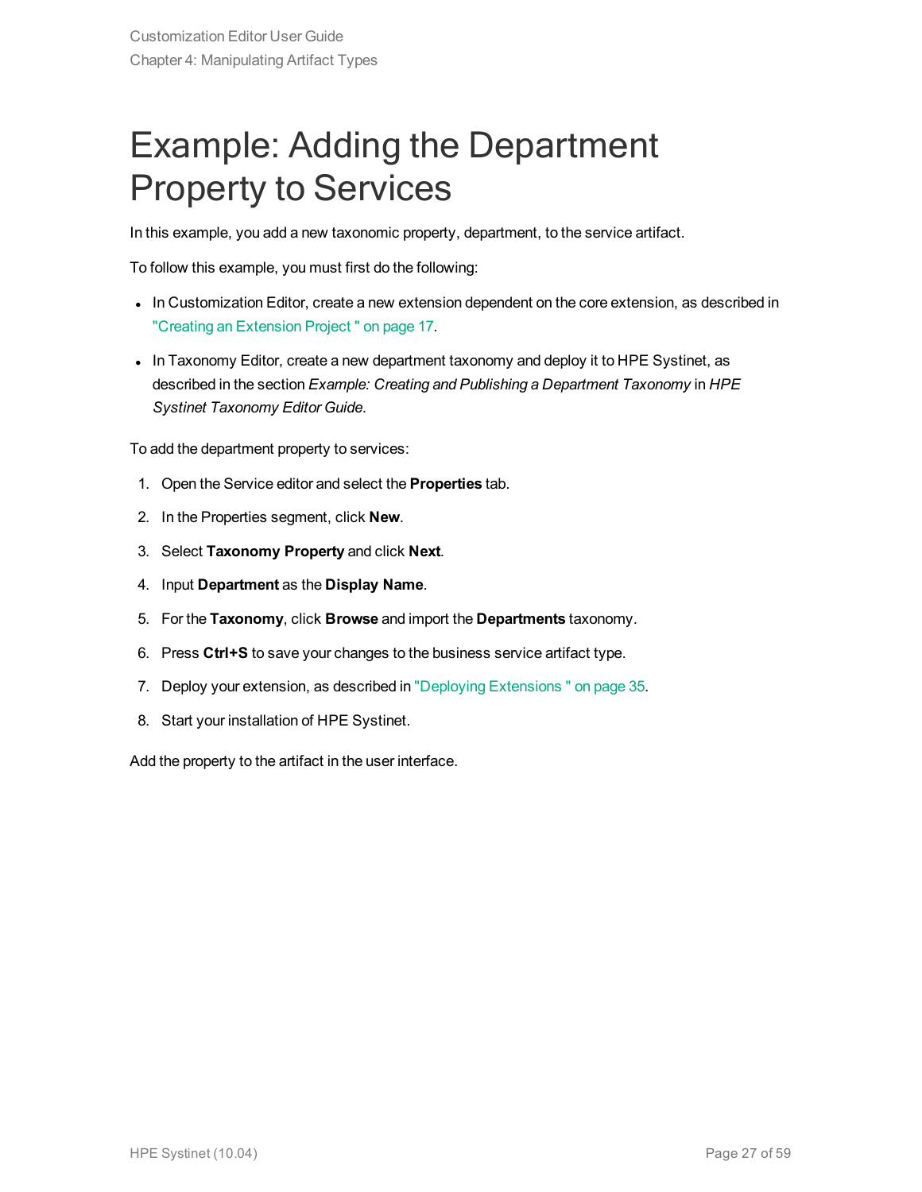# Example: Adding the Department Property to Services

In this example, you add a new taxonomic property, department, to the service artifact.

To follow this example, you must first do the following:

- In Customization Editor, create a new extension dependent on the core extension, as described in "Creating an Extension Project " on page 17.
- In Taxonomy Editor, create a new department taxonomy and deploy it to HPE Systinet, as described in the section *Example: Creating and Publishing a Department Taxonomy* in *HPE Systinet Taxonomy Editor Guide*.

To add the department property to services:

1. Open the Service editor and select the **Properties** tab.
2. In the Properties segment, click **New**.
3. Select **Taxonomy Property** and click **Next**.
4. Input **Department** as the **Display Name**.
5. For the **Taxonomy**, click **Browse** and import the **Departments** taxonomy.
6. Press **Ctrl+S** to save your changes to the business service artifact type.
7. Deploy your extension, as described in "Deploying Extensions " on page 35.
8. Start your installation of HPE Systinet.

Add the property to the artifact in the user interface.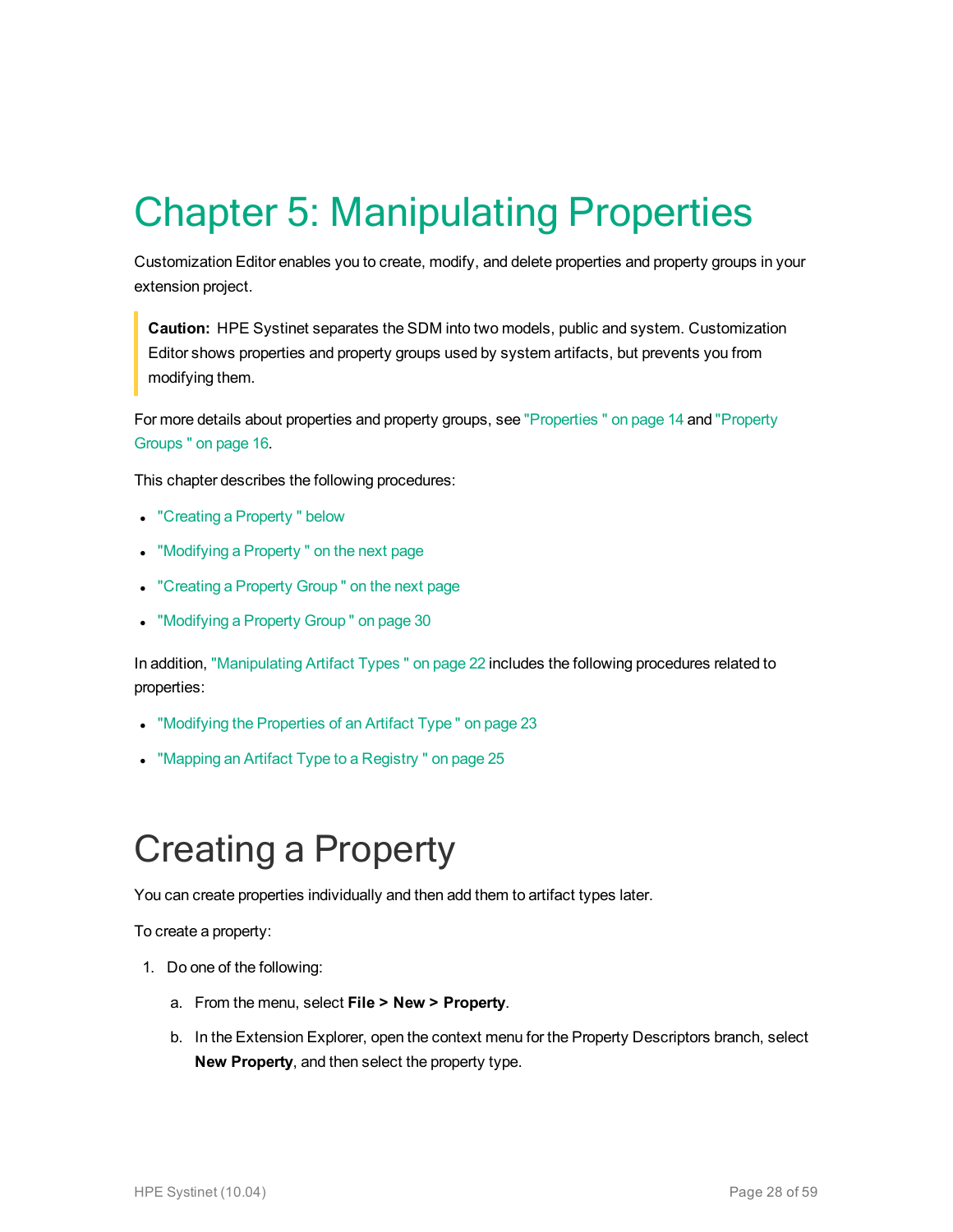# Chapter 5: Manipulating Properties

Customization Editor enables you to create, modify, and delete properties and property groups in your extension project.

> **Caution:** HPE Systinet separates the SDM into two models, public and system. Customization Editor shows properties and property groups used by system artifacts, but prevents you from modifying them.

For more details about properties and property groups, see "Properties " on page 14 and "Property Groups " on page 16.

This chapter describes the following procedures:

- "Creating a Property " below
- "Modifying a Property " on the next page
- "Creating a Property Group " on the next page
- "Modifying a Property Group " on page 30

In addition, "Manipulating Artifact Types " on page 22 includes the following procedures related to properties:

- "Modifying the Properties of an Artifact Type " on page 23
- "Mapping an Artifact Type to a Registry " on page 25

## Creating a Property

You can create properties individually and then add them to artifact types later.

To create a property:

1. Do one of the following:
   a. From the menu, select **File > New > Property**.
   b. In the Extension Explorer, open the context menu for the Property Descriptors branch, select **New Property**, and then select the property type.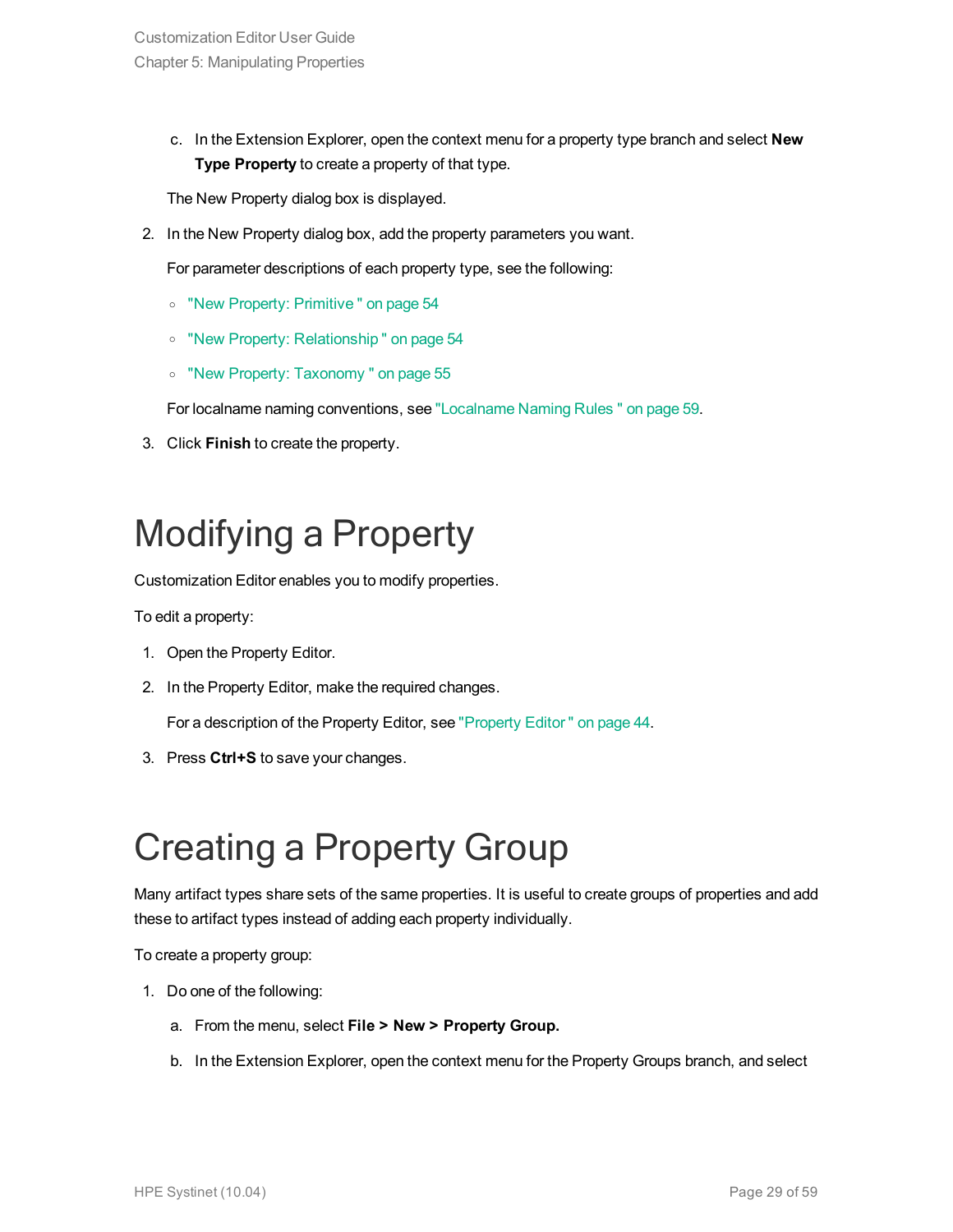c. In the Extension Explorer, open the context menu for a property type branch and select **New Type Property** to create a property of that type.

The New Property dialog box is displayed.

2. In the New Property dialog box, add the property parameters you want.

   For parameter descriptions of each property type, see the following:

   - "New Property: Primitive " on page 54
   - "New Property: Relationship " on page 54
   - "New Property: Taxonomy " on page 55

   For localname naming conventions, see "Localname Naming Rules " on page 59.

3. Click **Finish** to create the property.

# Modifying a Property

Customization Editor enables you to modify properties.

To edit a property:

1. Open the Property Editor.
2. In the Property Editor, make the required changes.

   For a description of the Property Editor, see "Property Editor " on page 44.

3. Press **Ctrl+S** to save your changes.

# Creating a Property Group

Many artifact types share sets of the same properties. It is useful to create groups of properties and add these to artifact types instead of adding each property individually.

To create a property group:

1. Do one of the following:

   a. From the menu, select **File > New > Property Group.**

   b. In the Extension Explorer, open the context menu for the Property Groups branch, and select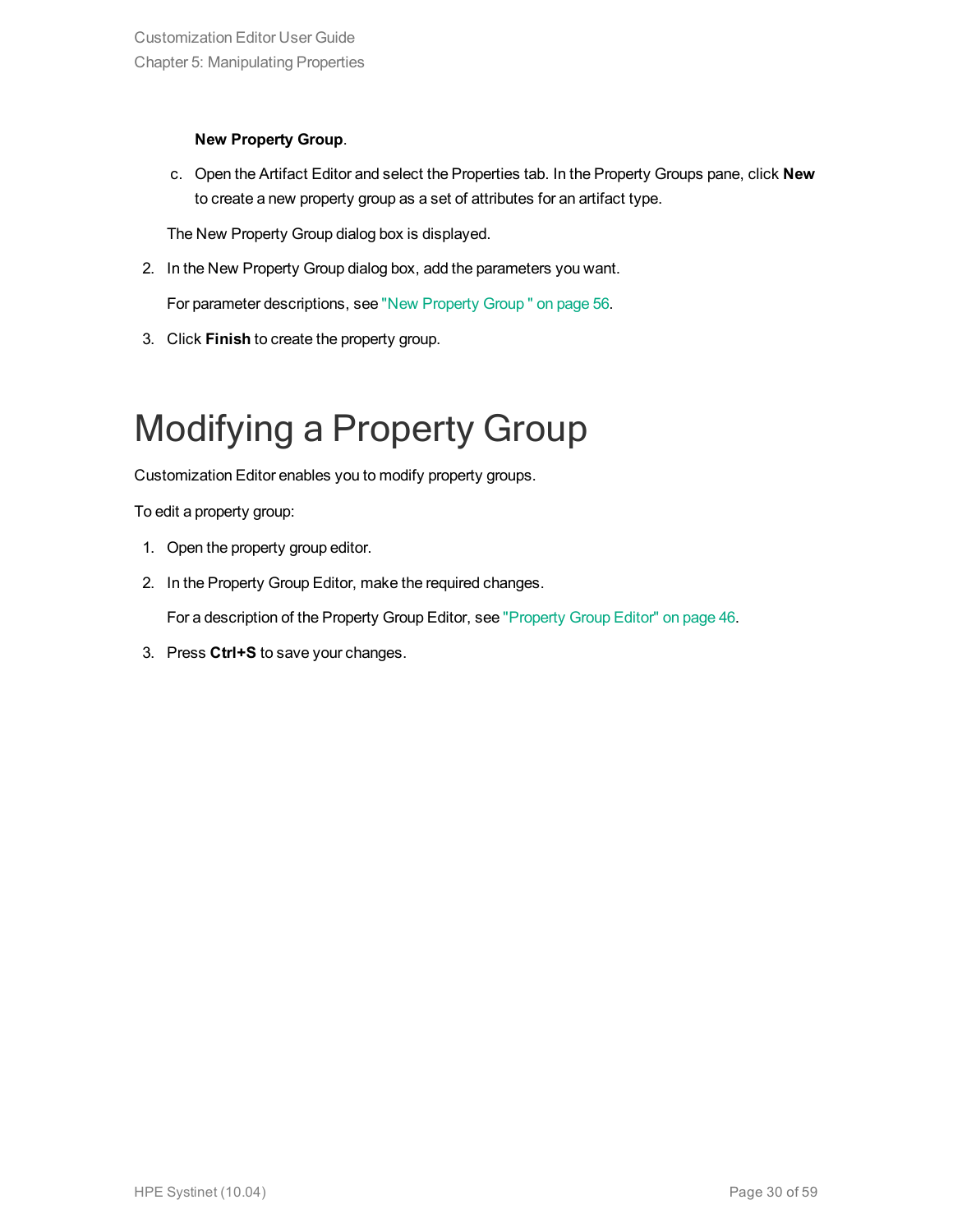**New Property Group**.

   c. Open the Artifact Editor and select the Properties tab. In the Property Groups pane, click **New** to create a new property group as a set of attributes for an artifact type.

   The New Property Group dialog box is displayed.

2. In the New Property Group dialog box, add the parameters you want.

   For parameter descriptions, see "New Property Group " on page 56.

3. Click **Finish** to create the property group.

# Modifying a Property Group

Customization Editor enables you to modify property groups.

To edit a property group:

1. Open the property group editor.
2. In the Property Group Editor, make the required changes.

   For a description of the Property Group Editor, see "Property Group Editor" on page 46.

3. Press **Ctrl+S** to save your changes.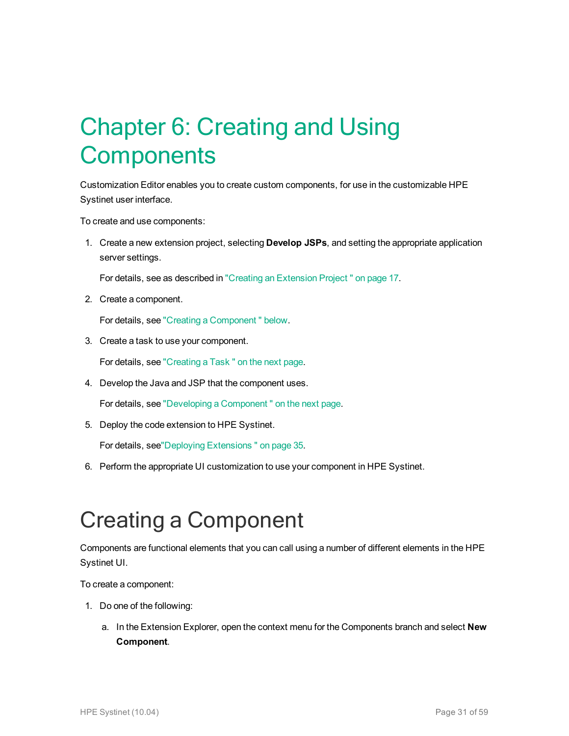# Chapter 6: Creating and Using Components

Customization Editor enables you to create custom components, for use in the customizable HPE Systinet user interface.

To create and use components:

1. Create a new extension project, selecting **Develop JSPs**, and setting the appropriate application server settings.

   For details, see as described in "Creating an Extension Project " on page 17.

2. Create a component.

   For details, see "Creating a Component " below.

3. Create a task to use your component.

   For details, see "Creating a Task " on the next page.

4. Develop the Java and JSP that the component uses.

   For details, see "Developing a Component " on the next page.

5. Deploy the code extension to HPE Systinet.

   For details, see"Deploying Extensions " on page 35.

6. Perform the appropriate UI customization to use your component in HPE Systinet.

## Creating a Component

Components are functional elements that you can call using a number of different elements in the HPE Systinet UI.

To create a component:

1. Do one of the following:

   a. In the Extension Explorer, open the context menu for the Components branch and select **New Component**.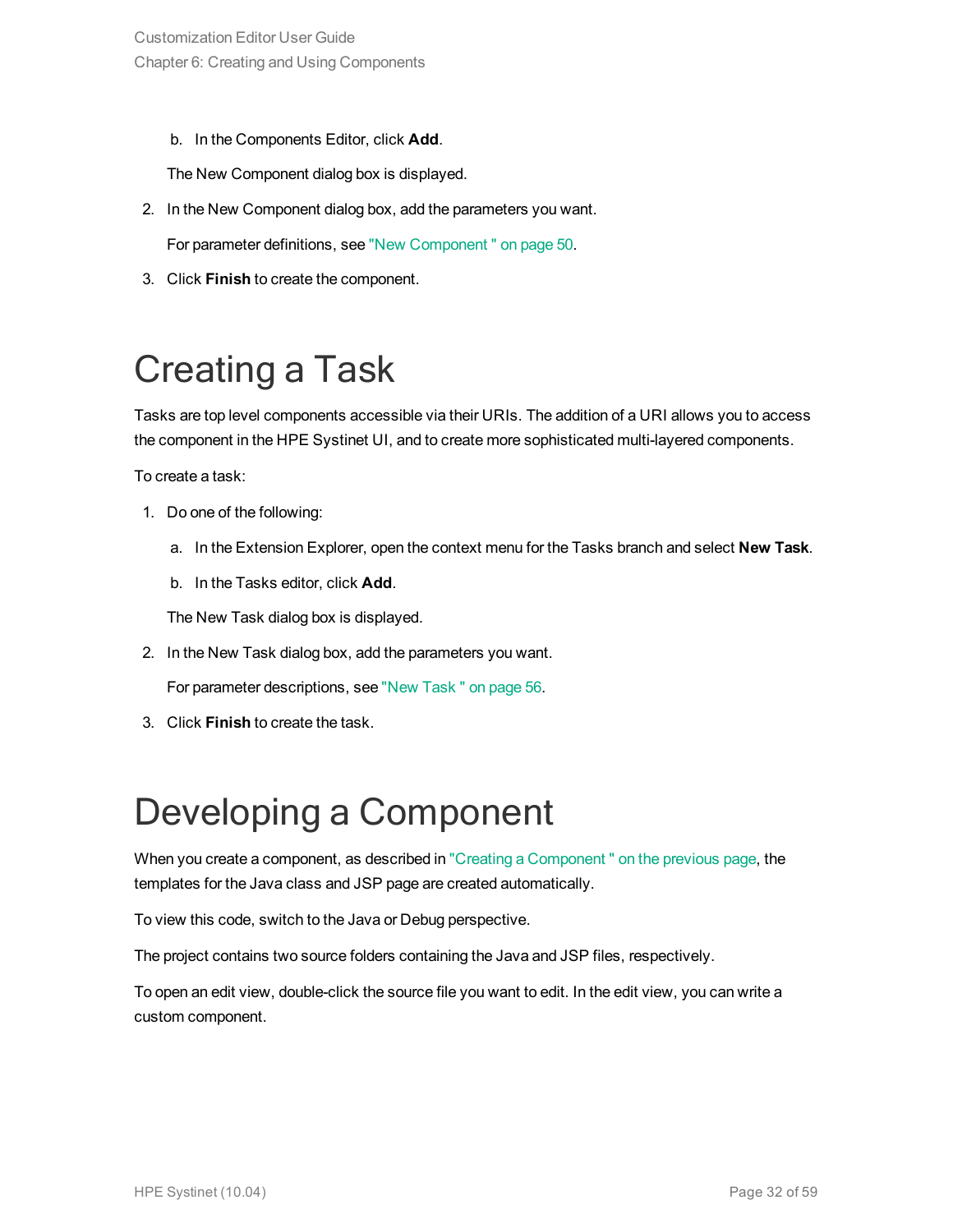b. In the Components Editor, click **Add**.

   The New Component dialog box is displayed.

2. In the New Component dialog box, add the parameters you want.

   For parameter definitions, see "New Component " on page 50.

3. Click **Finish** to create the component.

# Creating a Task

Tasks are top level components accessible via their URIs. The addition of a URI allows you to access the component in the HPE Systinet UI, and to create more sophisticated multi-layered components.

To create a task:

1. Do one of the following:

   a. In the Extension Explorer, open the context menu for the Tasks branch and select **New Task**.

   b. In the Tasks editor, click **Add**.

   The New Task dialog box is displayed.

2. In the New Task dialog box, add the parameters you want.

   For parameter descriptions, see "New Task " on page 56.

3. Click **Finish** to create the task.

# Developing a Component

When you create a component, as described in "Creating a Component " on the previous page, the templates for the Java class and JSP page are created automatically.

To view this code, switch to the Java or Debug perspective.

The project contains two source folders containing the Java and JSP files, respectively.

To open an edit view, double-click the source file you want to edit. In the edit view, you can write a custom component.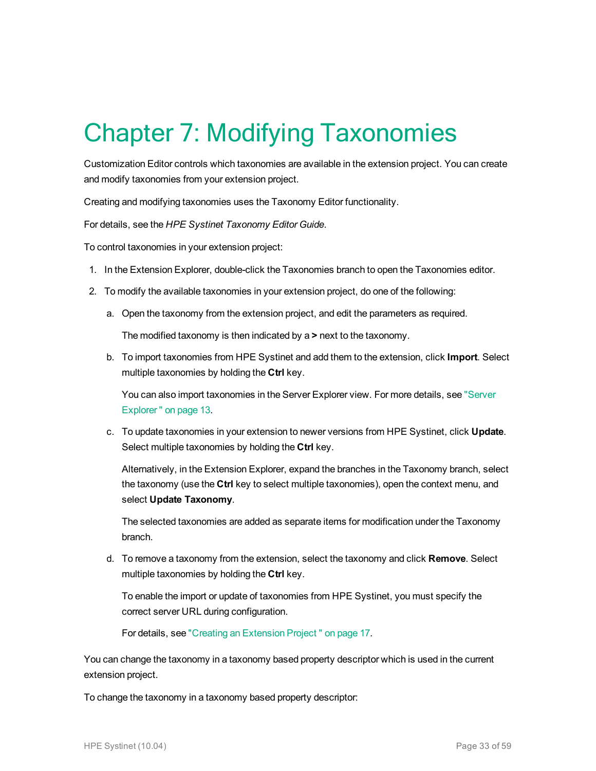# Chapter 7: Modifying Taxonomies

Customization Editor controls which taxonomies are available in the extension project. You can create and modify taxonomies from your extension project.

Creating and modifying taxonomies uses the Taxonomy Editor functionality.

For details, see the *HPE Systinet Taxonomy Editor Guide*.

To control taxonomies in your extension project:

1. In the Extension Explorer, double-click the Taxonomies branch to open the Taxonomies editor.
2. To modify the available taxonomies in your extension project, do one of the following:

   a. Open the taxonomy from the extension project, and edit the parameters as required.

      The modified taxonomy is then indicated by a **>** next to the taxonomy.

   b. To import taxonomies from HPE Systinet and add them to the extension, click **Import**. Select multiple taxonomies by holding the **Ctrl** key.

      You can also import taxonomies in the Server Explorer view. For more details, see "Server Explorer " on page 13.

   c. To update taxonomies in your extension to newer versions from HPE Systinet, click **Update**. Select multiple taxonomies by holding the **Ctrl** key.

      Alternatively, in the Extension Explorer, expand the branches in the Taxonomy branch, select the taxonomy (use the **Ctrl** key to select multiple taxonomies), open the context menu, and select **Update Taxonomy**.

      The selected taxonomies are added as separate items for modification under the Taxonomy branch.

   d. To remove a taxonomy from the extension, select the taxonomy and click **Remove**. Select multiple taxonomies by holding the **Ctrl** key.

      To enable the import or update of taxonomies from HPE Systinet, you must specify the correct server URL during configuration.

      For details, see "Creating an Extension Project " on page 17.

You can change the taxonomy in a taxonomy based property descriptor which is used in the current extension project.

To change the taxonomy in a taxonomy based property descriptor: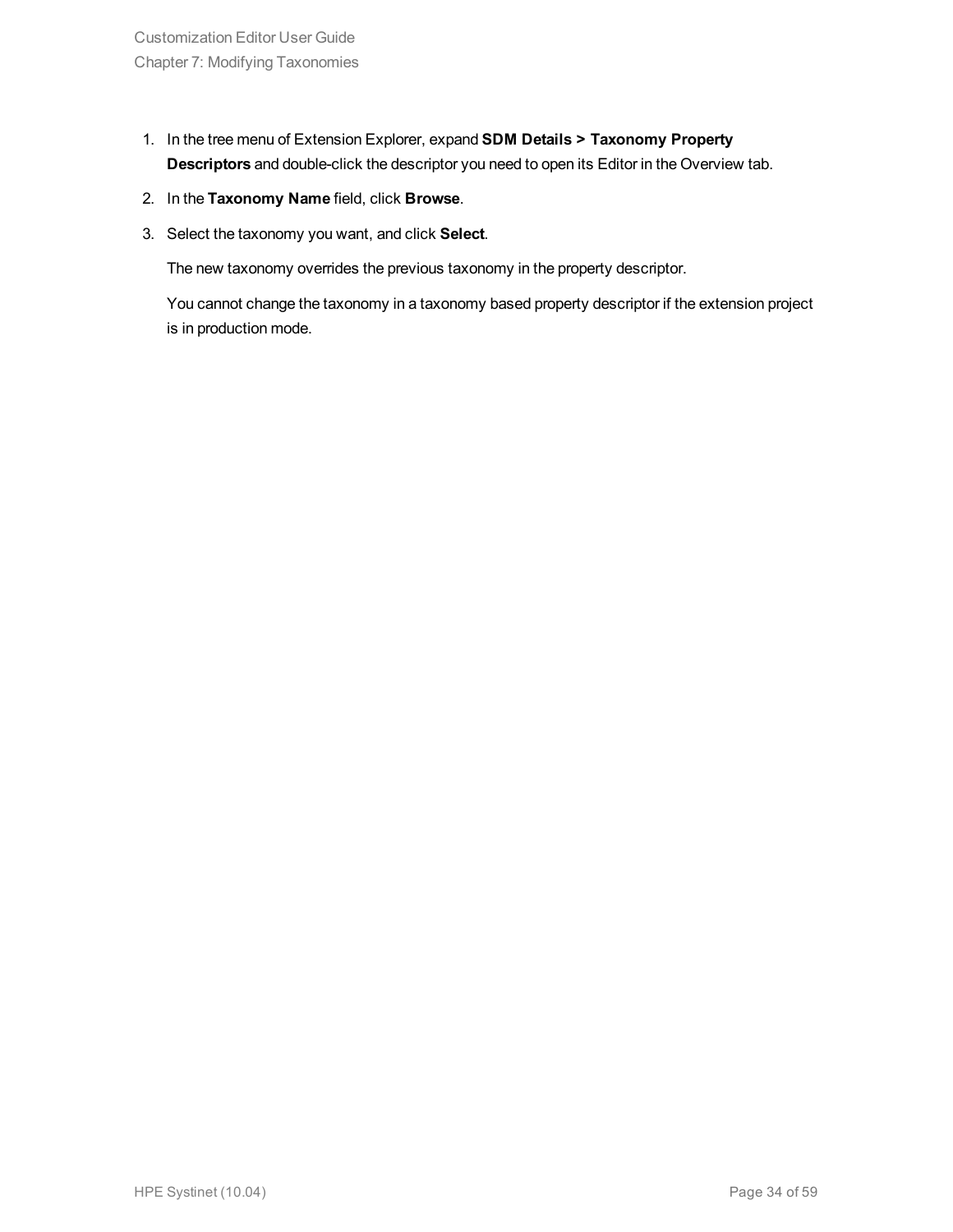1. In the tree menu of Extension Explorer, expand **SDM Details > Taxonomy Property Descriptors** and double-click the descriptor you need to open its Editor in the Overview tab.
2. In the **Taxonomy Name** field, click **Browse**.
3. Select the taxonomy you want, and click **Select**.

   The new taxonomy overrides the previous taxonomy in the property descriptor.

   You cannot change the taxonomy in a taxonomy based property descriptor if the extension project is in production mode.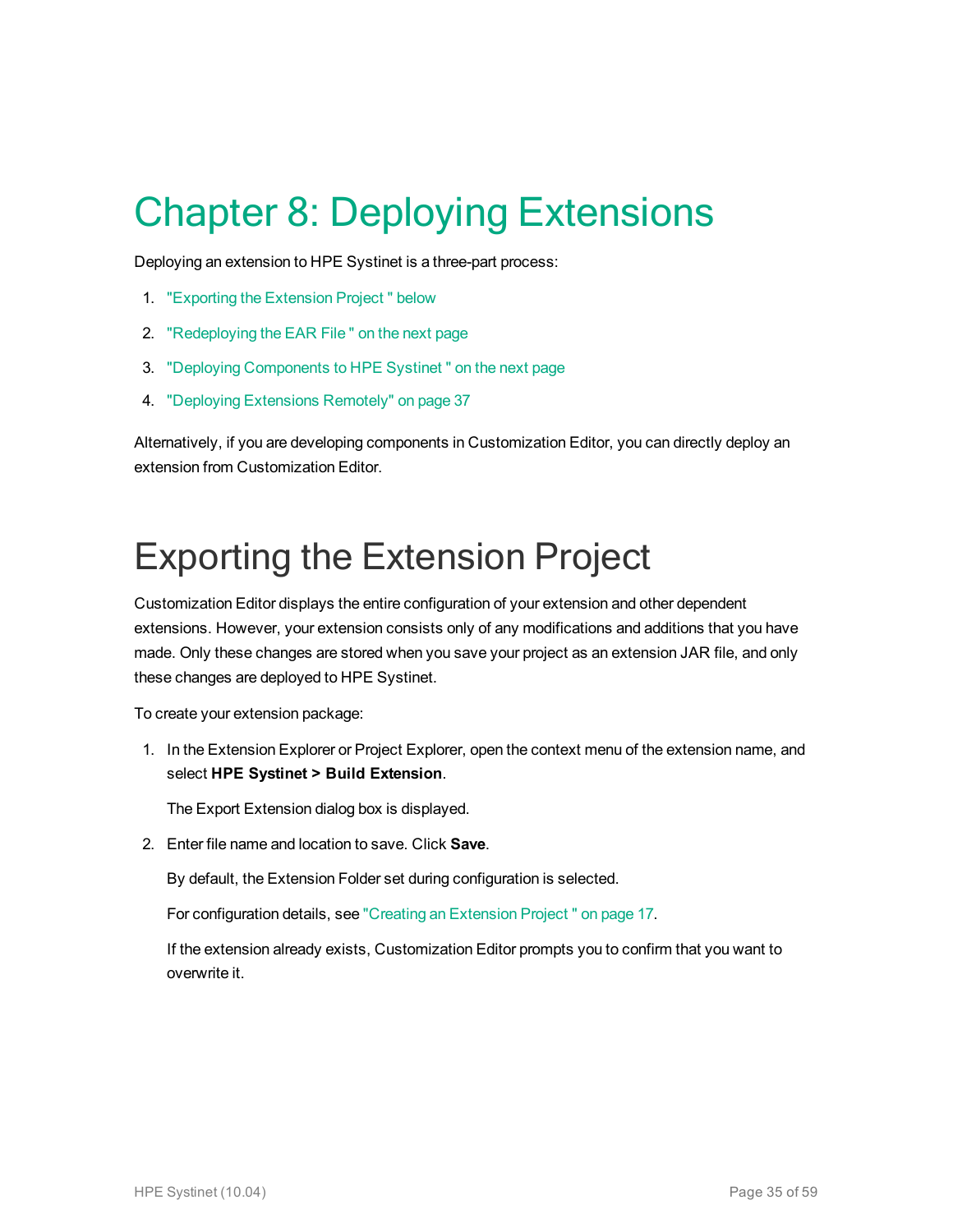# Chapter 8: Deploying Extensions

Deploying an extension to HPE Systinet is a three-part process:

1. "Exporting the Extension Project " below
2. "Redeploying the EAR File " on the next page
3. "Deploying Components to HPE Systinet " on the next page
4. "Deploying Extensions Remotely" on page 37

Alternatively, if you are developing components in Customization Editor, you can directly deploy an extension from Customization Editor.

## Exporting the Extension Project

Customization Editor displays the entire configuration of your extension and other dependent extensions. However, your extension consists only of any modifications and additions that you have made. Only these changes are stored when you save your project as an extension JAR file, and only these changes are deployed to HPE Systinet.

To create your extension package:

1. In the Extension Explorer or Project Explorer, open the context menu of the extension name, and select **HPE Systinet > Build Extension**.

   The Export Extension dialog box is displayed.

2. Enter file name and location to save. Click **Save**.

   By default, the Extension Folder set during configuration is selected.

   For configuration details, see "Creating an Extension Project " on page 17.

   If the extension already exists, Customization Editor prompts you to confirm that you want to overwrite it.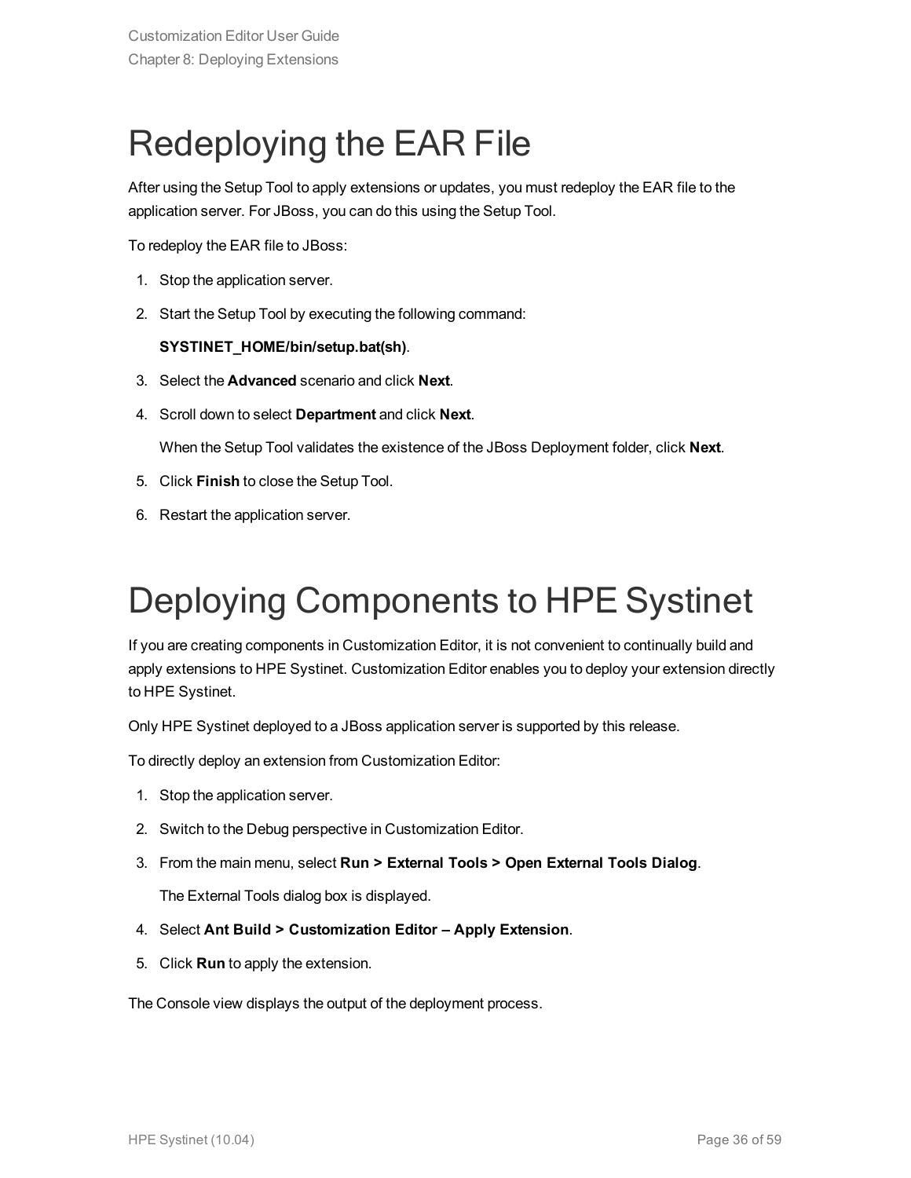# Redeploying the EAR File

After using the Setup Tool to apply extensions or updates, you must redeploy the EAR file to the application server. For JBoss, you can do this using the Setup Tool.

To redeploy the EAR file to JBoss:

1. Stop the application server.
2. Start the Setup Tool by executing the following command:

   **SYSTINET_HOME/bin/setup.bat(sh)**.

3. Select the **Advanced** scenario and click **Next**.
4. Scroll down to select **Department** and click **Next**.

   When the Setup Tool validates the existence of the JBoss Deployment folder, click **Next**.

5. Click **Finish** to close the Setup Tool.
6. Restart the application server.

# Deploying Components to HPE Systinet

If you are creating components in Customization Editor, it is not convenient to continually build and apply extensions to HPE Systinet. Customization Editor enables you to deploy your extension directly to HPE Systinet.

Only HPE Systinet deployed to a JBoss application server is supported by this release.

To directly deploy an extension from Customization Editor:

1. Stop the application server.
2. Switch to the Debug perspective in Customization Editor.
3. From the main menu, select **Run > External Tools > Open External Tools Dialog**.

   The External Tools dialog box is displayed.

4. Select **Ant Build > Customization Editor – Apply Extension**.
5. Click **Run** to apply the extension.

The Console view displays the output of the deployment process.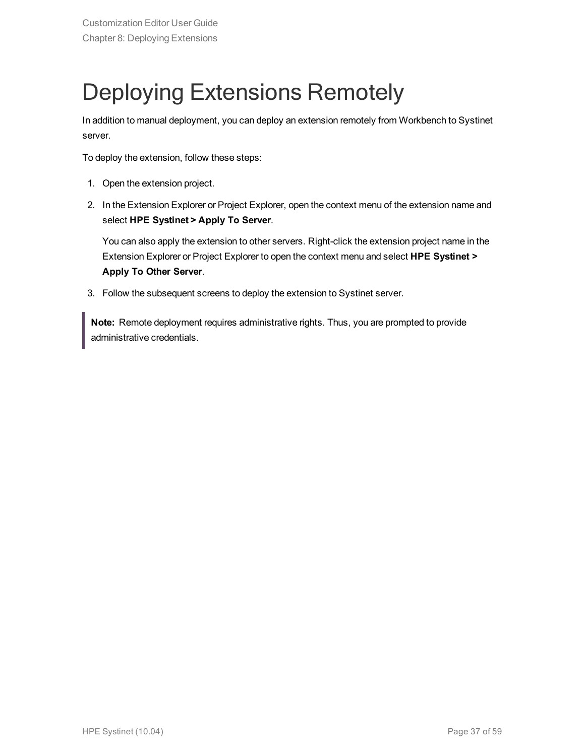# Deploying Extensions Remotely

In addition to manual deployment, you can deploy an extension remotely from Workbench to Systinet server.

To deploy the extension, follow these steps:

1. Open the extension project.
2. In the Extension Explorer or Project Explorer, open the context menu of the extension name and select **HPE Systinet > Apply To Server**.

   You can also apply the extension to other servers. Right-click the extension project name in the Extension Explorer or Project Explorer to open the context menu and select **HPE Systinet > Apply To Other Server**.
3. Follow the subsequent screens to deploy the extension to Systinet server.

> **Note:** Remote deployment requires administrative rights. Thus, you are prompted to provide administrative credentials.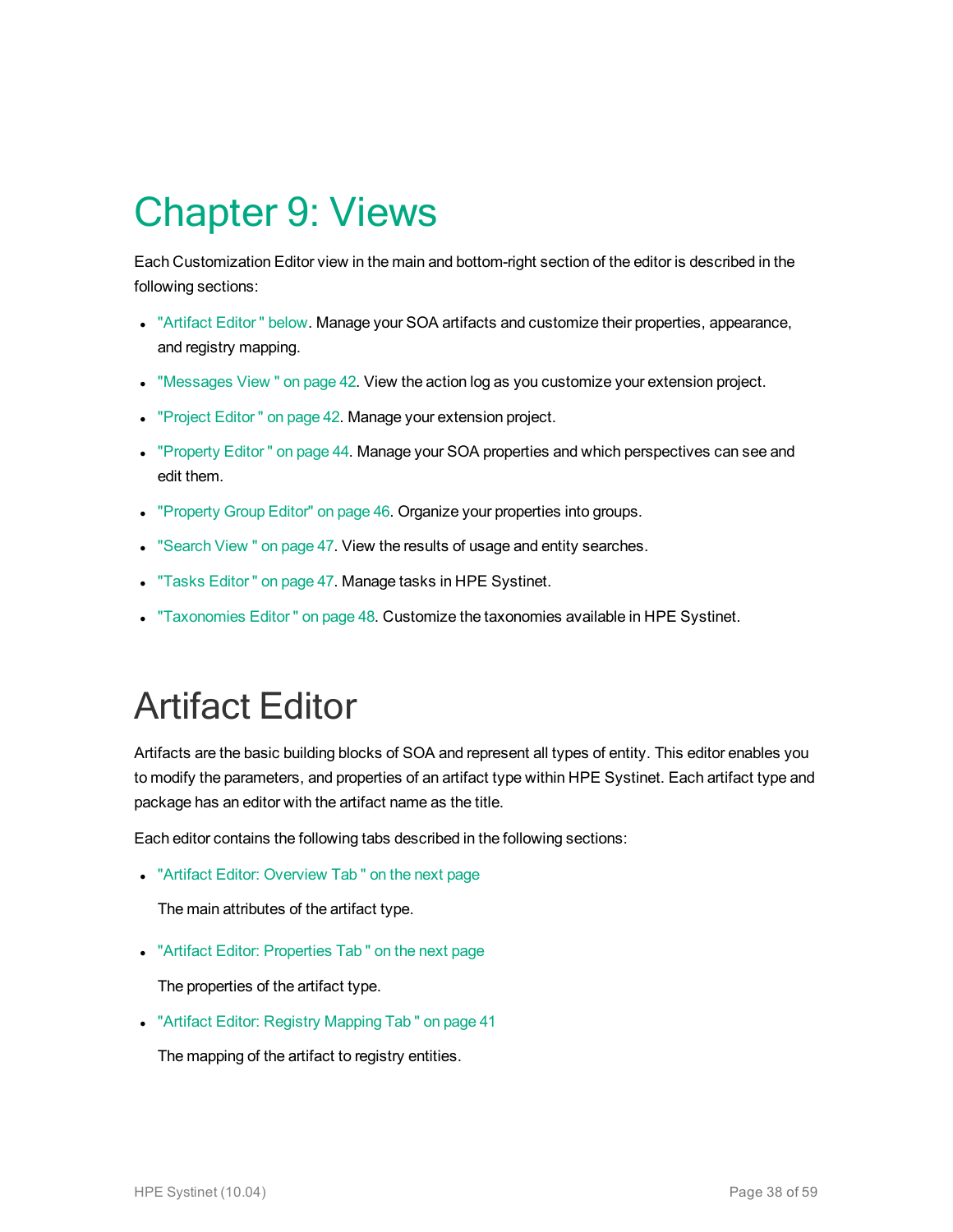# Chapter 9: Views

Each Customization Editor view in the main and bottom-right section of the editor is described in the following sections:

- "Artifact Editor " below. Manage your SOA artifacts and customize their properties, appearance, and registry mapping.
- "Messages View " on page 42. View the action log as you customize your extension project.
- "Project Editor " on page 42. Manage your extension project.
- "Property Editor " on page 44. Manage your SOA properties and which perspectives can see and edit them.
- "Property Group Editor" on page 46. Organize your properties into groups.
- "Search View " on page 47. View the results of usage and entity searches.
- "Tasks Editor " on page 47. Manage tasks in HPE Systinet.
- "Taxonomies Editor " on page 48. Customize the taxonomies available in HPE Systinet.

## Artifact Editor

Artifacts are the basic building blocks of SOA and represent all types of entity. This editor enables you to modify the parameters, and properties of an artifact type within HPE Systinet. Each artifact type and package has an editor with the artifact name as the title.

Each editor contains the following tabs described in the following sections:

- "Artifact Editor: Overview Tab " on the next page

  The main attributes of the artifact type.

- "Artifact Editor: Properties Tab " on the next page

  The properties of the artifact type.

- "Artifact Editor: Registry Mapping Tab " on page 41

  The mapping of the artifact to registry entities.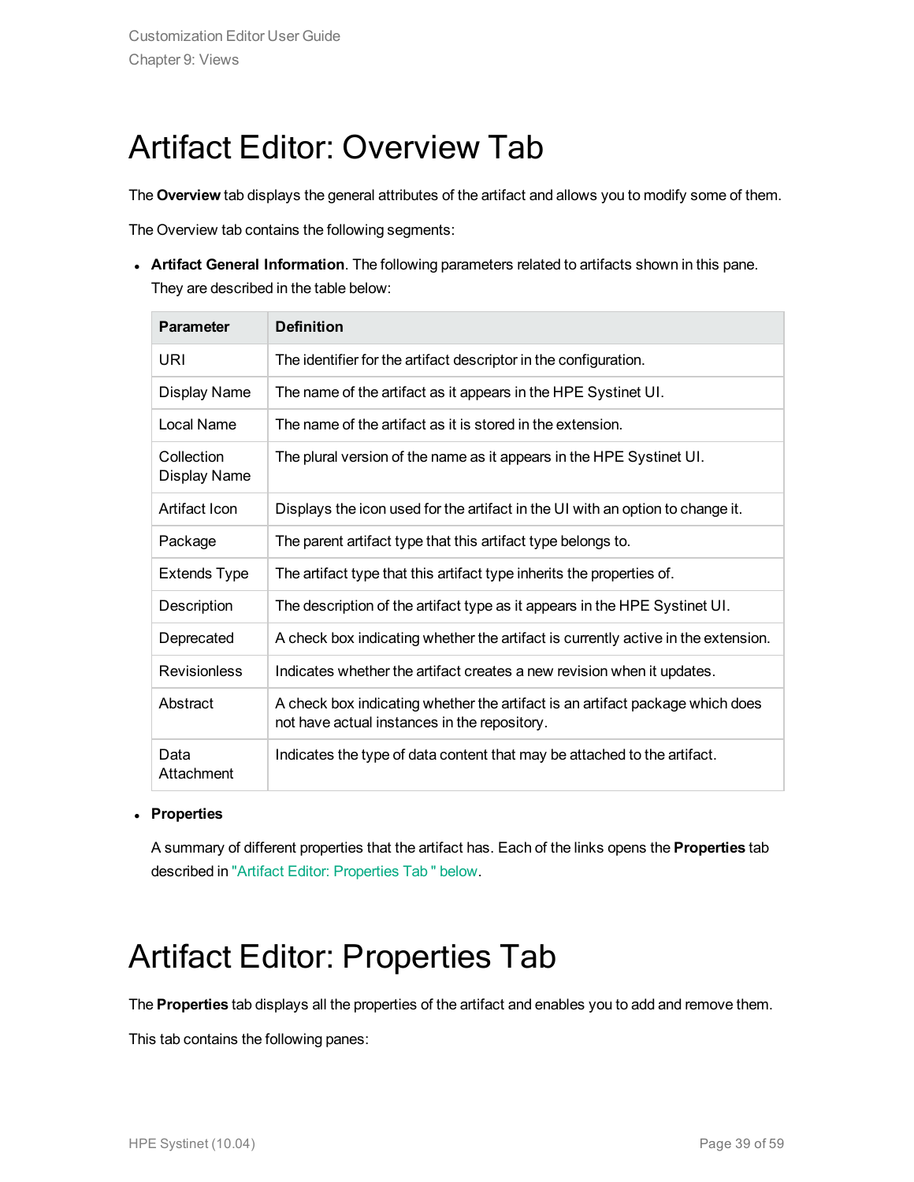# Artifact Editor: Overview Tab

The **Overview** tab displays the general attributes of the artifact and allows you to modify some of them.

The Overview tab contains the following segments:

- **Artifact General Information**. The following parameters related to artifacts shown in this pane. They are described in the table below:

| Parameter | Definition |
|---|---|
| URI | The identifier for the artifact descriptor in the configuration. |
| Display Name | The name of the artifact as it appears in the HPE Systinet UI. |
| Local Name | The name of the artifact as it is stored in the extension. |
| Collection Display Name | The plural version of the name as it appears in the HPE Systinet UI. |
| Artifact Icon | Displays the icon used for the artifact in the UI with an option to change it. |
| Package | The parent artifact type that this artifact type belongs to. |
| Extends Type | The artifact type that this artifact type inherits the properties of. |
| Description | The description of the artifact type as it appears in the HPE Systinet UI. |
| Deprecated | A check box indicating whether the artifact is currently active in the extension. |
| Revisionless | Indicates whether the artifact creates a new revision when it updates. |
| Abstract | A check box indicating whether the artifact is an artifact package which does not have actual instances in the repository. |
| Data Attachment | Indicates the type of data content that may be attached to the artifact. |

- **Properties**

  A summary of different properties that the artifact has. Each of the links opens the **Properties** tab described in "Artifact Editor: Properties Tab " below.

# Artifact Editor: Properties Tab

The **Properties** tab displays all the properties of the artifact and enables you to add and remove them.

This tab contains the following panes: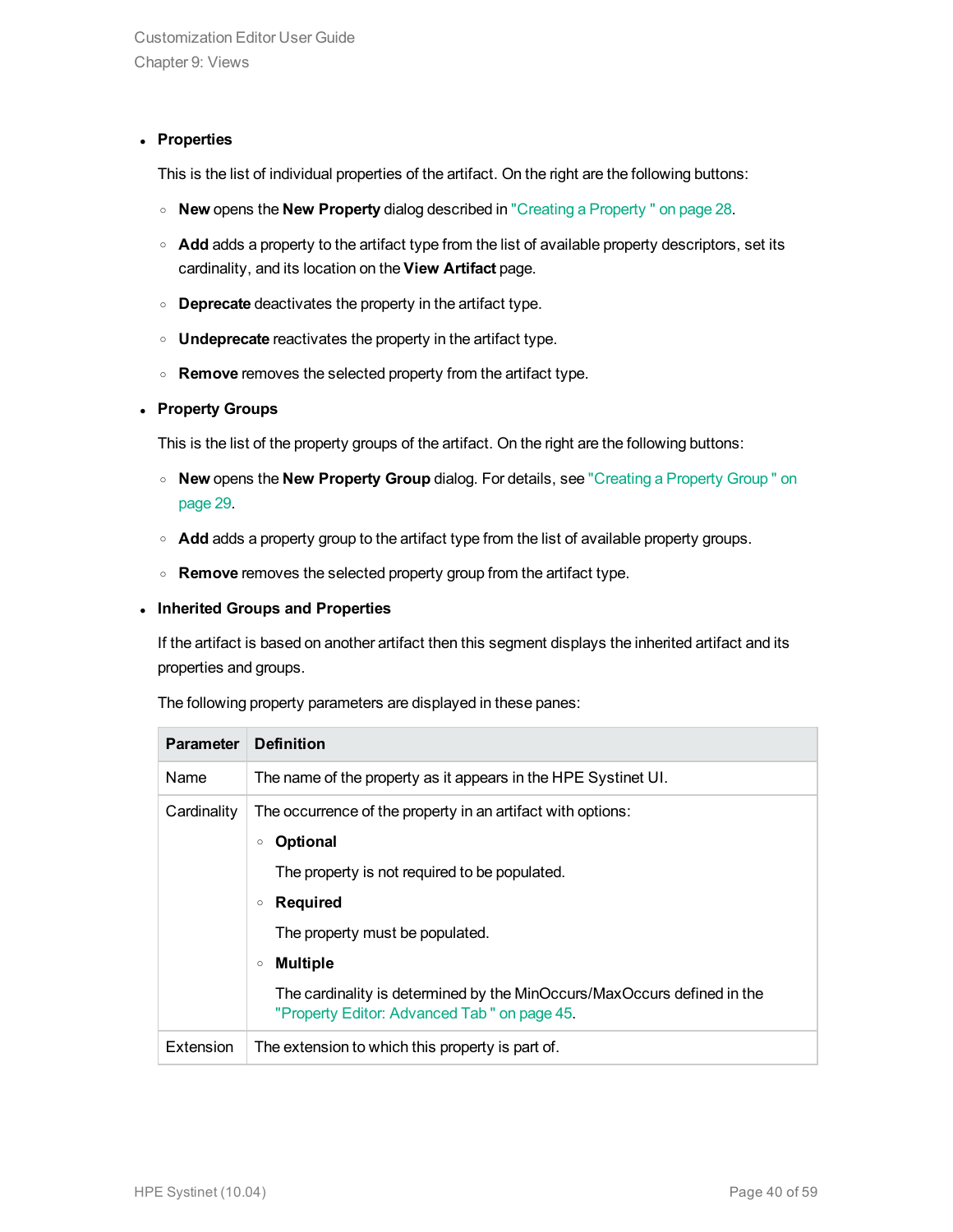- **Properties**

  This is the list of individual properties of the artifact. On the right are the following buttons:

  - **New** opens the **New Property** dialog described in "Creating a Property " on page 28.
  - **Add** adds a property to the artifact type from the list of available property descriptors, set its cardinality, and its location on the **View Artifact** page.
  - **Deprecate** deactivates the property in the artifact type.
  - **Undeprecate** reactivates the property in the artifact type.
  - **Remove** removes the selected property from the artifact type.

- **Property Groups**

  This is the list of the property groups of the artifact. On the right are the following buttons:

  - **New** opens the **New Property Group** dialog. For details, see "Creating a Property Group " on page 29.
  - **Add** adds a property group to the artifact type from the list of available property groups.
  - **Remove** removes the selected property group from the artifact type.

- **Inherited Groups and Properties**

  If the artifact is based on another artifact then this segment displays the inherited artifact and its properties and groups.

  The following property parameters are displayed in these panes:

| Parameter | Definition |
| --- | --- |
| Name | The name of the property as it appears in the HPE Systinet UI. |
| Cardinality | The occurrence of the property in an artifact with options:<br>◦ **Optional**<br>The property is not required to be populated.<br>◦ **Required**<br>The property must be populated.<br>◦ **Multiple**<br>The cardinality is determined by the MinOccurs/MaxOccurs defined in the "Property Editor: Advanced Tab " on page 45. |
| Extension | The extension to which this property is part of. |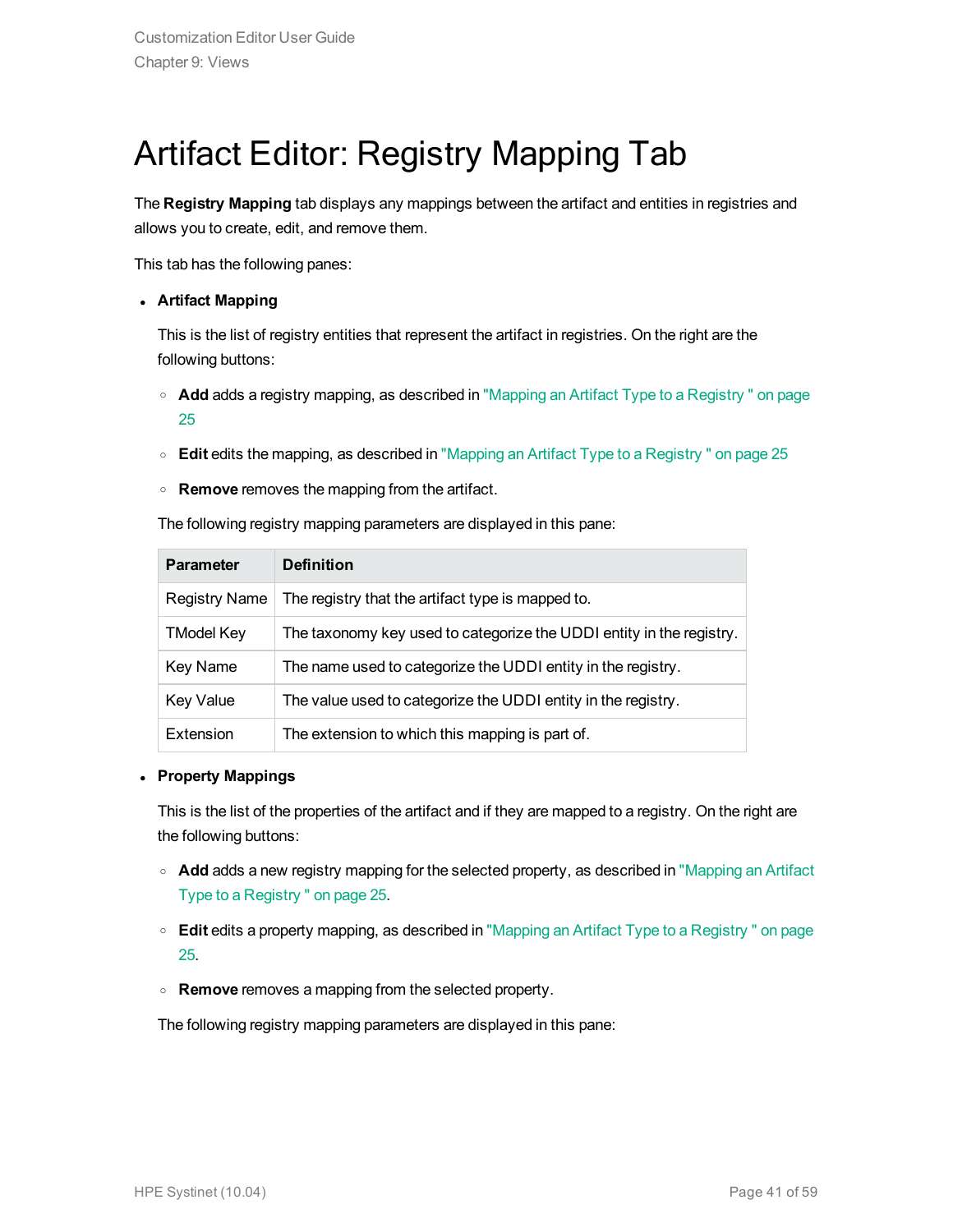# Artifact Editor: Registry Mapping Tab

The **Registry Mapping** tab displays any mappings between the artifact and entities in registries and allows you to create, edit, and remove them.

This tab has the following panes:

- **Artifact Mapping**

  This is the list of registry entities that represent the artifact in registries. On the right are the following buttons:

  - **Add** adds a registry mapping, as described in "Mapping an Artifact Type to a Registry " on page 25
  - **Edit** edits the mapping, as described in "Mapping an Artifact Type to a Registry " on page 25
  - **Remove** removes the mapping from the artifact.

  The following registry mapping parameters are displayed in this pane:

  | Parameter | Definition |
  | --- | --- |
  | Registry Name | The registry that the artifact type is mapped to. |
  | TModel Key | The taxonomy key used to categorize the UDDI entity in the registry. |
  | Key Name | The name used to categorize the UDDI entity in the registry. |
  | Key Value | The value used to categorize the UDDI entity in the registry. |
  | Extension | The extension to which this mapping is part of. |

- **Property Mappings**

  This is the list of the properties of the artifact and if they are mapped to a registry. On the right are the following buttons:

  - **Add** adds a new registry mapping for the selected property, as described in "Mapping an Artifact Type to a Registry " on page 25.
  - **Edit** edits a property mapping, as described in "Mapping an Artifact Type to a Registry " on page 25.
  - **Remove** removes a mapping from the selected property.

  The following registry mapping parameters are displayed in this pane: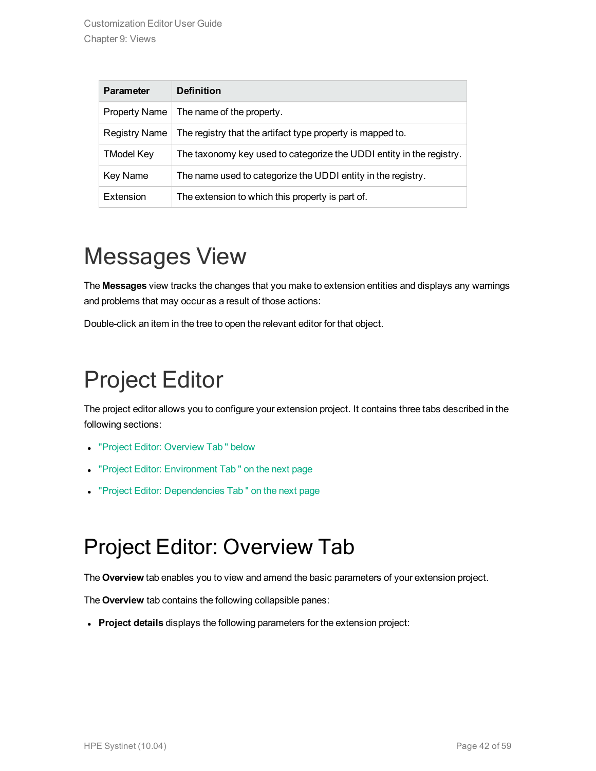| Parameter | Definition |
|---|---|
| Property Name | The name of the property. |
| Registry Name | The registry that the artifact type property is mapped to. |
| TModel Key | The taxonomy key used to categorize the UDDI entity in the registry. |
| Key Name | The name used to categorize the UDDI entity in the registry. |
| Extension | The extension to which this property is part of. |

# Messages View

The **Messages** view tracks the changes that you make to extension entities and displays any warnings and problems that may occur as a result of those actions:

Double-click an item in the tree to open the relevant editor for that object.

# Project Editor

The project editor allows you to configure your extension project. It contains three tabs described in the following sections:

- "Project Editor: Overview Tab " below
- "Project Editor: Environment Tab " on the next page
- "Project Editor: Dependencies Tab " on the next page

# Project Editor: Overview Tab

The **Overview** tab enables you to view and amend the basic parameters of your extension project.

The **Overview** tab contains the following collapsible panes:

- **Project details** displays the following parameters for the extension project: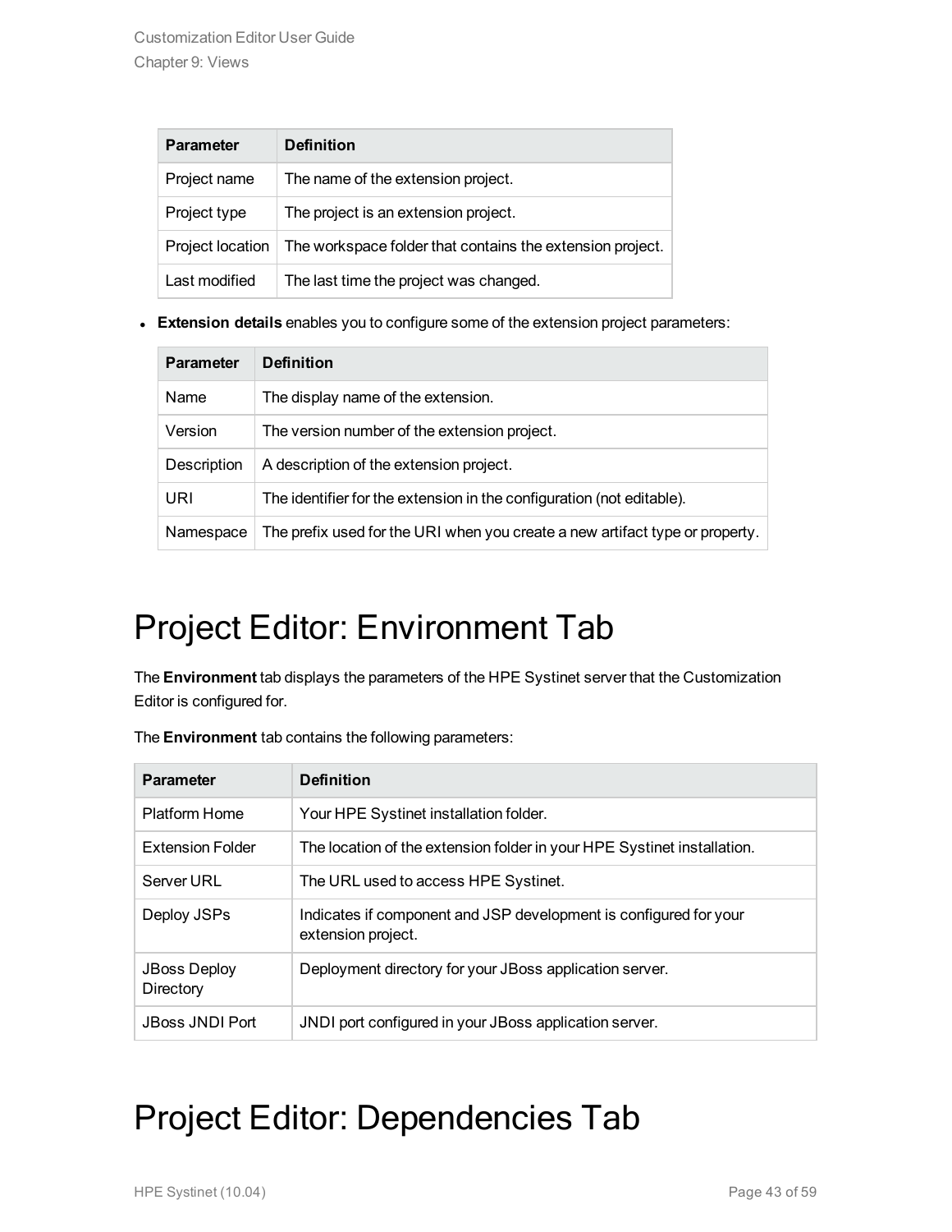| Parameter | Definition |
| --- | --- |
| Project name | The name of the extension project. |
| Project type | The project is an extension project. |
| Project location | The workspace folder that contains the extension project. |
| Last modified | The last time the project was changed. |

- **Extension details** enables you to configure some of the extension project parameters:

| Parameter | Definition |
| --- | --- |
| Name | The display name of the extension. |
| Version | The version number of the extension project. |
| Description | A description of the extension project. |
| URI | The identifier for the extension in the configuration (not editable). |
| Namespace | The prefix used for the URI when you create a new artifact type or property. |

# Project Editor: Environment Tab

The **Environment** tab displays the parameters of the HPE Systinet server that the Customization Editor is configured for.

The **Environment** tab contains the following parameters:

| Parameter | Definition |
| --- | --- |
| Platform Home | Your HPE Systinet installation folder. |
| Extension Folder | The location of the extension folder in your HPE Systinet installation. |
| Server URL | The URL used to access HPE Systinet. |
| Deploy JSPs | Indicates if component and JSP development is configured for your extension project. |
| JBoss Deploy Directory | Deployment directory for your JBoss application server. |
| JBoss JNDI Port | JNDI port configured in your JBoss application server. |

# Project Editor: Dependencies Tab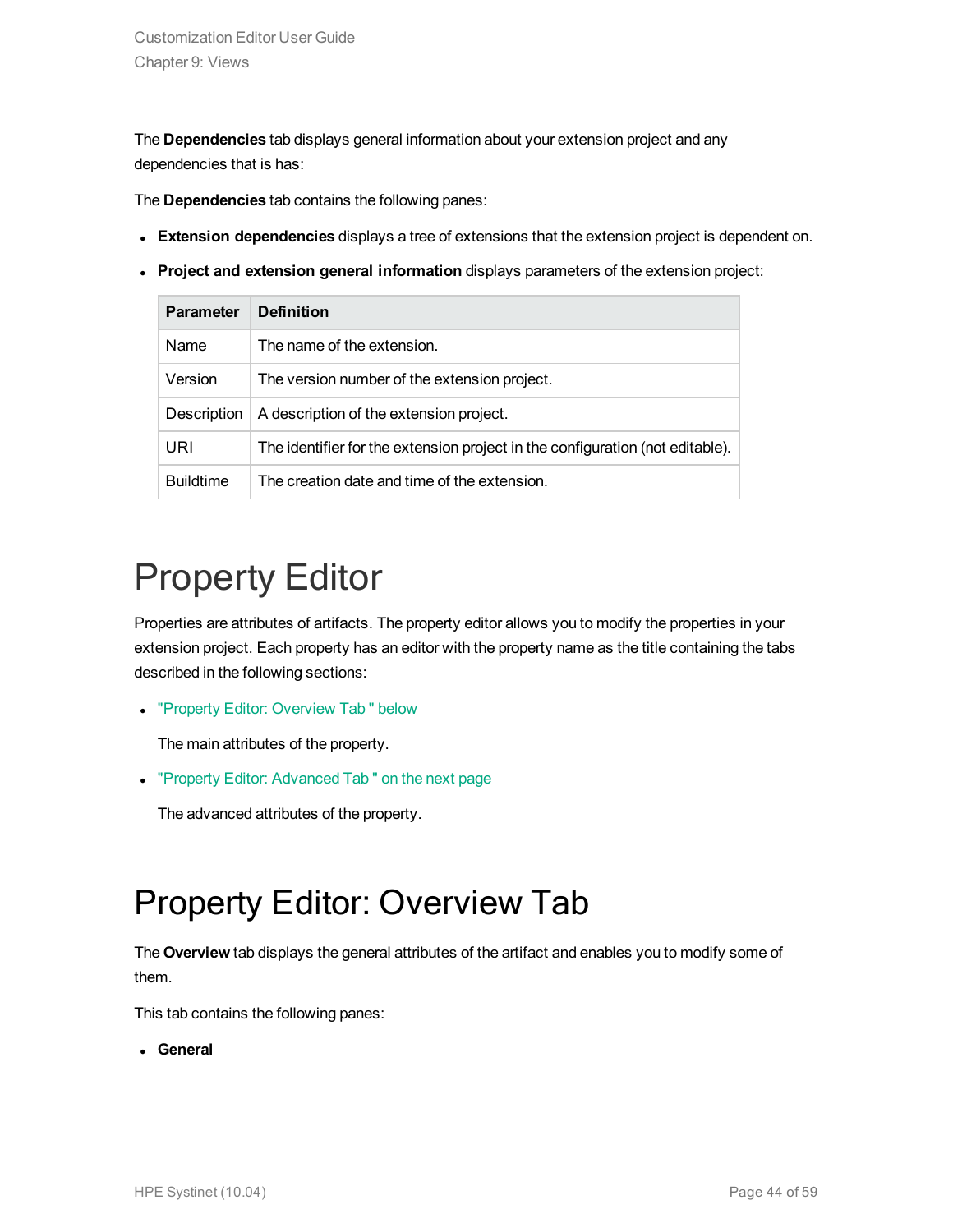The **Dependencies** tab displays general information about your extension project and any dependencies that is has:

The **Dependencies** tab contains the following panes:

- **Extension dependencies** displays a tree of extensions that the extension project is dependent on.
- **Project and extension general information** displays parameters of the extension project:

| Parameter | Definition |
| --- | --- |
| Name | The name of the extension. |
| Version | The version number of the extension project. |
| Description | A description of the extension project. |
| URI | The identifier for the extension project in the configuration (not editable). |
| Buildtime | The creation date and time of the extension. |

# Property Editor

Properties are attributes of artifacts. The property editor allows you to modify the properties in your extension project. Each property has an editor with the property name as the title containing the tabs described in the following sections:

- "Property Editor: Overview Tab " below

  The main attributes of the property.

- "Property Editor: Advanced Tab " on the next page

  The advanced attributes of the property.

# Property Editor: Overview Tab

The **Overview** tab displays the general attributes of the artifact and enables you to modify some of them.

This tab contains the following panes:

- **General**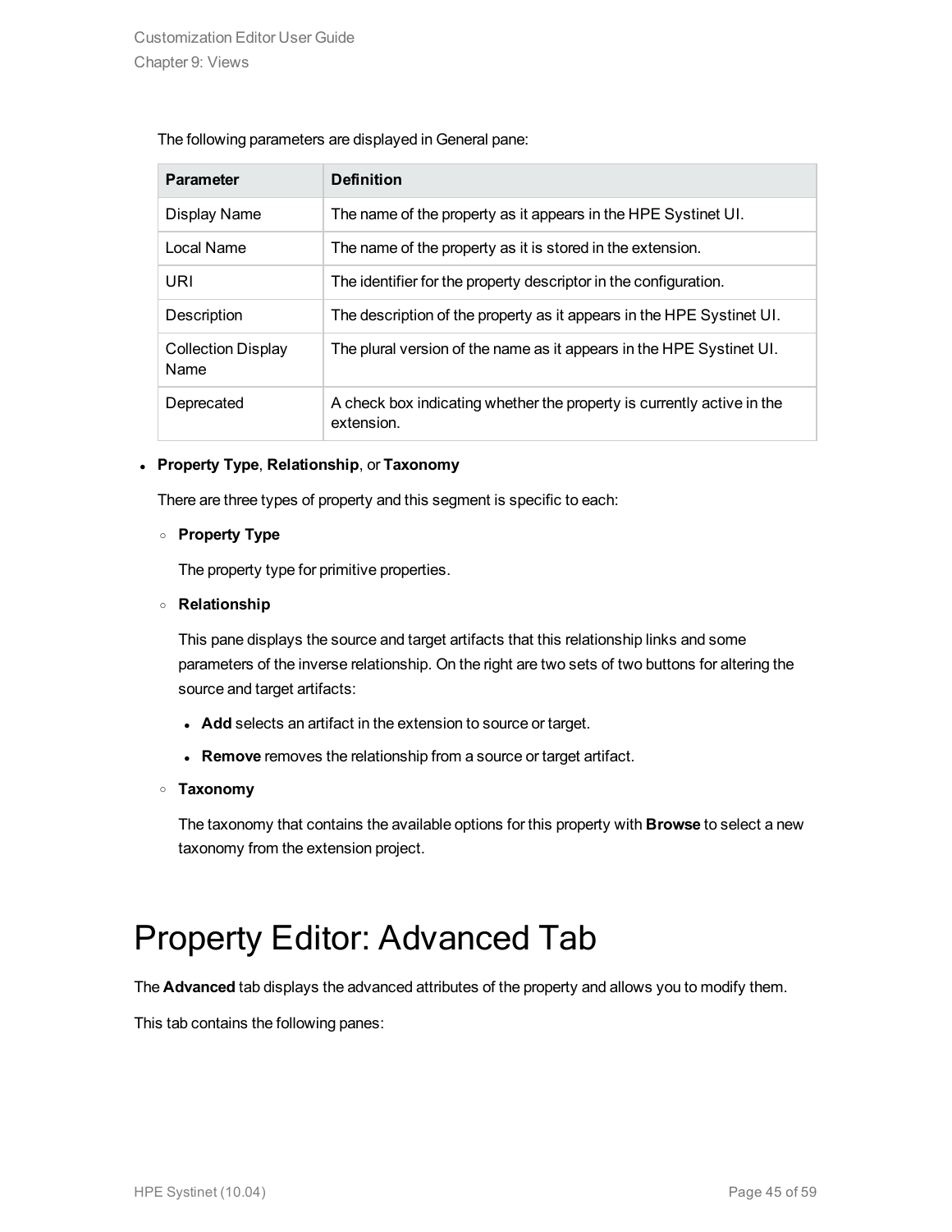The following parameters are displayed in General pane:

| Parameter | Definition |
| --- | --- |
| Display Name | The name of the property as it appears in the HPE Systinet UI. |
| Local Name | The name of the property as it is stored in the extension. |
| URI | The identifier for the property descriptor in the configuration. |
| Description | The description of the property as it appears in the HPE Systinet UI. |
| Collection Display Name | The plural version of the name as it appears in the HPE Systinet UI. |
| Deprecated | A check box indicating whether the property is currently active in the extension. |

- **Property Type**, **Relationship**, or **Taxonomy**

  There are three types of property and this segment is specific to each:

  - **Property Type**

    The property type for primitive properties.

  - **Relationship**

    This pane displays the source and target artifacts that this relationship links and some parameters of the inverse relationship. On the right are two sets of two buttons for altering the source and target artifacts:

    - **Add** selects an artifact in the extension to source or target.
    - **Remove** removes the relationship from a source or target artifact.

  - **Taxonomy**

    The taxonomy that contains the available options for this property with **Browse** to select a new taxonomy from the extension project.

# Property Editor: Advanced Tab

The **Advanced** tab displays the advanced attributes of the property and allows you to modify them.

This tab contains the following panes: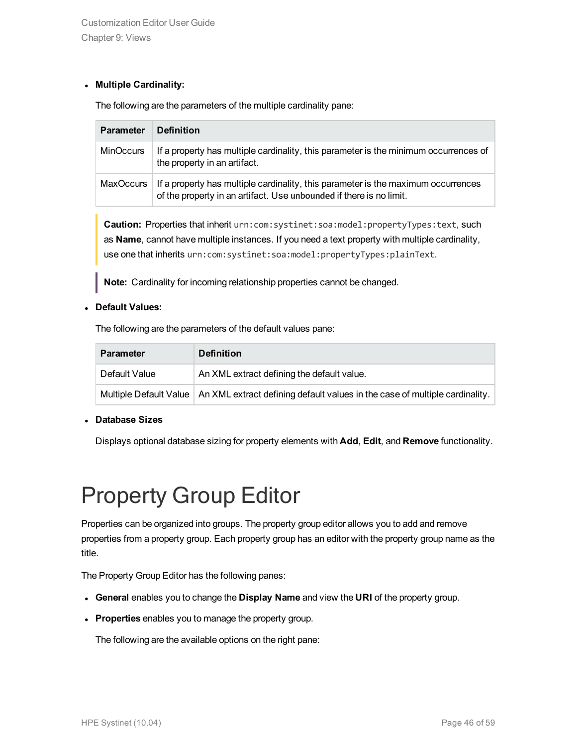- **Multiple Cardinality:**

  The following are the parameters of the multiple cardinality pane:

| Parameter | Definition |
|---|---|
| MinOccurs | If a property has multiple cardinality, this parameter is the minimum occurrences of the property in an artifact. |
| MaxOccurs | If a property has multiple cardinality, this parameter is the maximum occurrences of the property in an artifact. Use `unbounded` if there is no limit. |

> **Caution:** Properties that inherit `urn:com:systinet:soa:model:propertyTypes:text`, such as **Name**, cannot have multiple instances. If you need a text property with multiple cardinality, use one that inherits `urn:com:systinet:soa:model:propertyTypes:plainText`.

> **Note:** Cardinality for incoming relationship properties cannot be changed.

- **Default Values:**

  The following are the parameters of the default values pane:

| Parameter | Definition |
|---|---|
| Default Value | An XML extract defining the default value. |
| Multiple Default Value | An XML extract defining default values in the case of multiple cardinality. |

- **Database Sizes**

  Displays optional database sizing for property elements with **Add**, **Edit**, and **Remove** functionality.

# Property Group Editor

Properties can be organized into groups. The property group editor allows you to add and remove properties from a property group. Each property group has an editor with the property group name as the title.

The Property Group Editor has the following panes:

- **General** enables you to change the **Display Name** and view the **URI** of the property group.
- **Properties** enables you to manage the property group.

  The following are the available options on the right pane: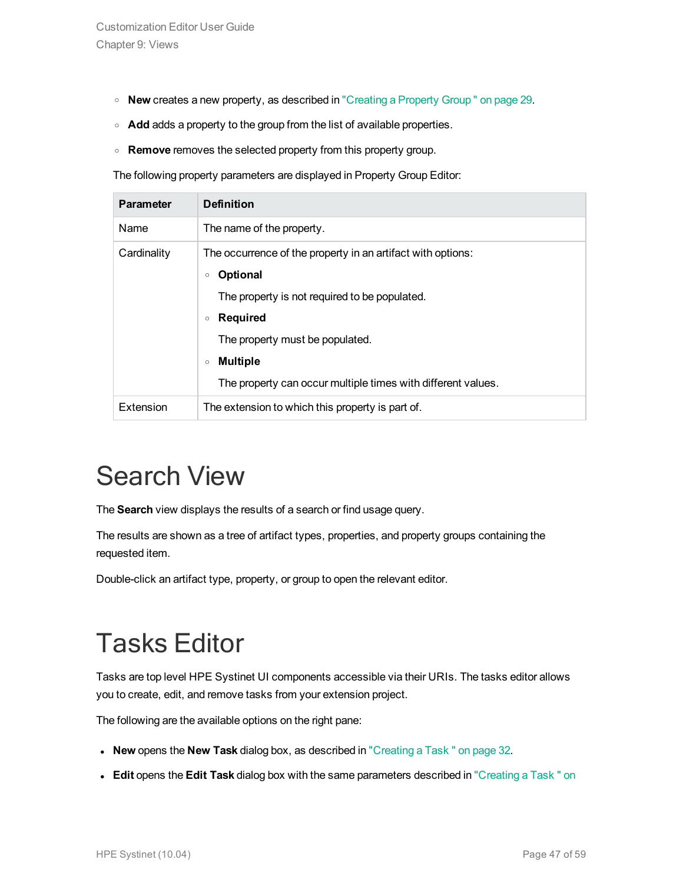- **New** creates a new property, as described in "Creating a Property Group " on page 29.
- **Add** adds a property to the group from the list of available properties.
- **Remove** removes the selected property from this property group.

The following property parameters are displayed in Property Group Editor:

| Parameter | Definition |
|---|---|
| Name | The name of the property. |
| Cardinality | The occurrence of the property in an artifact with options:<br>◦ **Optional**<br>The property is not required to be populated.<br>◦ **Required**<br>The property must be populated.<br>◦ **Multiple**<br>The property can occur multiple times with different values. |
| Extension | The extension to which this property is part of. |

# Search View

The **Search** view displays the results of a search or find usage query.

The results are shown as a tree of artifact types, properties, and property groups containing the requested item.

Double-click an artifact type, property, or group to open the relevant editor.

# Tasks Editor

Tasks are top level HPE Systinet UI components accessible via their URIs. The tasks editor allows you to create, edit, and remove tasks from your extension project.

The following are the available options on the right pane:

- **New** opens the **New Task** dialog box, as described in "Creating a Task " on page 32.
- **Edit** opens the **Edit Task** dialog box with the same parameters described in "Creating a Task " on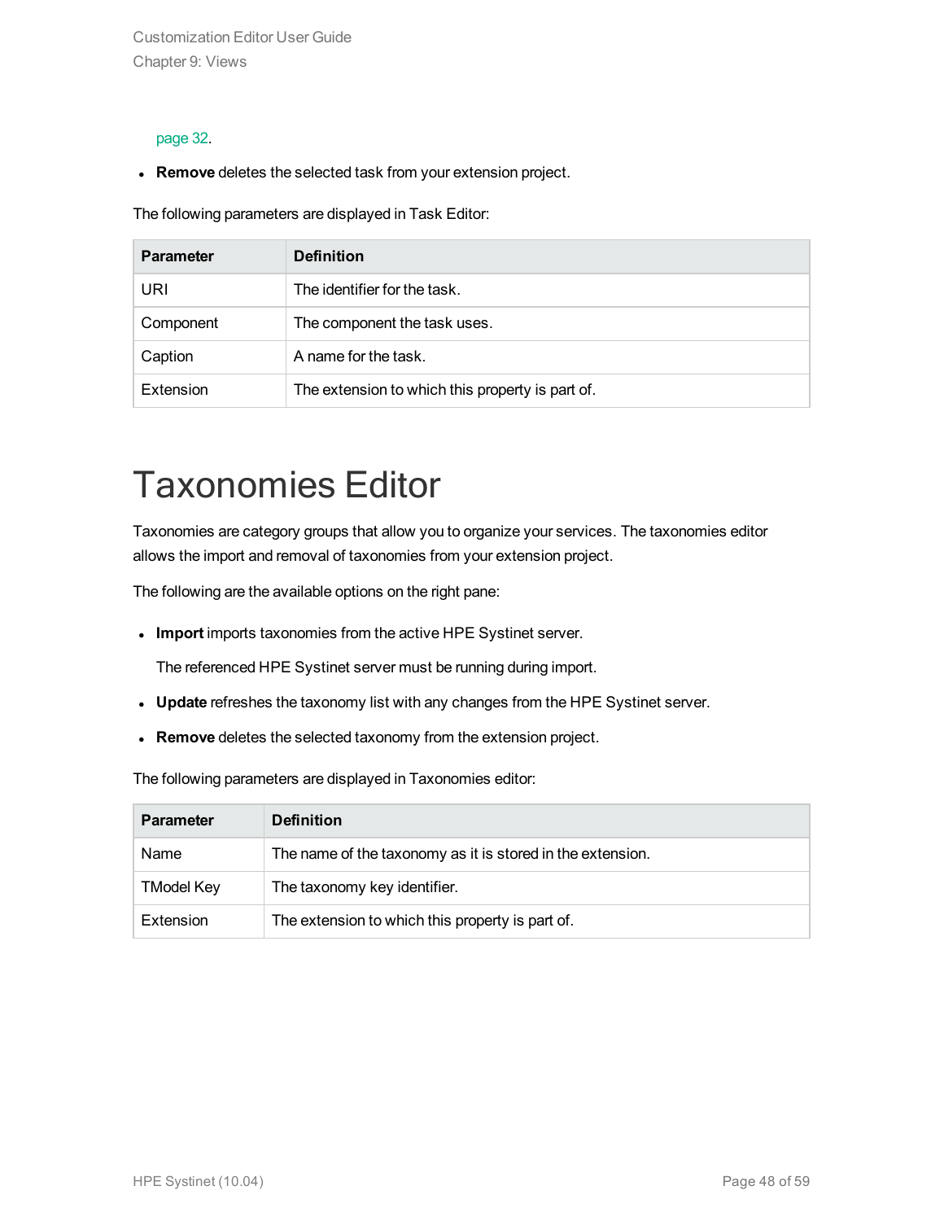page 32.

- **Remove** deletes the selected task from your extension project.

The following parameters are displayed in Task Editor:

| Parameter | Definition |
| --- | --- |
| URI | The identifier for the task. |
| Component | The component the task uses. |
| Caption | A name for the task. |
| Extension | The extension to which this property is part of. |

# Taxonomies Editor

Taxonomies are category groups that allow you to organize your services. The taxonomies editor allows the import and removal of taxonomies from your extension project.

The following are the available options on the right pane:

- **Import** imports taxonomies from the active HPE Systinet server.

  The referenced HPE Systinet server must be running during import.

- **Update** refreshes the taxonomy list with any changes from the HPE Systinet server.
- **Remove** deletes the selected taxonomy from the extension project.

The following parameters are displayed in Taxonomies editor:

| Parameter | Definition |
| --- | --- |
| Name | The name of the taxonomy as it is stored in the extension. |
| TModel Key | The taxonomy key identifier. |
| Extension | The extension to which this property is part of. |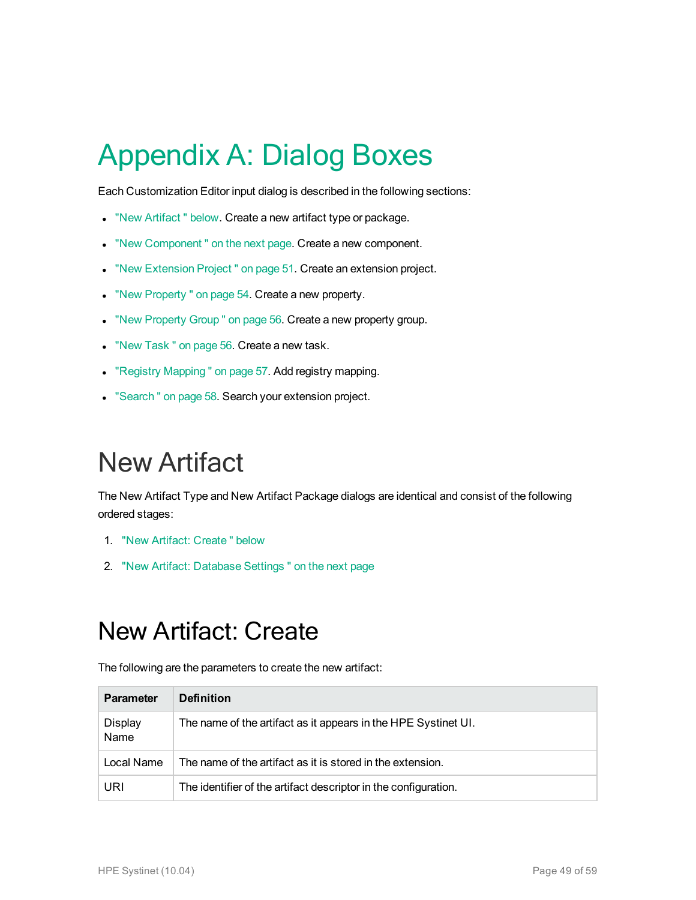# Appendix A: Dialog Boxes

Each Customization Editor input dialog is described in the following sections:

- "New Artifact " below. Create a new artifact type or package.
- "New Component " on the next page. Create a new component.
- "New Extension Project " on page 51. Create an extension project.
- "New Property " on page 54. Create a new property.
- "New Property Group " on page 56. Create a new property group.
- "New Task " on page 56. Create a new task.
- "Registry Mapping " on page 57. Add registry mapping.
- "Search " on page 58. Search your extension project.

# New Artifact

The New Artifact Type and New Artifact Package dialogs are identical and consist of the following ordered stages:

1. "New Artifact: Create " below
2. "New Artifact: Database Settings " on the next page

# New Artifact: Create

The following are the parameters to create the new artifact:

| Parameter | Definition |
| --- | --- |
| Display Name | The name of the artifact as it appears in the HPE Systinet UI. |
| Local Name | The name of the artifact as it is stored in the extension. |
| URI | The identifier of the artifact descriptor in the configuration. |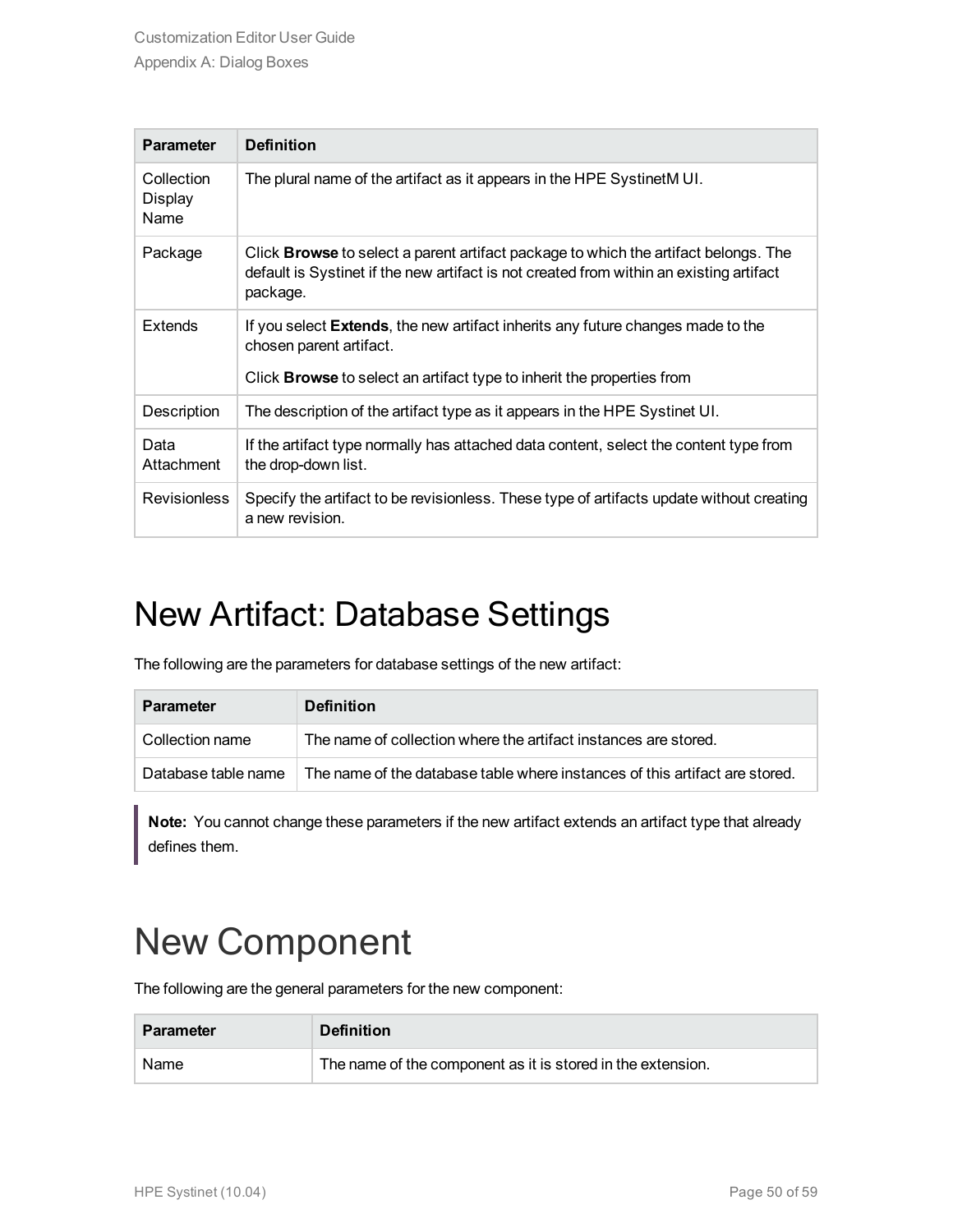| Parameter | Definition |
| --- | --- |
| Collection Display Name | The plural name of the artifact as it appears in the HPE SystinetM UI. |
| Package | Click **Browse** to select a parent artifact package to which the artifact belongs. The default is Systinet if the new artifact is not created from within an existing artifact package. |
| Extends | If you select **Extends**, the new artifact inherits any future changes made to the chosen parent artifact.<br><br>Click **Browse** to select an artifact type to inherit the properties from |
| Description | The description of the artifact type as it appears in the HPE Systinet UI. |
| Data Attachment | If the artifact type normally has attached data content, select the content type from the drop-down list. |
| Revisionless | Specify the artifact to be revisionless. These type of artifacts update without creating a new revision. |

# New Artifact: Database Settings

The following are the parameters for database settings of the new artifact:

| Parameter | Definition |
| --- | --- |
| Collection name | The name of collection where the artifact instances are stored. |
| Database table name | The name of the database table where instances of this artifact are stored. |

> **Note:** You cannot change these parameters if the new artifact extends an artifact type that already defines them.

# New Component

The following are the general parameters for the new component:

| Parameter | Definition |
| --- | --- |
| Name | The name of the component as it is stored in the extension. |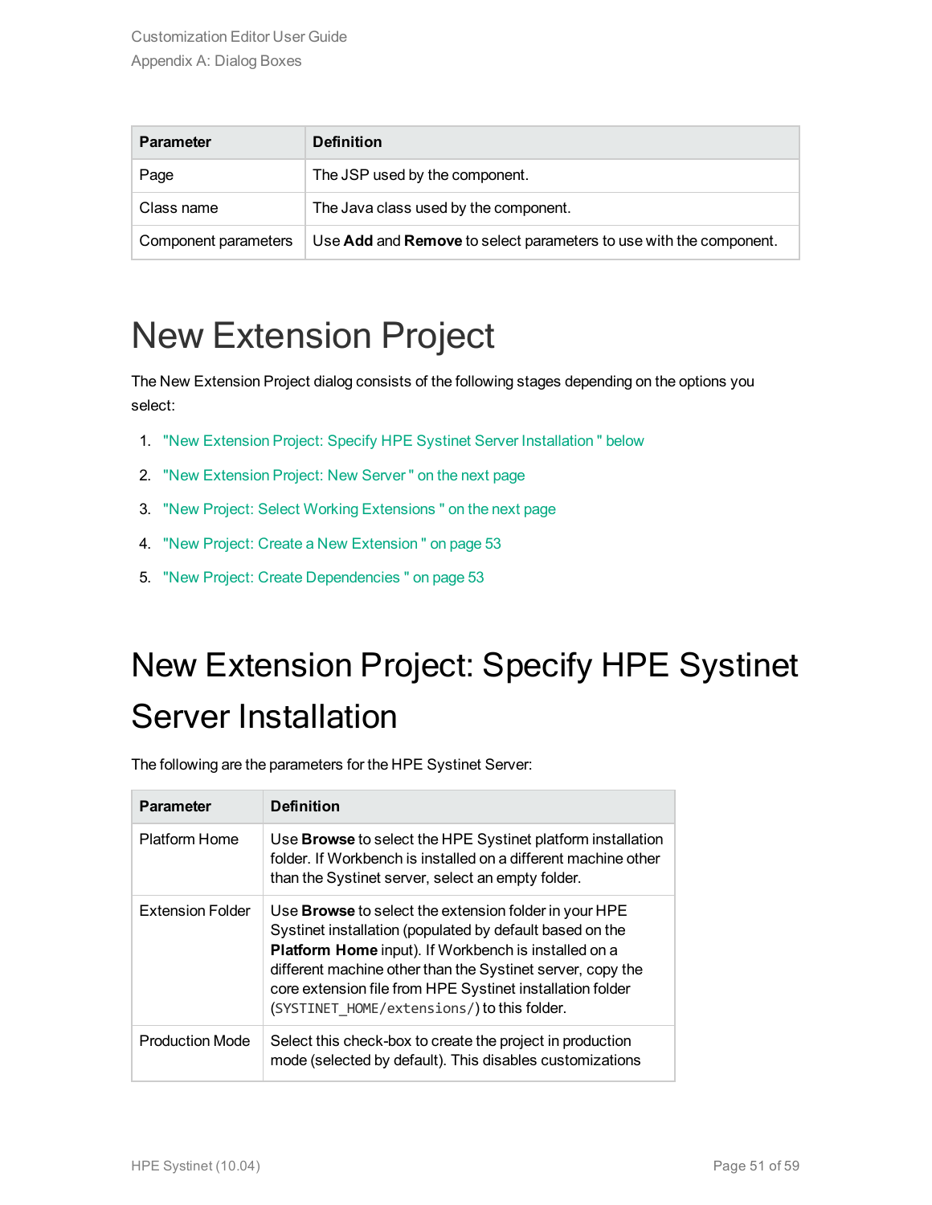| Parameter | Definition |
| --- | --- |
| Page | The JSP used by the component. |
| Class name | The Java class used by the component. |
| Component parameters | Use **Add** and **Remove** to select parameters to use with the component. |

# New Extension Project

The New Extension Project dialog consists of the following stages depending on the options you select:

1. "New Extension Project: Specify HPE Systinet Server Installation " below
2. "New Extension Project: New Server " on the next page
3. "New Project: Select Working Extensions " on the next page
4. "New Project: Create a New Extension " on page 53
5. "New Project: Create Dependencies " on page 53

# New Extension Project: Specify HPE Systinet Server Installation

The following are the parameters for the HPE Systinet Server:

| Parameter | Definition |
| --- | --- |
| Platform Home | Use **Browse** to select the HPE Systinet platform installation folder. If Workbench is installed on a different machine other than the Systinet server, select an empty folder. |
| Extension Folder | Use **Browse** to select the extension folder in your HPE Systinet installation (populated by default based on the **Platform Home** input). If Workbench is installed on a different machine other than the Systinet server, copy the core extension file from HPE Systinet installation folder (`SYSTINET_HOME/extensions/`) to this folder. |
| Production Mode | Select this check-box to create the project in production mode (selected by default). This disables customizations |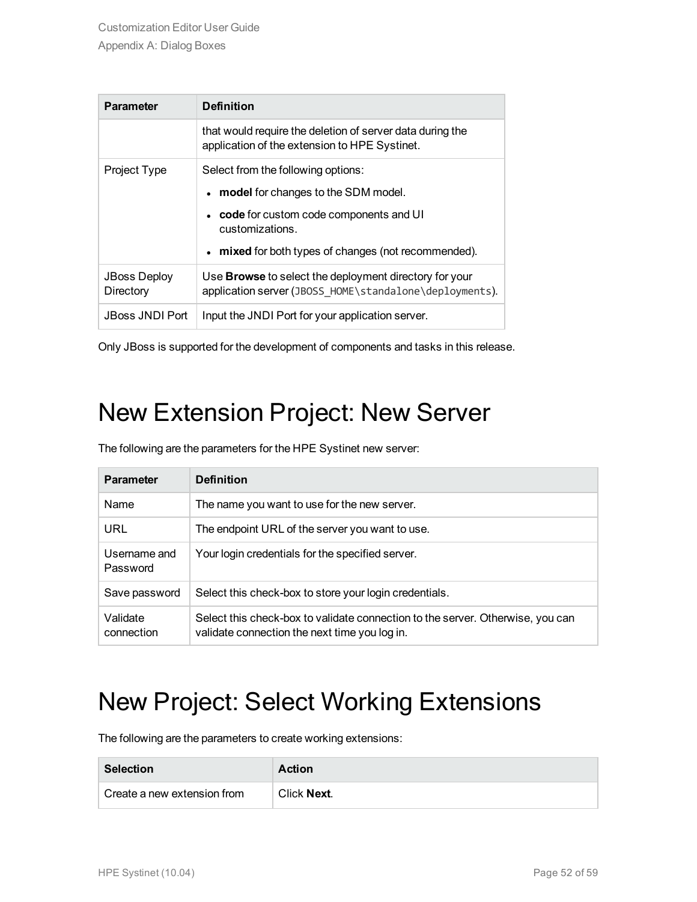| Parameter | Definition |
|---|---|
| | that would require the deletion of server data during the application of the extension to HPE Systinet. |
| Project Type | Select from the following options:<br>• **model** for changes to the SDM model.<br>• **code** for custom code components and UI customizations.<br>• **mixed** for both types of changes (not recommended). |
| JBoss Deploy Directory | Use **Browse** to select the deployment directory for your application server (`JBOSS_HOME\standalone\deployments`). |
| JBoss JNDI Port | Input the JNDI Port for your application server. |

Only JBoss is supported for the development of components and tasks in this release.

# New Extension Project: New Server

The following are the parameters for the HPE Systinet new server:

| Parameter | Definition |
|---|---|
| Name | The name you want to use for the new server. |
| URL | The endpoint URL of the server you want to use. |
| Username and Password | Your login credentials for the specified server. |
| Save password | Select this check-box to store your login credentials. |
| Validate connection | Select this check-box to validate connection to the server. Otherwise, you can validate connection the next time you log in. |

# New Project: Select Working Extensions

The following are the parameters to create working extensions:

| Selection | Action |
|---|---|
| Create a new extension from | Click **Next**. |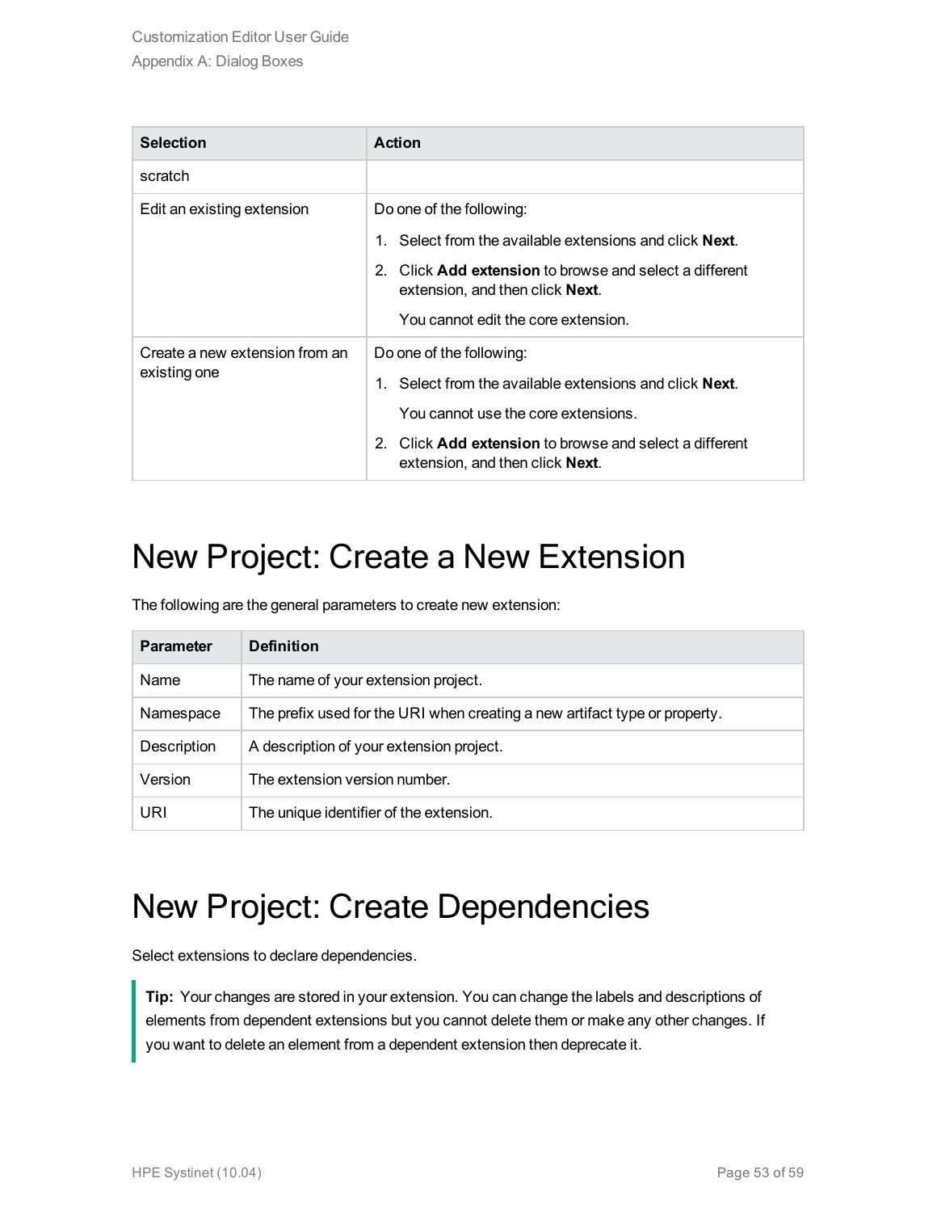| Selection | Action |
| --- | --- |
| scratch | |
| Edit an existing extension | Do one of the following:<br>1. Select from the available extensions and click **Next**.<br>2. Click **Add extension** to browse and select a different extension, and then click **Next**.<br>You cannot edit the core extension. |
| Create a new extension from an existing one | Do one of the following:<br>1. Select from the available extensions and click **Next**.<br>You cannot use the core extensions.<br>2. Click **Add extension** to browse and select a different extension, and then click **Next**. |

# New Project: Create a New Extension

The following are the general parameters to create new extension:

| Parameter | Definition |
| --- | --- |
| Name | The name of your extension project. |
| Namespace | The prefix used for the URI when creating a new artifact type or property. |
| Description | A description of your extension project. |
| Version | The extension version number. |
| URI | The unique identifier of the extension. |

# New Project: Create Dependencies

Select extensions to declare dependencies.

> **Tip:** Your changes are stored in your extension. You can change the labels and descriptions of elements from dependent extensions but you cannot delete them or make any other changes. If you want to delete an element from a dependent extension then deprecate it.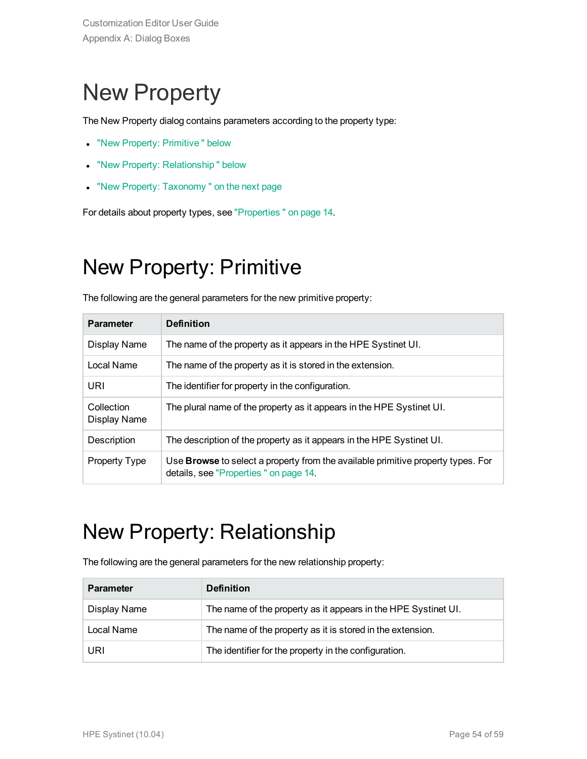# New Property

The New Property dialog contains parameters according to the property type:

- "New Property: Primitive " below
- "New Property: Relationship " below
- "New Property: Taxonomy " on the next page

For details about property types, see "Properties " on page 14.

# New Property: Primitive

The following are the general parameters for the new primitive property:

| Parameter | Definition |
| --- | --- |
| Display Name | The name of the property as it appears in the HPE Systinet UI. |
| Local Name | The name of the property as it is stored in the extension. |
| URI | The identifier for property in the configuration. |
| Collection Display Name | The plural name of the property as it appears in the HPE Systinet UI. |
| Description | The description of the property as it appears in the HPE Systinet UI. |
| Property Type | Use **Browse** to select a property from the available primitive property types. For details, see "Properties " on page 14. |

# New Property: Relationship

The following are the general parameters for the new relationship property:

| Parameter | Definition |
| --- | --- |
| Display Name | The name of the property as it appears in the HPE Systinet UI. |
| Local Name | The name of the property as it is stored in the extension. |
| URI | The identifier for the property in the configuration. |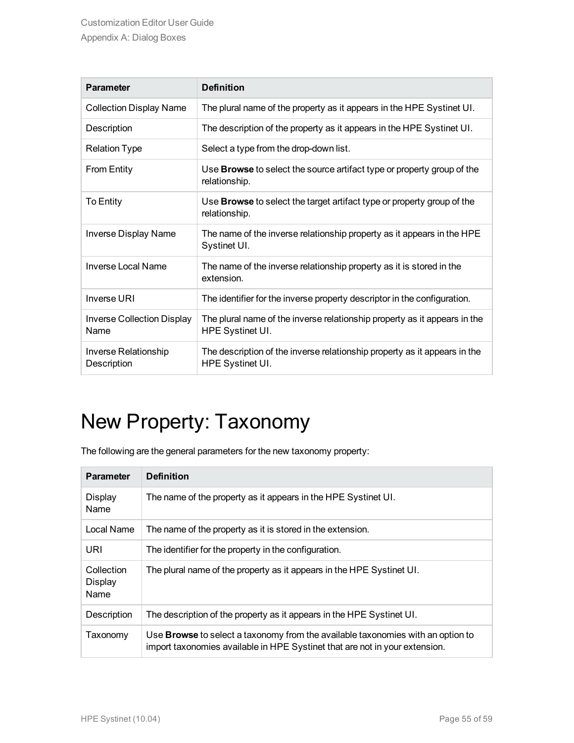| Parameter | Definition |
| --- | --- |
| Collection Display Name | The plural name of the property as it appears in the HPE Systinet UI. |
| Description | The description of the property as it appears in the HPE Systinet UI. |
| Relation Type | Select a type from the drop-down list. |
| From Entity | Use **Browse** to select the source artifact type or property group of the relationship. |
| To Entity | Use **Browse** to select the target artifact type or property group of the relationship. |
| Inverse Display Name | The name of the inverse relationship property as it appears in the HPE Systinet UI. |
| Inverse Local Name | The name of the inverse relationship property as it is stored in the extension. |
| Inverse URI | The identifier for the inverse property descriptor in the configuration. |
| Inverse Collection Display Name | The plural name of the inverse relationship property as it appears in the HPE Systinet UI. |
| Inverse Relationship Description | The description of the inverse relationship property as it appears in the HPE Systinet UI. |

# New Property: Taxonomy

The following are the general parameters for the new taxonomy property:

| Parameter | Definition |
| --- | --- |
| Display Name | The name of the property as it appears in the HPE Systinet UI. |
| Local Name | The name of the property as it is stored in the extension. |
| URI | The identifier for the property in the configuration. |
| Collection Display Name | The plural name of the property as it appears in the HPE Systinet UI. |
| Description | The description of the property as it appears in the HPE Systinet UI. |
| Taxonomy | Use **Browse** to select a taxonomy from the available taxonomies with an option to import taxonomies available in HPE Systinet that are not in your extension. |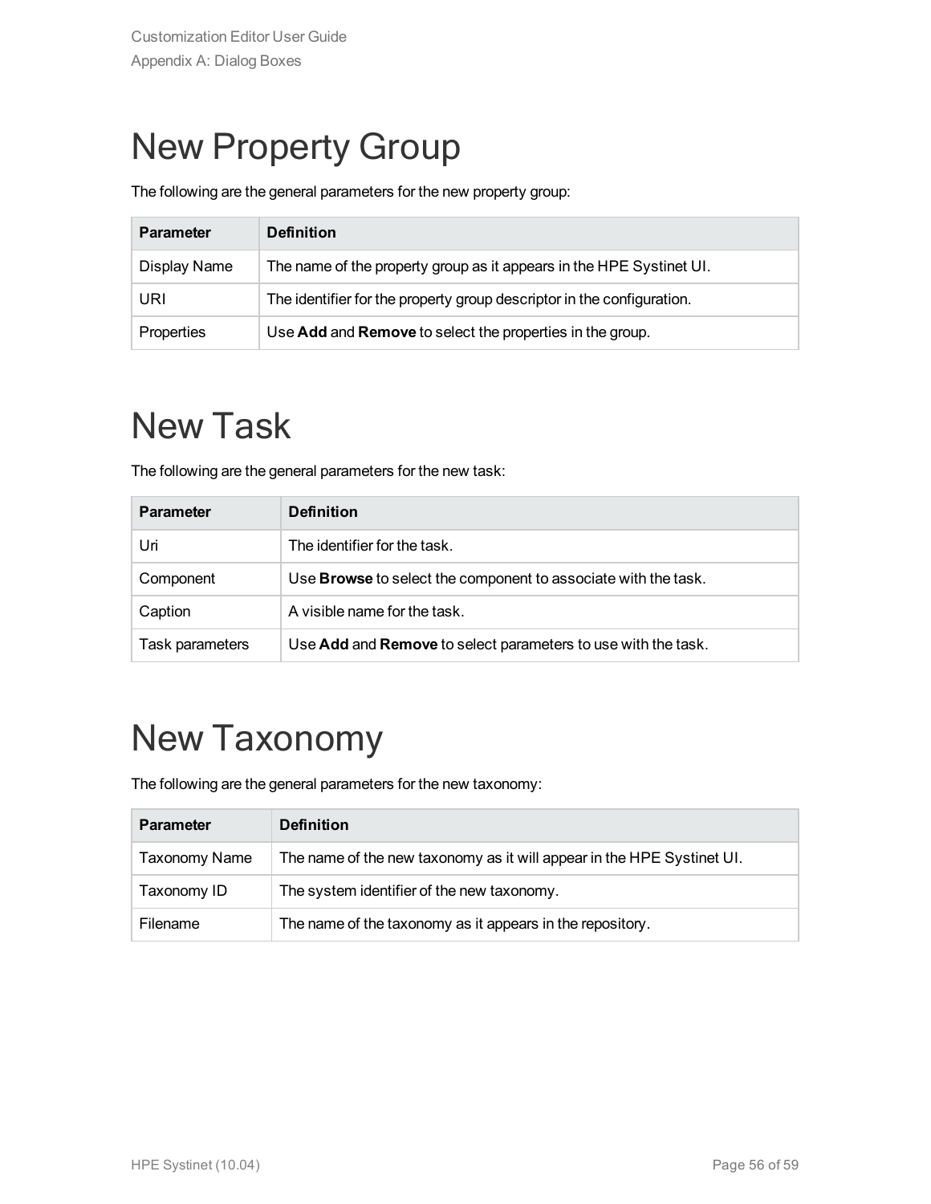# New Property Group

The following are the general parameters for the new property group:

| Parameter | Definition |
| --- | --- |
| Display Name | The name of the property group as it appears in the HPE Systinet UI. |
| URI | The identifier for the property group descriptor in the configuration. |
| Properties | Use **Add** and **Remove** to select the properties in the group. |

# New Task

The following are the general parameters for the new task:

| Parameter | Definition |
| --- | --- |
| Uri | The identifier for the task. |
| Component | Use **Browse** to select the component to associate with the task. |
| Caption | A visible name for the task. |
| Task parameters | Use **Add** and **Remove** to select parameters to use with the task. |

# New Taxonomy

The following are the general parameters for the new taxonomy:

| Parameter | Definition |
| --- | --- |
| Taxonomy Name | The name of the new taxonomy as it will appear in the HPE Systinet UI. |
| Taxonomy ID | The system identifier of the new taxonomy. |
| Filename | The name of the taxonomy as it appears in the repository. |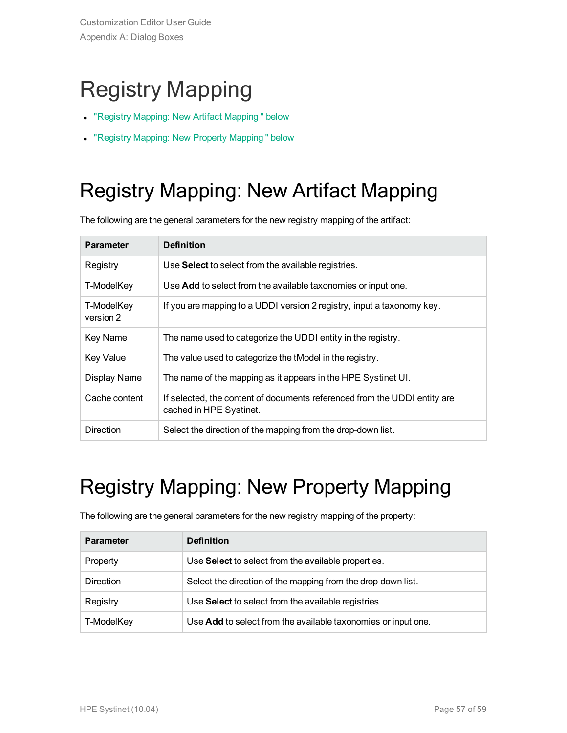# Registry Mapping

- "Registry Mapping: New Artifact Mapping " below
- "Registry Mapping: New Property Mapping " below

# Registry Mapping: New Artifact Mapping

The following are the general parameters for the new registry mapping of the artifact:

| Parameter | Definition |
| --- | --- |
| Registry | Use **Select** to select from the available registries. |
| T-ModelKey | Use **Add** to select from the available taxonomies or input one. |
| T-ModelKey version 2 | If you are mapping to a UDDI version 2 registry, input a taxonomy key. |
| Key Name | The name used to categorize the UDDI entity in the registry. |
| Key Value | The value used to categorize the tModel in the registry. |
| Display Name | The name of the mapping as it appears in the HPE Systinet UI. |
| Cache content | If selected, the content of documents referenced from the UDDI entity are cached in HPE Systinet. |
| Direction | Select the direction of the mapping from the drop-down list. |

# Registry Mapping: New Property Mapping

The following are the general parameters for the new registry mapping of the property:

| Parameter | Definition |
| --- | --- |
| Property | Use **Select** to select from the available properties. |
| Direction | Select the direction of the mapping from the drop-down list. |
| Registry | Use **Select** to select from the available registries. |
| T-ModelKey | Use **Add** to select from the available taxonomies or input one. |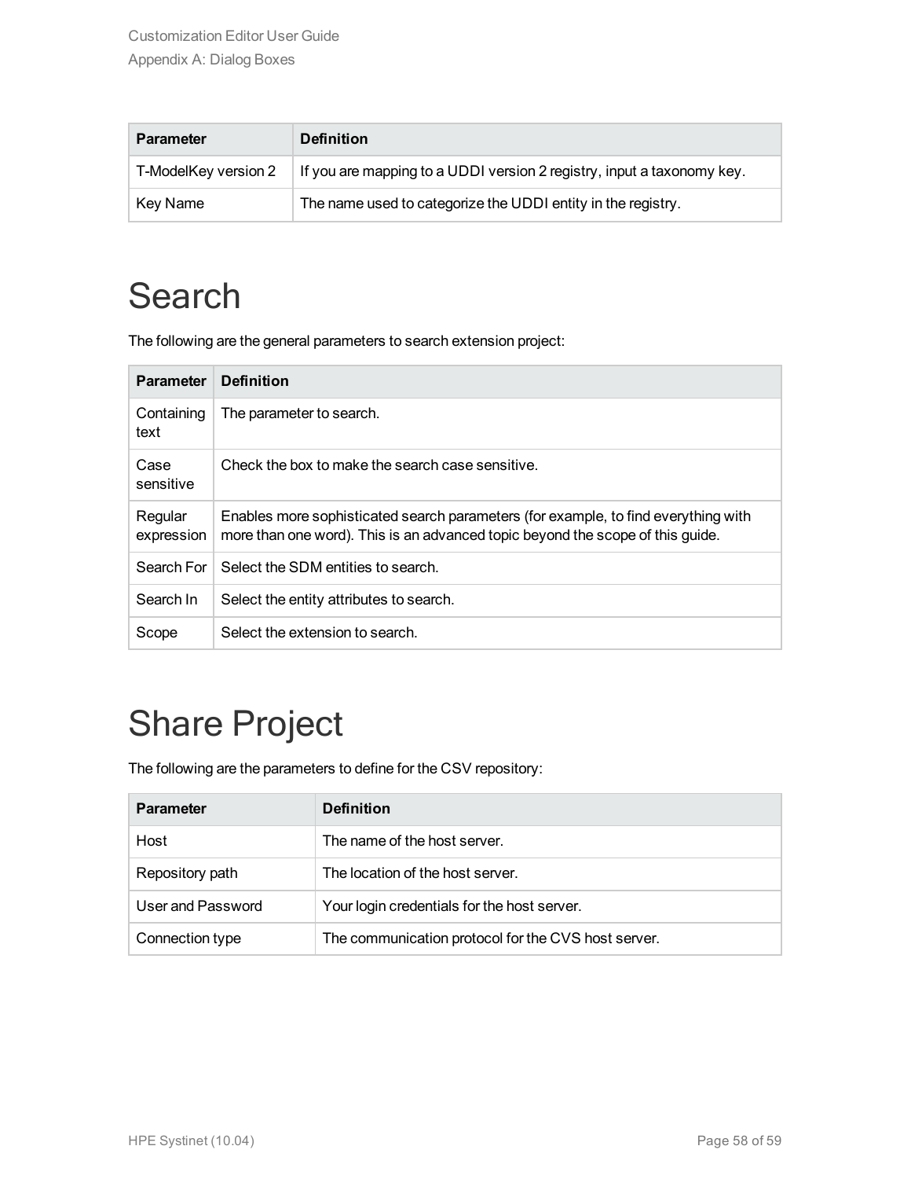| Parameter | Definition |
| --- | --- |
| T-ModelKey version 2 | If you are mapping to a UDDI version 2 registry, input a taxonomy key. |
| Key Name | The name used to categorize the UDDI entity in the registry. |

# Search

The following are the general parameters to search extension project:

| Parameter | Definition |
| --- | --- |
| Containing text | The parameter to search. |
| Case sensitive | Check the box to make the search case sensitive. |
| Regular expression | Enables more sophisticated search parameters (for example, to find everything with more than one word). This is an advanced topic beyond the scope of this guide. |
| Search For | Select the SDM entities to search. |
| Search In | Select the entity attributes to search. |
| Scope | Select the extension to search. |

# Share Project

The following are the parameters to define for the CSV repository:

| Parameter | Definition |
| --- | --- |
| Host | The name of the host server. |
| Repository path | The location of the host server. |
| User and Password | Your login credentials for the host server. |
| Connection type | The communication protocol for the CVS host server. |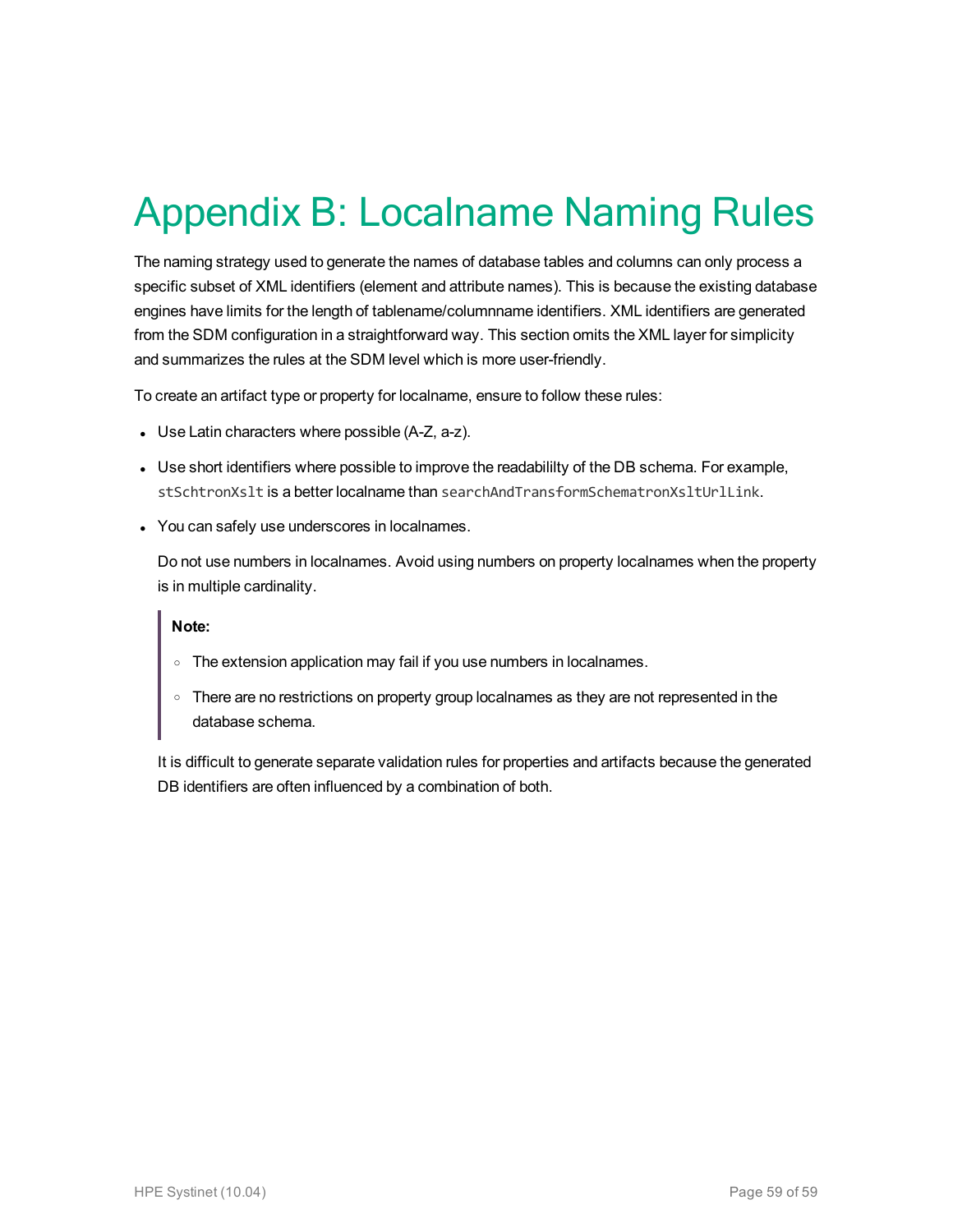# Appendix B: Localname Naming Rules

The naming strategy used to generate the names of database tables and columns can only process a specific subset of XML identifiers (element and attribute names). This is because the existing database engines have limits for the length of tablename/columnname identifiers. XML identifiers are generated from the SDM configuration in a straightforward way. This section omits the XML layer for simplicity and summarizes the rules at the SDM level which is more user-friendly.

To create an artifact type or property for localname, ensure to follow these rules:

- Use Latin characters where possible (A-Z, a-z).
- Use short identifiers where possible to improve the readabililty of the DB schema. For example, `stSchtronXslt` is a better localname than `searchAndTransformSchematronXsltUrlLink`.
- You can safely use underscores in localnames.

  Do not use numbers in localnames. Avoid using numbers on property localnames when the property is in multiple cardinality.

  > **Note:**
  >
  > - The extension application may fail if you use numbers in localnames.
  > - There are no restrictions on property group localnames as they are not represented in the database schema.

  It is difficult to generate separate validation rules for properties and artifacts because the generated DB identifiers are often influenced by a combination of both.